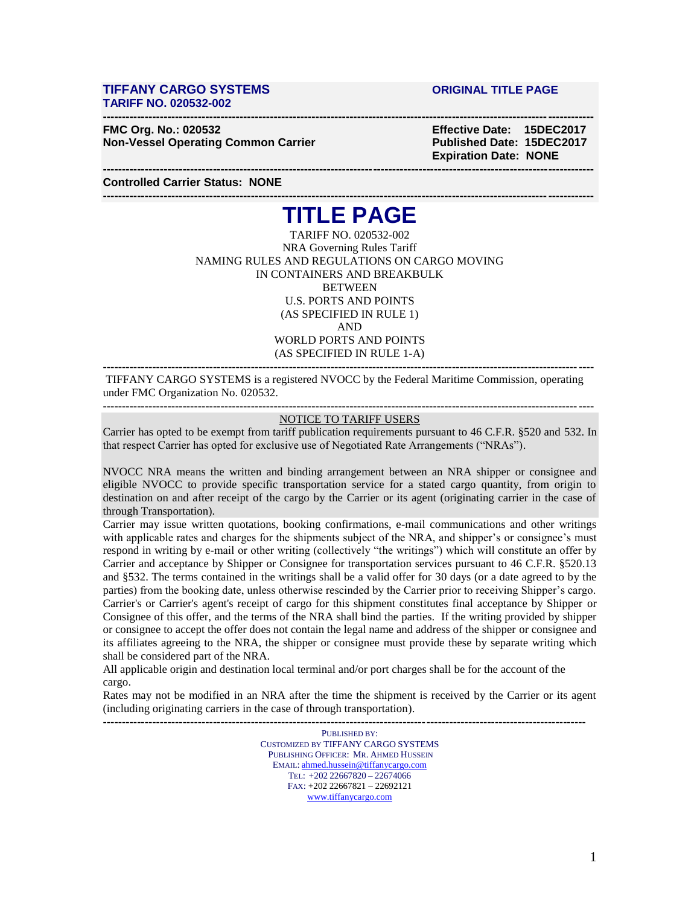**TIFFANY CARGO SYSTEMS** **ORIGINAL TITLE PAGE**
**TARIFF NO. 020532-002**

---

**FMC Org. No.: 020532**
**Non-Vessel Operating Common Carrier**

**Effective Date: 15DEC2017**
**Published Date: 15DEC2017**
**Expiration Date: NONE**

---

**Controlled Carrier Status: NONE**

---

# TITLE PAGE

TARIFF NO. 020532-002
NRA Governing Rules Tariff
NAMING RULES AND REGULATIONS ON CARGO MOVING
IN CONTAINERS AND BREAKBULK
BETWEEN
U.S. PORTS AND POINTS
(AS SPECIFIED IN RULE 1)
AND
WORLD PORTS AND POINTS
(AS SPECIFIED IN RULE 1-A)

---

TIFFANY CARGO SYSTEMS is a registered NVOCC by the Federal Maritime Commission, operating under FMC Organization No. 020532.

---

NOTICE TO TARIFF USERS

Carrier has opted to be exempt from tariff publication requirements pursuant to 46 C.F.R. §520 and 532. In that respect Carrier has opted for exclusive use of Negotiated Rate Arrangements ("NRAs").

NVOCC NRA means the written and binding arrangement between an NRA shipper or consignee and eligible NVOCC to provide specific transportation service for a stated cargo quantity, from origin to destination on and after receipt of the cargo by the Carrier or its agent (originating carrier in the case of through Transportation).

Carrier may issue written quotations, booking confirmations, e-mail communications and other writings with applicable rates and charges for the shipments subject of the NRA, and shipper's or consignee's must respond in writing by e-mail or other writing (collectively "the writings") which will constitute an offer by Carrier and acceptance by Shipper or Consignee for transportation services pursuant to 46 C.F.R. §520.13 and §532. The terms contained in the writings shall be a valid offer for 30 days (or a date agreed to by the parties) from the booking date, unless otherwise rescinded by the Carrier prior to receiving Shipper's cargo. Carrier's or Carrier's agent's receipt of cargo for this shipment constitutes final acceptance by Shipper or Consignee of this offer, and the terms of the NRA shall bind the parties. If the writing provided by shipper or consignee to accept the offer does not contain the legal name and address of the shipper or consignee and its affiliates agreeing to the NRA, the shipper or consignee must provide these by separate writing which shall be considered part of the NRA.

All applicable origin and destination local terminal and/or port charges shall be for the account of the cargo.

Rates may not be modified in an NRA after the time the shipment is received by the Carrier or its agent (including originating carriers in the case of through transportation).

---

PUBLISHED BY:
CUSTOMIZED BY TIFFANY CARGO SYSTEMS
PUBLISHING OFFICER: MR. AHMED HUSSEIN
EMAIL: ahmed.hussein@tiffanycargo.com
TEL: +202 22667820 – 22674066
FAX: +202 22667821 – 22692121
www.tiffanycargo.com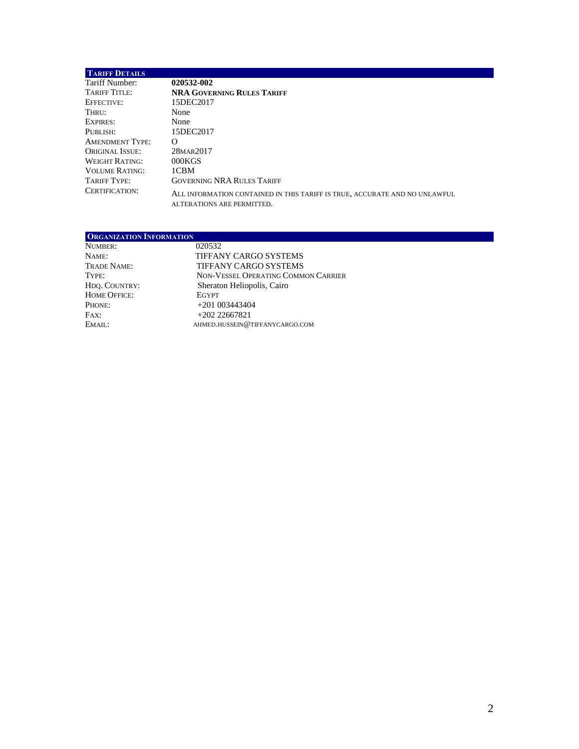## Tariff Details

| | |
|---|---|
| Tariff Number: | **020532-002** |
| Tariff Title: | **NRA Governing Rules Tariff** |
| Effective: | 15DEC2017 |
| Thru: | None |
| Expires: | None |
| Publish: | 15DEC2017 |
| Amendment Type: | O |
| Original Issue: | 28MAR2017 |
| Weight Rating: | 000KGS |
| Volume Rating: | 1CBM |
| Tariff Type: | Governing NRA Rules Tariff |
| Certification: | All information contained in this tariff is true, accurate and no unlawful alterations are permitted. |

## Organization Information

| | |
|---|---|
| Number: | 020532 |
| Name: | TIFFANY CARGO SYSTEMS |
| Trade Name: | TIFFANY CARGO SYSTEMS |
| Type: | Non-Vessel Operating Common Carrier |
| Hdq. Country: | Sheraton Heliopolis, Cairo |
| Home Office: | Egypt |
| Phone: | +201 003443404 |
| Fax: | +202 22667821 |
| Email: | AHMED.HUSSEIN@TIFFANYCARGO.COM |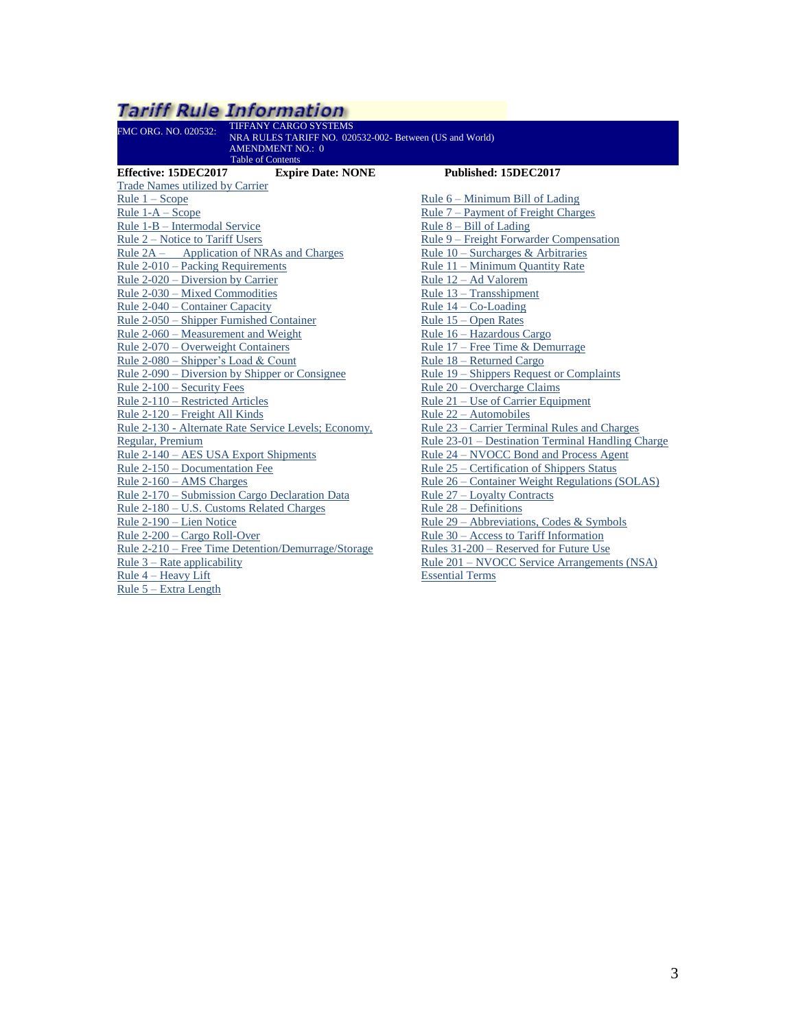# Tariff Rule Information

FMC ORG. NO. 020532: TIFFANY CARGO SYSTEMS
NRA RULES TARIFF NO. 020532-002- Between (US and World)
AMENDMENT NO.: 0
Table of Contents

**Effective: 15DEC2017** **Expire Date: NONE** **Published: 15DEC2017**

Trade Names utilized by Carrier
Rule 1 – Scope
Rule 1-A – Scope
Rule 1-B – Intermodal Service
Rule 2 – Notice to Tariff Users
Rule 2A – Application of NRAs and Charges
Rule 2-010 – Packing Requirements
Rule 2-020 – Diversion by Carrier
Rule 2-030 – Mixed Commodities
Rule 2-040 – Container Capacity
Rule 2-050 – Shipper Furnished Container
Rule 2-060 – Measurement and Weight
Rule 2-070 – Overweight Containers
Rule 2-080 – Shipper's Load & Count
Rule 2-090 – Diversion by Shipper or Consignee
Rule 2-100 – Security Fees
Rule 2-110 – Restricted Articles
Rule 2-120 – Freight All Kinds
Rule 2-130 - Alternate Rate Service Levels; Economy, Regular, Premium
Rule 2-140 – AES USA Export Shipments
Rule 2-150 – Documentation Fee
Rule 2-160 – AMS Charges
Rule 2-170 – Submission Cargo Declaration Data
Rule 2-180 – U.S. Customs Related Charges
Rule 2-190 – Lien Notice
Rule 2-200 – Cargo Roll-Over
Rule 2-210 – Free Time Detention/Demurrage/Storage
Rule 3 – Rate applicability
Rule 4 – Heavy Lift
Rule 5 – Extra Length
Rule 6 – Minimum Bill of Lading
Rule 7 – Payment of Freight Charges
Rule 8 – Bill of Lading
Rule 9 – Freight Forwarder Compensation
Rule 10 – Surcharges & Arbitraries
Rule 11 – Minimum Quantity Rate
Rule 12 – Ad Valorem
Rule 13 – Transshipment
Rule 14 – Co-Loading
Rule 15 – Open Rates
Rule 16 – Hazardous Cargo
Rule 17 – Free Time & Demurrage
Rule 18 – Returned Cargo
Rule 19 – Shippers Request or Complaints
Rule 20 – Overcharge Claims
Rule 21 – Use of Carrier Equipment
Rule 22 – Automobiles
Rule 23 – Carrier Terminal Rules and Charges
Rule 23-01 – Destination Terminal Handling Charge
Rule 24 – NVOCC Bond and Process Agent
Rule 25 – Certification of Shippers Status
Rule 26 – Container Weight Regulations (SOLAS)
Rule 27 – Loyalty Contracts
Rule 28 – Definitions
Rule 29 – Abbreviations, Codes & Symbols
Rule 30 – Access to Tariff Information
Rules 31-200 – Reserved for Future Use
Rule 201 – NVOCC Service Arrangements (NSA)
Essential Terms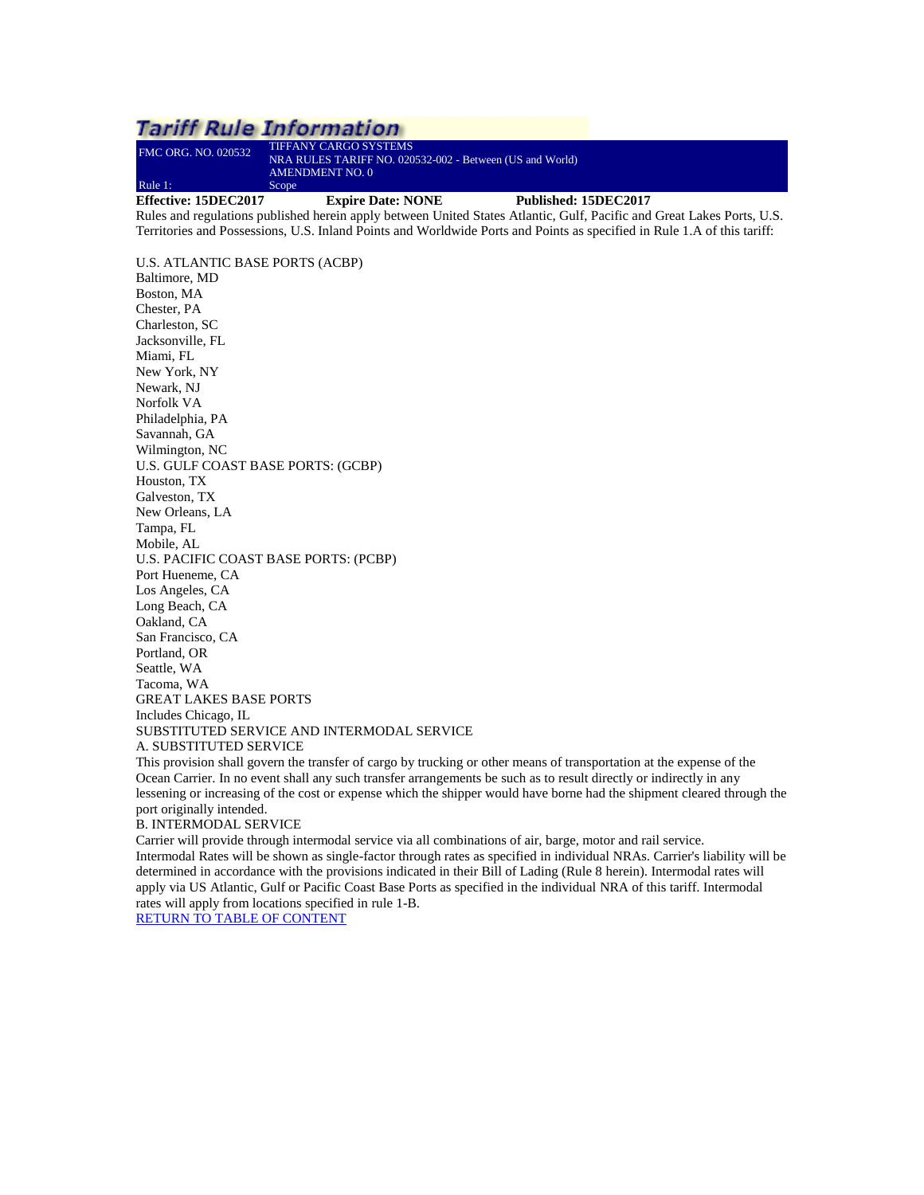# Tariff Rule Information

| FMC ORG. NO. 020532 | TIFFANY CARGO SYSTEMS<br>NRA RULES TARIFF NO. 020532-002 - Between (US and World)<br>AMENDMENT NO. 0 |
|---|---|
| Rule 1: | Scope |

**Effective: 15DEC2017** **Expire Date: NONE** **Published: 15DEC2017**

Rules and regulations published herein apply between United States Atlantic, Gulf, Pacific and Great Lakes Ports, U.S. Territories and Possessions, U.S. Inland Points and Worldwide Ports and Points as specified in Rule 1.A of this tariff:

U.S. ATLANTIC BASE PORTS (ACBP)
Baltimore, MD
Boston, MA
Chester, PA
Charleston, SC
Jacksonville, FL
Miami, FL
New York, NY
Newark, NJ
Norfolk VA
Philadelphia, PA
Savannah, GA
Wilmington, NC
U.S. GULF COAST BASE PORTS: (GCBP)
Houston, TX
Galveston, TX
New Orleans, LA
Tampa, FL
Mobile, AL
U.S. PACIFIC COAST BASE PORTS: (PCBP)
Port Hueneme, CA
Los Angeles, CA
Long Beach, CA
Oakland, CA
San Francisco, CA
Portland, OR
Seattle, WA
Tacoma, WA
GREAT LAKES BASE PORTS
Includes Chicago, IL
SUBSTITUTED SERVICE AND INTERMODAL SERVICE
A. SUBSTITUTED SERVICE
This provision shall govern the transfer of cargo by trucking or other means of transportation at the expense of the Ocean Carrier. In no event shall any such transfer arrangements be such as to result directly or indirectly in any lessening or increasing of the cost or expense which the shipper would have borne had the shipment cleared through the port originally intended.
B. INTERMODAL SERVICE
Carrier will provide through intermodal service via all combinations of air, barge, motor and rail service. Intermodal Rates will be shown as single-factor through rates as specified in individual NRAs. Carrier's liability will be determined in accordance with the provisions indicated in their Bill of Lading (Rule 8 herein). Intermodal rates will apply via US Atlantic, Gulf or Pacific Coast Base Ports as specified in the individual NRA of this tariff. Intermodal rates will apply from locations specified in rule 1-B.

RETURN TO TABLE OF CONTENT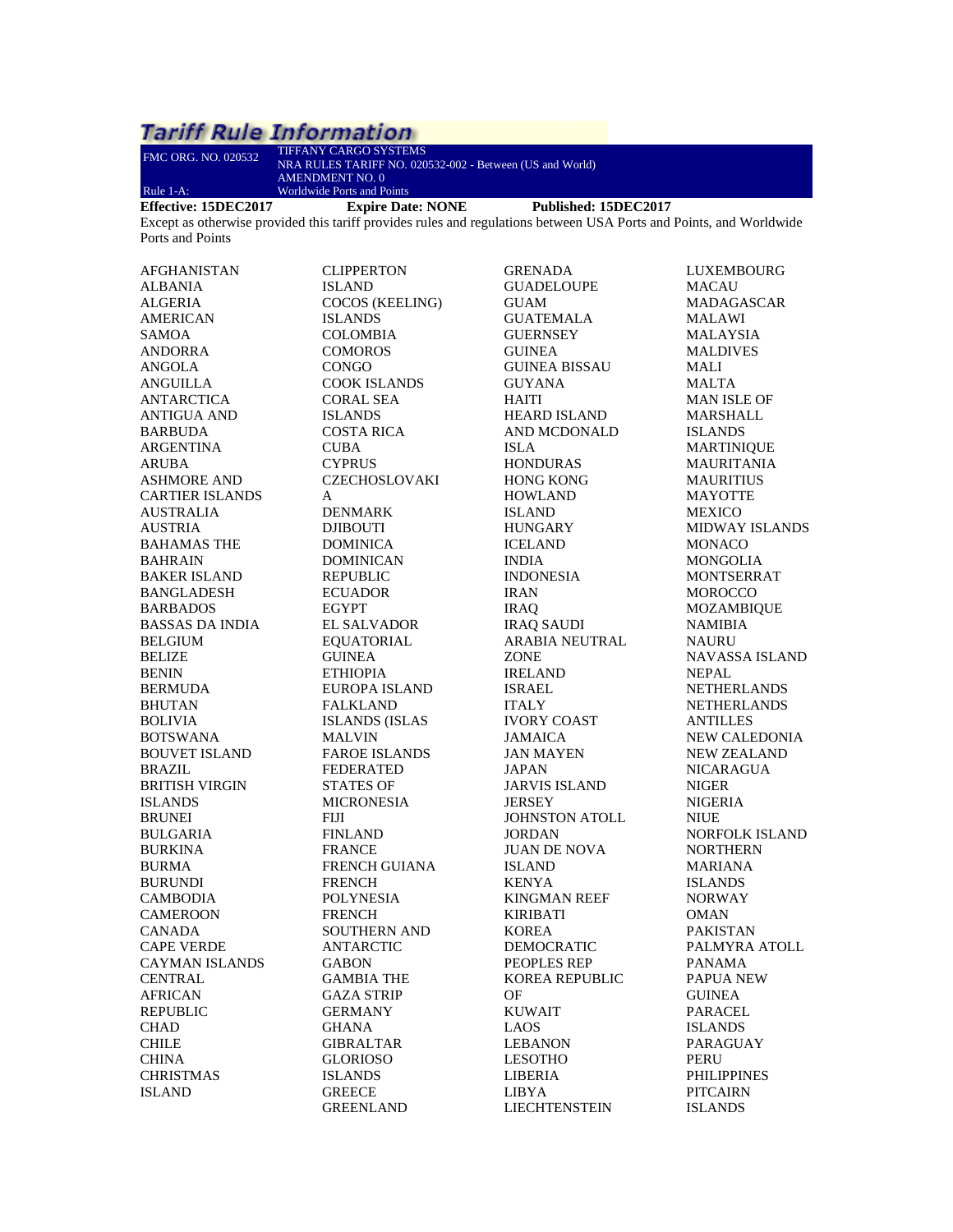# Tariff Rule Information

| FMC ORG. NO. 020532 | TIFFANY CARGO SYSTEMS<br>NRA RULES TARIFF NO. 020532-002 - Between (US and World)<br>AMENDMENT NO. 0 |
| --- | --- |
| Rule 1-A: | Worldwide Ports and Points |

**Effective: 15DEC2017** **Expire Date: NONE** **Published: 15DEC2017**

Except as otherwise provided this tariff provides rules and regulations between USA Ports and Points, and Worldwide Ports and Points

AFGHANISTAN
ALBANIA
ALGERIA
AMERICAN SAMOA
ANDORRA
ANGOLA
ANGUILLA
ANTARCTICA
ANTIGUA AND BARBUDA
ARGENTINA
ARUBA
ASHMORE AND CARTIER ISLANDS
AUSTRALIA
AUSTRIA
BAHAMAS THE
BAHRAIN
BAKER ISLAND
BANGLADESH
BARBADOS
BASSAS DA INDIA
BELGIUM
BELIZE
BENIN
BERMUDA
BHUTAN
BOLIVIA
BOTSWANA
BOUVET ISLAND
BRAZIL
BRITISH VIRGIN ISLANDS
BRUNEI
BULGARIA
BURKINA
BURMA
BURUNDI
CAMBODIA
CAMEROON
CANADA
CAPE VERDE
CAYMAN ISLANDS
CENTRAL AFRICAN REPUBLIC
CHAD
CHILE
CHINA
CHRISTMAS ISLAND
CLIPPERTON ISLAND
COCOS (KEELING) ISLANDS
COLOMBIA
COMOROS
CONGO
COOK ISLANDS
CORAL SEA ISLANDS
COSTA RICA
CUBA
CYPRUS
CZECHOSLOVAKIA
DENMARK
DJIBOUTI
DOMINICA
DOMINICAN REPUBLIC
ECUADOR
EGYPT
EL SALVADOR
EQUATORIAL GUINEA
ETHIOPIA
EUROPA ISLAND
FALKLAND ISLANDS (ISLAS MALVIN
FAROE ISLANDS
FEDERATED STATES OF MICRONESIA
FIJI
FINLAND
FRANCE
FRENCH GUIANA
FRENCH POLYNESIA
FRENCH SOUTHERN AND ANTARCTIC
GABON
GAMBIA THE
GAZA STRIP
GERMANY
GHANA
GIBRALTAR
GLORIOSO ISLANDS
GREECE
GREENLAND
GRENADA
GUADELOUPE
GUAM
GUATEMALA
GUERNSEY
GUINEA
GUINEA BISSAU
GUYANA
HAITI
HEARD ISLAND AND MCDONALD ISLA
HONDURAS
HONG KONG
HOWLAND ISLAND
HUNGARY
ICELAND
INDIA
INDONESIA
IRAN
IRAQ
IRAQ SAUDI ARABIA NEUTRAL ZONE
IRELAND
ISRAEL
ITALY
IVORY COAST
JAMAICA
JAN MAYEN
JAPAN
JARVIS ISLAND
JERSEY
JOHNSTON ATOLL
JORDAN
JUAN DE NOVA ISLAND
KENYA
KINGMAN REEF
KIRIBATI
KOREA DEMOCRATIC PEOPLES REP
KOREA REPUBLIC OF
KUWAIT
LAOS
LEBANON
LESOTHO
LIBERIA
LIBYA
LIECHTENSTEIN
LUXEMBOURG
MACAU
MADAGASCAR
MALAWI
MALAYSIA
MALDIVES
MALI
MALTA
MAN ISLE OF
MARSHALL ISLANDS
MARTINIQUE
MAURITANIA
MAURITIUS
MAYOTTE
MEXICO
MIDWAY ISLANDS
MONACO
MONGOLIA
MONTSERRAT
MOROCCO
MOZAMBIQUE
NAMIBIA
NAURU
NAVASSA ISLAND
NEPAL
NETHERLANDS
NETHERLANDS ANTILLES
NEW CALEDONIA
NEW ZEALAND
NICARAGUA
NIGER
NIGERIA
NIUE
NORFOLK ISLAND
NORTHERN MARIANA ISLANDS
NORWAY
OMAN
PAKISTAN
PALMYRA ATOLL
PANAMA
PAPUA NEW GUINEA
PARACEL ISLANDS
PARAGUAY
PERU
PHILIPPINES
PITCAIRN ISLANDS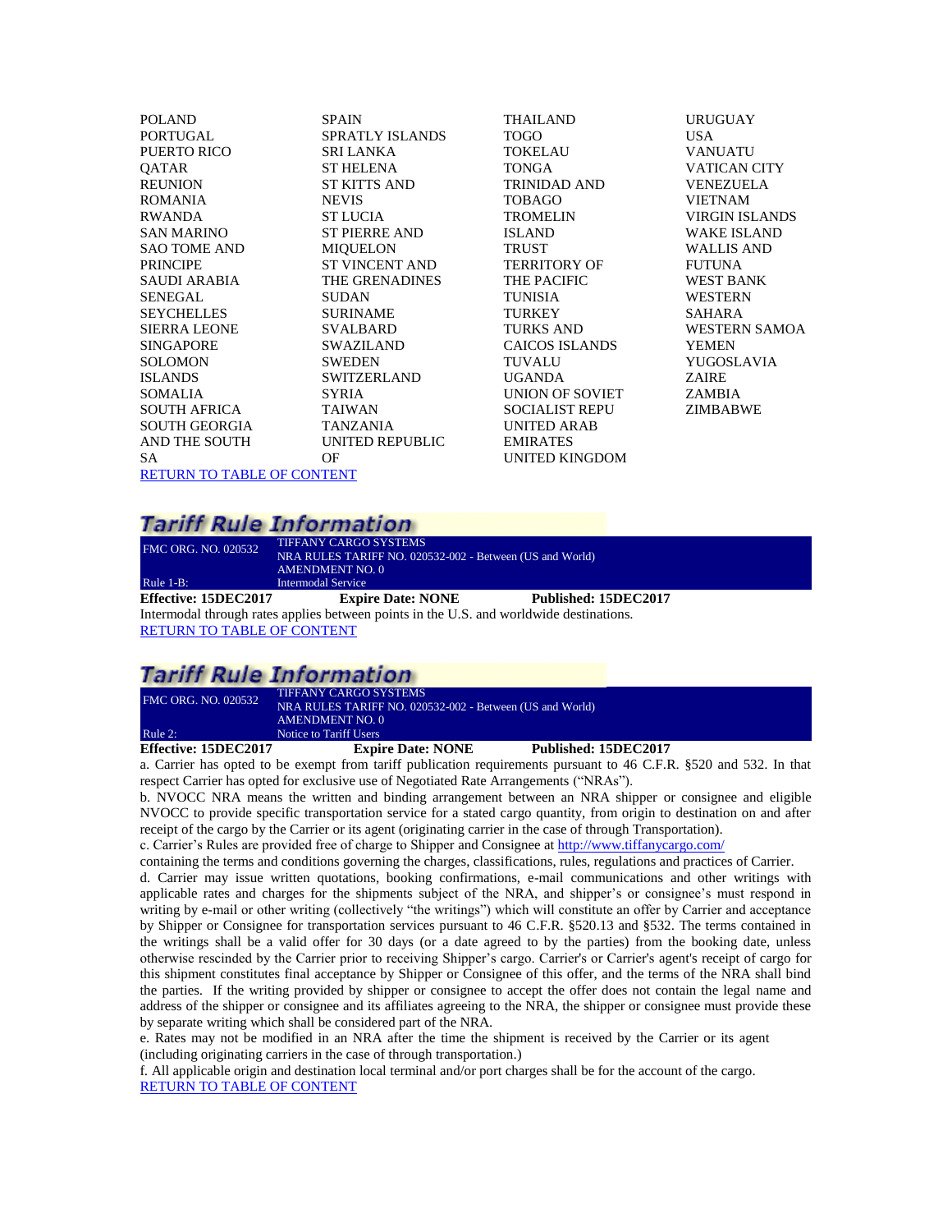POLAND
PORTUGAL
PUERTO RICO
QATAR
REUNION
ROMANIA
RWANDA
SAN MARINO
SAO TOME AND
PRINCIPE
SAUDI ARABIA
SENEGAL
SEYCHELLES
SIERRA LEONE
SINGAPORE
SOLOMON
ISLANDS
SOMALIA
SOUTH AFRICA
SOUTH GEORGIA
AND THE SOUTH
SA
SPAIN
SPRATLY ISLANDS
SRI LANKA
ST HELENA
ST KITTS AND
NEVIS
ST LUCIA
ST PIERRE AND
MIQUELON
ST VINCENT AND
THE GRENADINES
SUDAN
SURINAME
SVALBARD
SWAZILAND
SWEDEN
SWITZERLAND
SYRIA
TAIWAN
TANZANIA
UNITED REPUBLIC
OF
THAILAND
TOGO
TOKELAU
TONGA
TRINIDAD AND
TOBAGO
TROMELIN
ISLAND
TRUST
TERRITORY OF
THE PACIFIC
TUNISIA
TURKEY
TURKS AND
CAICOS ISLANDS
TUVALU
UGANDA
UNION OF SOVIET
SOCIALIST REPU
UNITED ARAB
EMIRATES
UNITED KINGDOM
URUGUAY
USA
VANUATU
VATICAN CITY
VENEZUELA
VIETNAM
VIRGIN ISLANDS
WAKE ISLAND
WALLIS AND
FUTUNA
WEST BANK
WESTERN
SAHARA
WESTERN SAMOA
YEMEN
YUGOSLAVIA
ZAIRE
ZAMBIA
ZIMBABWE

RETURN TO TABLE OF CONTENT

## Tariff Rule Information

FMC ORG. NO. 020532 — TIFFANY CARGO SYSTEMS
NRA RULES TARIFF NO. 020532-002 - Between (US and World)
AMENDMENT NO. 0
Rule 1-B: Intermodal Service

**Effective: 15DEC2017** **Expire Date: NONE** **Published: 15DEC2017**

Intermodal through rates applies between points in the U.S. and worldwide destinations.

RETURN TO TABLE OF CONTENT

## Tariff Rule Information

FMC ORG. NO. 020532 — TIFFANY CARGO SYSTEMS
NRA RULES TARIFF NO. 020532-002 - Between (US and World)
AMENDMENT NO. 0
Rule 2: Notice to Tariff Users

**Effective: 15DEC2017** **Expire Date: NONE** **Published: 15DEC2017**

a. Carrier has opted to be exempt from tariff publication requirements pursuant to 46 C.F.R. §520 and 532. In that respect Carrier has opted for exclusive use of Negotiated Rate Arrangements ("NRAs").

b. NVOCC NRA means the written and binding arrangement between an NRA shipper or consignee and eligible NVOCC to provide specific transportation service for a stated cargo quantity, from origin to destination on and after receipt of the cargo by the Carrier or its agent (originating carrier in the case of through Transportation).

c. Carrier's Rules are provided free of charge to Shipper and Consignee at http://www.tiffanycargo.com/ containing the terms and conditions governing the charges, classifications, rules, regulations and practices of Carrier.

d. Carrier may issue written quotations, booking confirmations, e-mail communications and other writings with applicable rates and charges for the shipments subject of the NRA, and shipper's or consignee's must respond in writing by e-mail or other writing (collectively "the writings") which will constitute an offer by Carrier and acceptance by Shipper or Consignee for transportation services pursuant to 46 C.F.R. §520.13 and §532. The terms contained in the writings shall be a valid offer for 30 days (or a date agreed to by the parties) from the booking date, unless otherwise rescinded by the Carrier prior to receiving Shipper's cargo. Carrier's or Carrier's agent's receipt of cargo for this shipment constitutes final acceptance by Shipper or Consignee of this offer, and the terms of the NRA shall bind the parties. If the writing provided by shipper or consignee to accept the offer does not contain the legal name and address of the shipper or consignee and its affiliates agreeing to the NRA, the shipper or consignee must provide these by separate writing which shall be considered part of the NRA.

e. Rates may not be modified in an NRA after the time the shipment is received by the Carrier or its agent (including originating carriers in the case of through transportation.)

f. All applicable origin and destination local terminal and/or port charges shall be for the account of the cargo.

RETURN TO TABLE OF CONTENT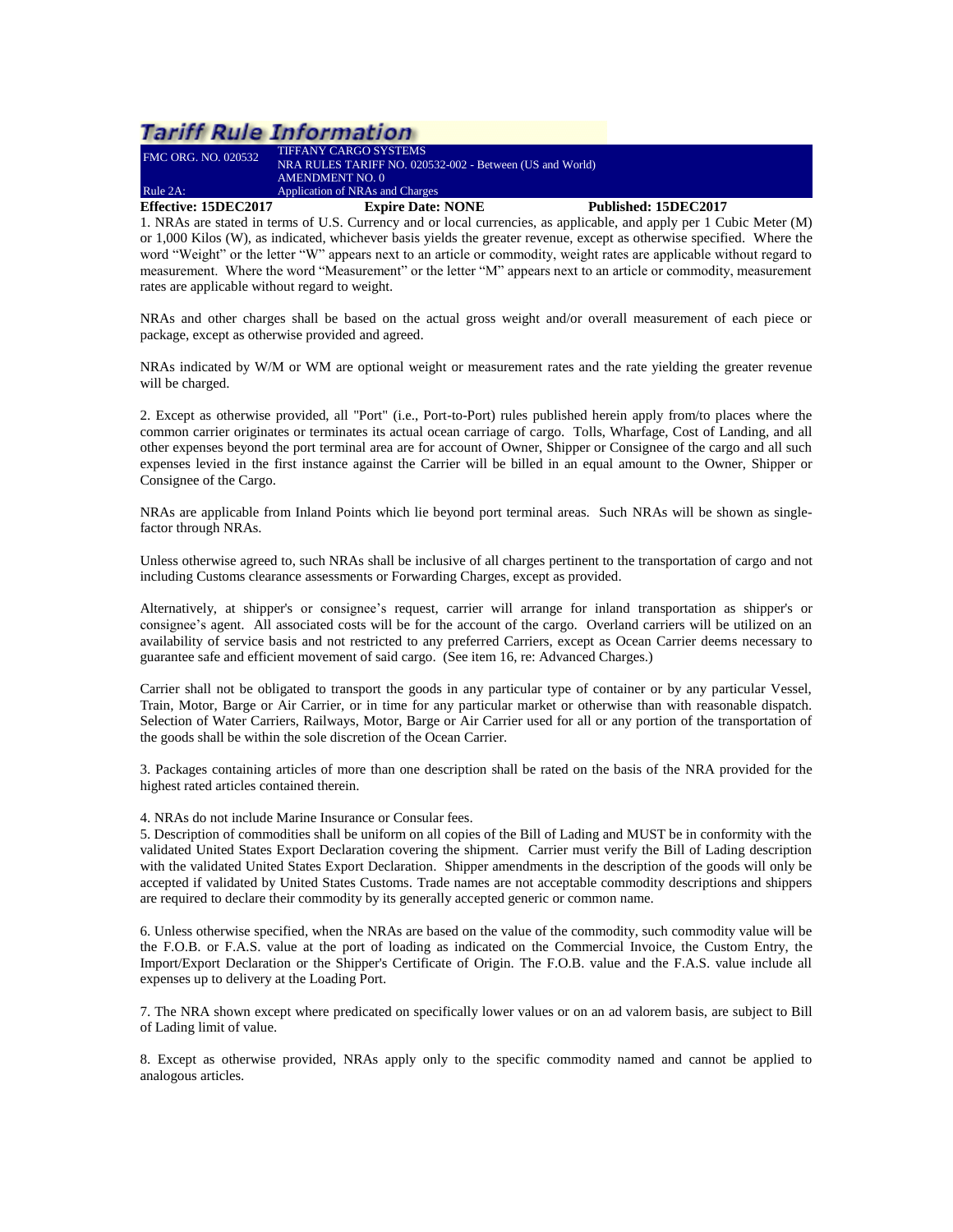# Tariff Rule Information

| FMC ORG. NO. 020532 | TIFFANY CARGO SYSTEMS<br>NRA RULES TARIFF NO. 020532-002 - Between (US and World)<br>AMENDMENT NO. 0 |
| --- | --- |
| Rule 2A: | Application of NRAs and Charges |

**Effective: 15DEC2017** **Expire Date: NONE** **Published: 15DEC2017**

1. NRAs are stated in terms of U.S. Currency and or local currencies, as applicable, and apply per 1 Cubic Meter (M) or 1,000 Kilos (W), as indicated, whichever basis yields the greater revenue, except as otherwise specified. Where the word "Weight" or the letter "W" appears next to an article or commodity, weight rates are applicable without regard to measurement. Where the word "Measurement" or the letter "M" appears next to an article or commodity, measurement rates are applicable without regard to weight.

NRAs and other charges shall be based on the actual gross weight and/or overall measurement of each piece or package, except as otherwise provided and agreed.

NRAs indicated by W/M or WM are optional weight or measurement rates and the rate yielding the greater revenue will be charged.

2. Except as otherwise provided, all "Port" (i.e., Port-to-Port) rules published herein apply from/to places where the common carrier originates or terminates its actual ocean carriage of cargo. Tolls, Wharfage, Cost of Landing, and all other expenses beyond the port terminal area are for account of Owner, Shipper or Consignee of the cargo and all such expenses levied in the first instance against the Carrier will be billed in an equal amount to the Owner, Shipper or Consignee of the Cargo.

NRAs are applicable from Inland Points which lie beyond port terminal areas. Such NRAs will be shown as single-factor through NRAs.

Unless otherwise agreed to, such NRAs shall be inclusive of all charges pertinent to the transportation of cargo and not including Customs clearance assessments or Forwarding Charges, except as provided.

Alternatively, at shipper's or consignee's request, carrier will arrange for inland transportation as shipper's or consignee's agent. All associated costs will be for the account of the cargo. Overland carriers will be utilized on an availability of service basis and not restricted to any preferred Carriers, except as Ocean Carrier deems necessary to guarantee safe and efficient movement of said cargo. (See item 16, re: Advanced Charges.)

Carrier shall not be obligated to transport the goods in any particular type of container or by any particular Vessel, Train, Motor, Barge or Air Carrier, or in time for any particular market or otherwise than with reasonable dispatch. Selection of Water Carriers, Railways, Motor, Barge or Air Carrier used for all or any portion of the transportation of the goods shall be within the sole discretion of the Ocean Carrier.

3. Packages containing articles of more than one description shall be rated on the basis of the NRA provided for the highest rated articles contained therein.

4. NRAs do not include Marine Insurance or Consular fees.

5. Description of commodities shall be uniform on all copies of the Bill of Lading and MUST be in conformity with the validated United States Export Declaration covering the shipment. Carrier must verify the Bill of Lading description with the validated United States Export Declaration. Shipper amendments in the description of the goods will only be accepted if validated by United States Customs. Trade names are not acceptable commodity descriptions and shippers are required to declare their commodity by its generally accepted generic or common name.

6. Unless otherwise specified, when the NRAs are based on the value of the commodity, such commodity value will be the F.O.B. or F.A.S. value at the port of loading as indicated on the Commercial Invoice, the Custom Entry, the Import/Export Declaration or the Shipper's Certificate of Origin. The F.O.B. value and the F.A.S. value include all expenses up to delivery at the Loading Port.

7. The NRA shown except where predicated on specifically lower values or on an ad valorem basis, are subject to Bill of Lading limit of value.

8. Except as otherwise provided, NRAs apply only to the specific commodity named and cannot be applied to analogous articles.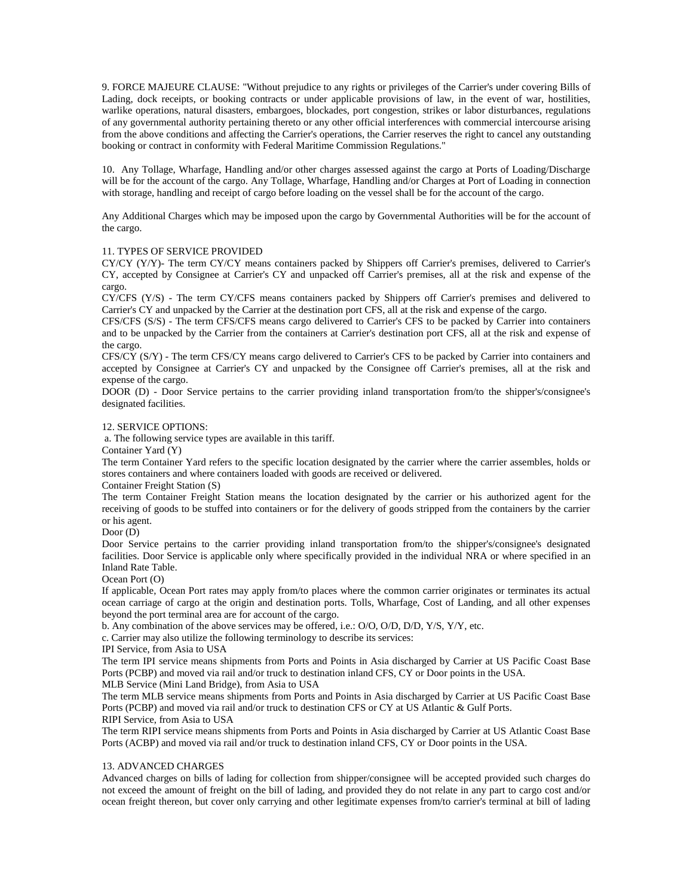9. FORCE MAJEURE CLAUSE: "Without prejudice to any rights or privileges of the Carrier's under covering Bills of Lading, dock receipts, or booking contracts or under applicable provisions of law, in the event of war, hostilities, warlike operations, natural disasters, embargoes, blockades, port congestion, strikes or labor disturbances, regulations of any governmental authority pertaining thereto or any other official interferences with commercial intercourse arising from the above conditions and affecting the Carrier's operations, the Carrier reserves the right to cancel any outstanding booking or contract in conformity with Federal Maritime Commission Regulations."

10. Any Tollage, Wharfage, Handling and/or other charges assessed against the cargo at Ports of Loading/Discharge will be for the account of the cargo. Any Tollage, Wharfage, Handling and/or Charges at Port of Loading in connection with storage, handling and receipt of cargo before loading on the vessel shall be for the account of the cargo.

Any Additional Charges which may be imposed upon the cargo by Governmental Authorities will be for the account of the cargo.

11. TYPES OF SERVICE PROVIDED

CY/CY (Y/Y)- The term CY/CY means containers packed by Shippers off Carrier's premises, delivered to Carrier's CY, accepted by Consignee at Carrier's CY and unpacked off Carrier's premises, all at the risk and expense of the cargo.

CY/CFS (Y/S) - The term CY/CFS means containers packed by Shippers off Carrier's premises and delivered to Carrier's CY and unpacked by the Carrier at the destination port CFS, all at the risk and expense of the cargo.

CFS/CFS (S/S) - The term CFS/CFS means cargo delivered to Carrier's CFS to be packed by Carrier into containers and to be unpacked by the Carrier from the containers at Carrier's destination port CFS, all at the risk and expense of the cargo.

CFS/CY (S/Y) - The term CFS/CY means cargo delivered to Carrier's CFS to be packed by Carrier into containers and accepted by Consignee at Carrier's CY and unpacked by the Consignee off Carrier's premises, all at the risk and expense of the cargo.

DOOR (D) - Door Service pertains to the carrier providing inland transportation from/to the shipper's/consignee's designated facilities.

12. SERVICE OPTIONS:

a. The following service types are available in this tariff.

Container Yard (Y)

The term Container Yard refers to the specific location designated by the carrier where the carrier assembles, holds or stores containers and where containers loaded with goods are received or delivered.

Container Freight Station (S)

The term Container Freight Station means the location designated by the carrier or his authorized agent for the receiving of goods to be stuffed into containers or for the delivery of goods stripped from the containers by the carrier or his agent.

Door (D)

Door Service pertains to the carrier providing inland transportation from/to the shipper's/consignee's designated facilities. Door Service is applicable only where specifically provided in the individual NRA or where specified in an Inland Rate Table.

Ocean Port (O)

If applicable, Ocean Port rates may apply from/to places where the common carrier originates or terminates its actual ocean carriage of cargo at the origin and destination ports. Tolls, Wharfage, Cost of Landing, and all other expenses beyond the port terminal area are for account of the cargo.

b. Any combination of the above services may be offered, i.e.: O/O, O/D, D/D, Y/S, Y/Y, etc.

c. Carrier may also utilize the following terminology to describe its services:

IPI Service, from Asia to USA

The term IPI service means shipments from Ports and Points in Asia discharged by Carrier at US Pacific Coast Base Ports (PCBP) and moved via rail and/or truck to destination inland CFS, CY or Door points in the USA.

MLB Service (Mini Land Bridge), from Asia to USA

The term MLB service means shipments from Ports and Points in Asia discharged by Carrier at US Pacific Coast Base Ports (PCBP) and moved via rail and/or truck to destination CFS or CY at US Atlantic & Gulf Ports.

RIPI Service, from Asia to USA

The term RIPI service means shipments from Ports and Points in Asia discharged by Carrier at US Atlantic Coast Base Ports (ACBP) and moved via rail and/or truck to destination inland CFS, CY or Door points in the USA.

13. ADVANCED CHARGES

Advanced charges on bills of lading for collection from shipper/consignee will be accepted provided such charges do not exceed the amount of freight on the bill of lading, and provided they do not relate in any part to cargo cost and/or ocean freight thereon, but cover only carrying and other legitimate expenses from/to carrier's terminal at bill of lading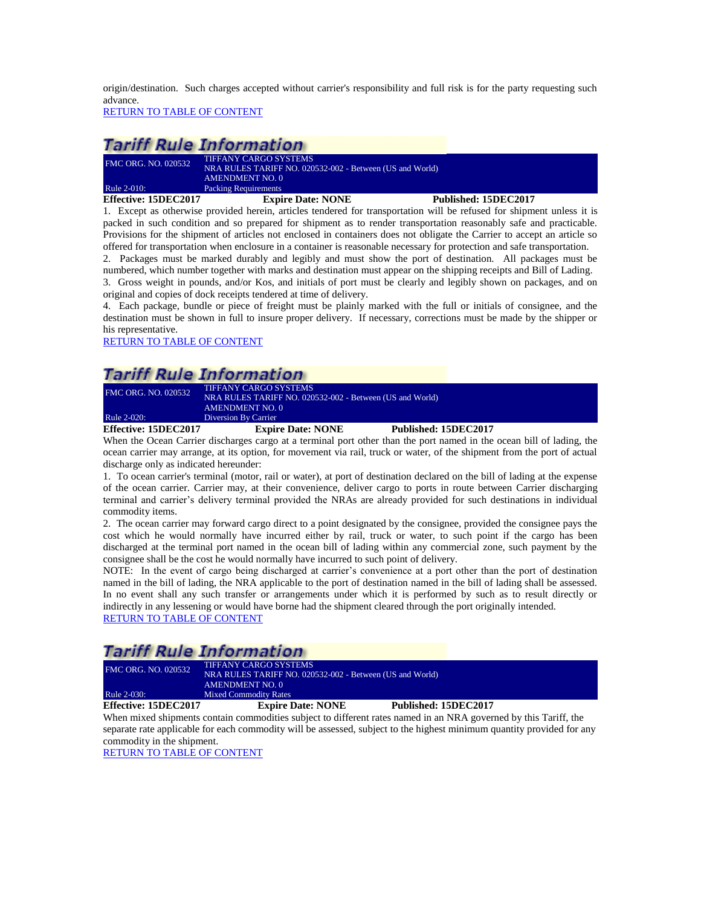origin/destination. Such charges accepted without carrier's responsibility and full risk is for the party requesting such advance.

RETURN TO TABLE OF CONTENT

## Tariff Rule Information

| FMC ORG. NO. 020532 | TIFFANY CARGO SYSTEMS<br>NRA RULES TARIFF NO. 020532-002 - Between (US and World)<br>AMENDMENT NO. 0 |
|---|---|
| Rule 2-010: | Packing Requirements |

**Effective: 15DEC2017** **Expire Date: NONE** **Published: 15DEC2017**

1. Except as otherwise provided herein, articles tendered for transportation will be refused for shipment unless it is packed in such condition and so prepared for shipment as to render transportation reasonably safe and practicable. Provisions for the shipment of articles not enclosed in containers does not obligate the Carrier to accept an article so offered for transportation when enclosure in a container is reasonable necessary for protection and safe transportation.
2. Packages must be marked durably and legibly and must show the port of destination. All packages must be numbered, which number together with marks and destination must appear on the shipping receipts and Bill of Lading.
3. Gross weight in pounds, and/or Kos, and initials of port must be clearly and legibly shown on packages, and on original and copies of dock receipts tendered at time of delivery.
4. Each package, bundle or piece of freight must be plainly marked with the full or initials of consignee, and the destination must be shown in full to insure proper delivery. If necessary, corrections must be made by the shipper or his representative.

RETURN TO TABLE OF CONTENT

## Tariff Rule Information

| FMC ORG. NO. 020532 | TIFFANY CARGO SYSTEMS<br>NRA RULES TARIFF NO. 020532-002 - Between (US and World)<br>AMENDMENT NO. 0 |
|---|---|
| Rule 2-020: | Diversion By Carrier |

**Effective: 15DEC2017** **Expire Date: NONE** **Published: 15DEC2017**

When the Ocean Carrier discharges cargo at a terminal port other than the port named in the ocean bill of lading, the ocean carrier may arrange, at its option, for movement via rail, truck or water, of the shipment from the port of actual discharge only as indicated hereunder:

1. To ocean carrier's terminal (motor, rail or water), at port of destination declared on the bill of lading at the expense of the ocean carrier. Carrier may, at their convenience, deliver cargo to ports in route between Carrier discharging terminal and carrier's delivery terminal provided the NRAs are already provided for such destinations in individual commodity items.
2. The ocean carrier may forward cargo direct to a point designated by the consignee, provided the consignee pays the cost which he would normally have incurred either by rail, truck or water, to such point if the cargo has been discharged at the terminal port named in the ocean bill of lading within any commercial zone, such payment by the consignee shall be the cost he would normally have incurred to such point of delivery.

NOTE: In the event of cargo being discharged at carrier's convenience at a port other than the port of destination named in the bill of lading, the NRA applicable to the port of destination named in the bill of lading shall be assessed. In no event shall any such transfer or arrangements under which it is performed by such as to result directly or indirectly in any lessening or would have borne had the shipment cleared through the port originally intended.

RETURN TO TABLE OF CONTENT

## Tariff Rule Information

| FMC ORG. NO. 020532 | TIFFANY CARGO SYSTEMS<br>NRA RULES TARIFF NO. 020532-002 - Between (US and World)<br>AMENDMENT NO. 0 |
|---|---|
| Rule 2-030: | Mixed Commodity Rates |

**Effective: 15DEC2017** **Expire Date: NONE** **Published: 15DEC2017**

When mixed shipments contain commodities subject to different rates named in an NRA governed by this Tariff, the separate rate applicable for each commodity will be assessed, subject to the highest minimum quantity provided for any commodity in the shipment.

RETURN TO TABLE OF CONTENT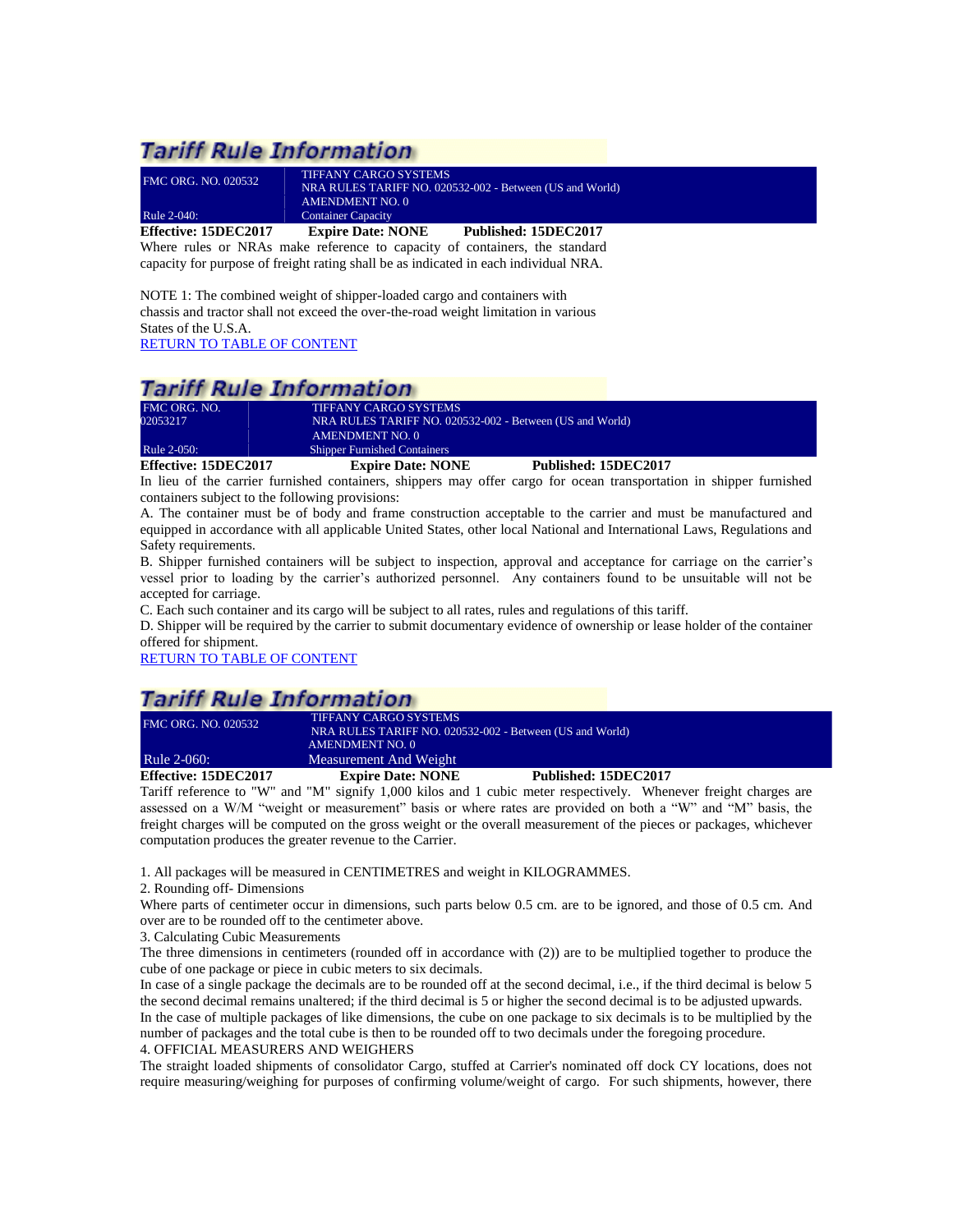## Tariff Rule Information

| FMC ORG. NO. 020532 | TIFFANY CARGO SYSTEMS<br>NRA RULES TARIFF NO. 020532-002 - Between (US and World)<br>AMENDMENT NO. 0 |
|---|---|
| Rule 2-040: | Container Capacity |

**Effective: 15DEC2017** **Expire Date: NONE** **Published: 15DEC2017**

Where rules or NRAs make reference to capacity of containers, the standard capacity for purpose of freight rating shall be as indicated in each individual NRA.

NOTE 1: The combined weight of shipper-loaded cargo and containers with chassis and tractor shall not exceed the over-the-road weight limitation in various States of the U.S.A.

RETURN TO TABLE OF CONTENT

## Tariff Rule Information

| FMC ORG. NO. 02053217 | TIFFANY CARGO SYSTEMS<br>NRA RULES TARIFF NO. 020532-002 - Between (US and World)<br>AMENDMENT NO. 0 |
|---|---|
| Rule 2-050: | Shipper Furnished Containers |

**Effective: 15DEC2017** **Expire Date: NONE** **Published: 15DEC2017**

In lieu of the carrier furnished containers, shippers may offer cargo for ocean transportation in shipper furnished containers subject to the following provisions:

A. The container must be of body and frame construction acceptable to the carrier and must be manufactured and equipped in accordance with all applicable United States, other local National and International Laws, Regulations and Safety requirements.

B. Shipper furnished containers will be subject to inspection, approval and acceptance for carriage on the carrier's vessel prior to loading by the carrier's authorized personnel. Any containers found to be unsuitable will not be accepted for carriage.

C. Each such container and its cargo will be subject to all rates, rules and regulations of this tariff.

D. Shipper will be required by the carrier to submit documentary evidence of ownership or lease holder of the container offered for shipment.

RETURN TO TABLE OF CONTENT

## Tariff Rule Information

| FMC ORG. NO. 020532 | TIFFANY CARGO SYSTEMS<br>NRA RULES TARIFF NO. 020532-002 - Between (US and World)<br>AMENDMENT NO. 0 |
|---|---|
| Rule 2-060: | Measurement And Weight |

**Effective: 15DEC2017** **Expire Date: NONE** **Published: 15DEC2017**

Tariff reference to "W" and "M" signify 1,000 kilos and 1 cubic meter respectively. Whenever freight charges are assessed on a W/M "weight or measurement" basis or where rates are provided on both a "W" and "M" basis, the freight charges will be computed on the gross weight or the overall measurement of the pieces or packages, whichever computation produces the greater revenue to the Carrier.

1. All packages will be measured in CENTIMETRES and weight in KILOGRAMMES.

2. Rounding off- Dimensions

Where parts of centimeter occur in dimensions, such parts below 0.5 cm. are to be ignored, and those of 0.5 cm. And over are to be rounded off to the centimeter above.

3. Calculating Cubic Measurements

The three dimensions in centimeters (rounded off in accordance with (2)) are to be multiplied together to produce the cube of one package or piece in cubic meters to six decimals.

In case of a single package the decimals are to be rounded off at the second decimal, i.e., if the third decimal is below 5 the second decimal remains unaltered; if the third decimal is 5 or higher the second decimal is to be adjusted upwards.

In the case of multiple packages of like dimensions, the cube on one package to six decimals is to be multiplied by the number of packages and the total cube is then to be rounded off to two decimals under the foregoing procedure.

4. OFFICIAL MEASURERS AND WEIGHERS

The straight loaded shipments of consolidator Cargo, stuffed at Carrier's nominated off dock CY locations, does not require measuring/weighing for purposes of confirming volume/weight of cargo. For such shipments, however, there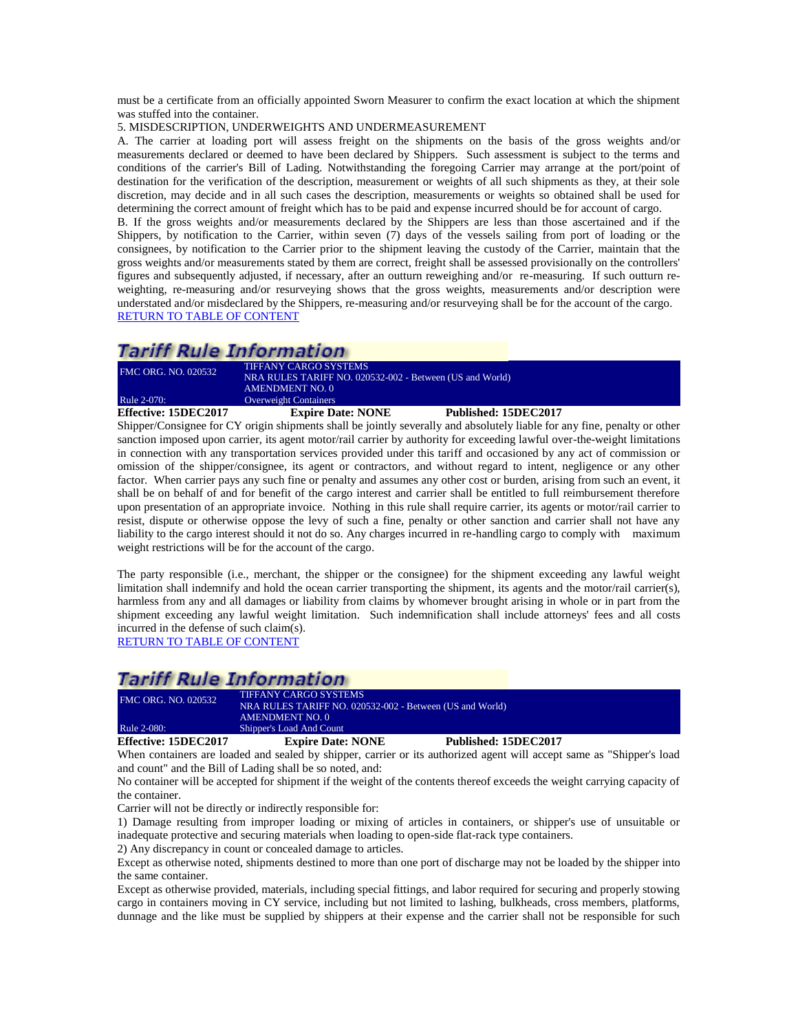must be a certificate from an officially appointed Sworn Measurer to confirm the exact location at which the shipment was stuffed into the container.

5. MISDESCRIPTION, UNDERWEIGHTS AND UNDERMEASUREMENT

A. The carrier at loading port will assess freight on the shipments on the basis of the gross weights and/or measurements declared or deemed to have been declared by Shippers. Such assessment is subject to the terms and conditions of the carrier's Bill of Lading. Notwithstanding the foregoing Carrier may arrange at the port/point of destination for the verification of the description, measurement or weights of all such shipments as they, at their sole discretion, may decide and in all such cases the description, measurements or weights so obtained shall be used for determining the correct amount of freight which has to be paid and expense incurred should be for account of cargo.

B. If the gross weights and/or measurements declared by the Shippers are less than those ascertained and if the Shippers, by notification to the Carrier, within seven (7) days of the vessels sailing from port of loading or the consignees, by notification to the Carrier prior to the shipment leaving the custody of the Carrier, maintain that the gross weights and/or measurements stated by them are correct, freight shall be assessed provisionally on the controllers' figures and subsequently adjusted, if necessary, after an outturn reweighing and/or re-measuring. If such outturn re-weighting, re-measuring and/or resurveying shows that the gross weights, measurements and/or description were understated and/or misdeclared by the Shippers, re-measuring and/or resurveying shall be for the account of the cargo.

RETURN TO TABLE OF CONTENT

## Tariff Rule Information

| FMC ORG. NO. 020532 | TIFFANY CARGO SYSTEMS<br>NRA RULES TARIFF NO. 020532-002 - Between (US and World)<br>AMENDMENT NO. 0 |
|---|---|
| Rule 2-070: | Overweight Containers |

**Effective: 15DEC2017** **Expire Date: NONE** **Published: 15DEC2017**

Shipper/Consignee for CY origin shipments shall be jointly severally and absolutely liable for any fine, penalty or other sanction imposed upon carrier, its agent motor/rail carrier by authority for exceeding lawful over-the-weight limitations in connection with any transportation services provided under this tariff and occasioned by any act of commission or omission of the shipper/consignee, its agent or contractors, and without regard to intent, negligence or any other factor. When carrier pays any such fine or penalty and assumes any other cost or burden, arising from such an event, it shall be on behalf of and for benefit of the cargo interest and carrier shall be entitled to full reimbursement therefore upon presentation of an appropriate invoice. Nothing in this rule shall require carrier, its agents or motor/rail carrier to resist, dispute or otherwise oppose the levy of such a fine, penalty or other sanction and carrier shall not have any liability to the cargo interest should it not do so. Any charges incurred in re-handling cargo to comply with maximum weight restrictions will be for the account of the cargo.

The party responsible (i.e., merchant, the shipper or the consignee) for the shipment exceeding any lawful weight limitation shall indemnify and hold the ocean carrier transporting the shipment, its agents and the motor/rail carrier(s), harmless from any and all damages or liability from claims by whomever brought arising in whole or in part from the shipment exceeding any lawful weight limitation. Such indemnification shall include attorneys' fees and all costs incurred in the defense of such claim(s).

RETURN TO TABLE OF CONTENT

## Tariff Rule Information

| FMC ORG. NO. 020532 | TIFFANY CARGO SYSTEMS<br>NRA RULES TARIFF NO. 020532-002 - Between (US and World)<br>AMENDMENT NO. 0 |
|---|---|
| Rule 2-080: | Shipper's Load And Count |

**Effective: 15DEC2017** **Expire Date: NONE** **Published: 15DEC2017**

When containers are loaded and sealed by shipper, carrier or its authorized agent will accept same as "Shipper's load and count" and the Bill of Lading shall be so noted, and:

No container will be accepted for shipment if the weight of the contents thereof exceeds the weight carrying capacity of the container.

Carrier will not be directly or indirectly responsible for:

1) Damage resulting from improper loading or mixing of articles in containers, or shipper's use of unsuitable or inadequate protective and securing materials when loading to open-side flat-rack type containers.

2) Any discrepancy in count or concealed damage to articles.

Except as otherwise noted, shipments destined to more than one port of discharge may not be loaded by the shipper into the same container.

Except as otherwise provided, materials, including special fittings, and labor required for securing and properly stowing cargo in containers moving in CY service, including but not limited to lashing, bulkheads, cross members, platforms, dunnage and the like must be supplied by shippers at their expense and the carrier shall not be responsible for such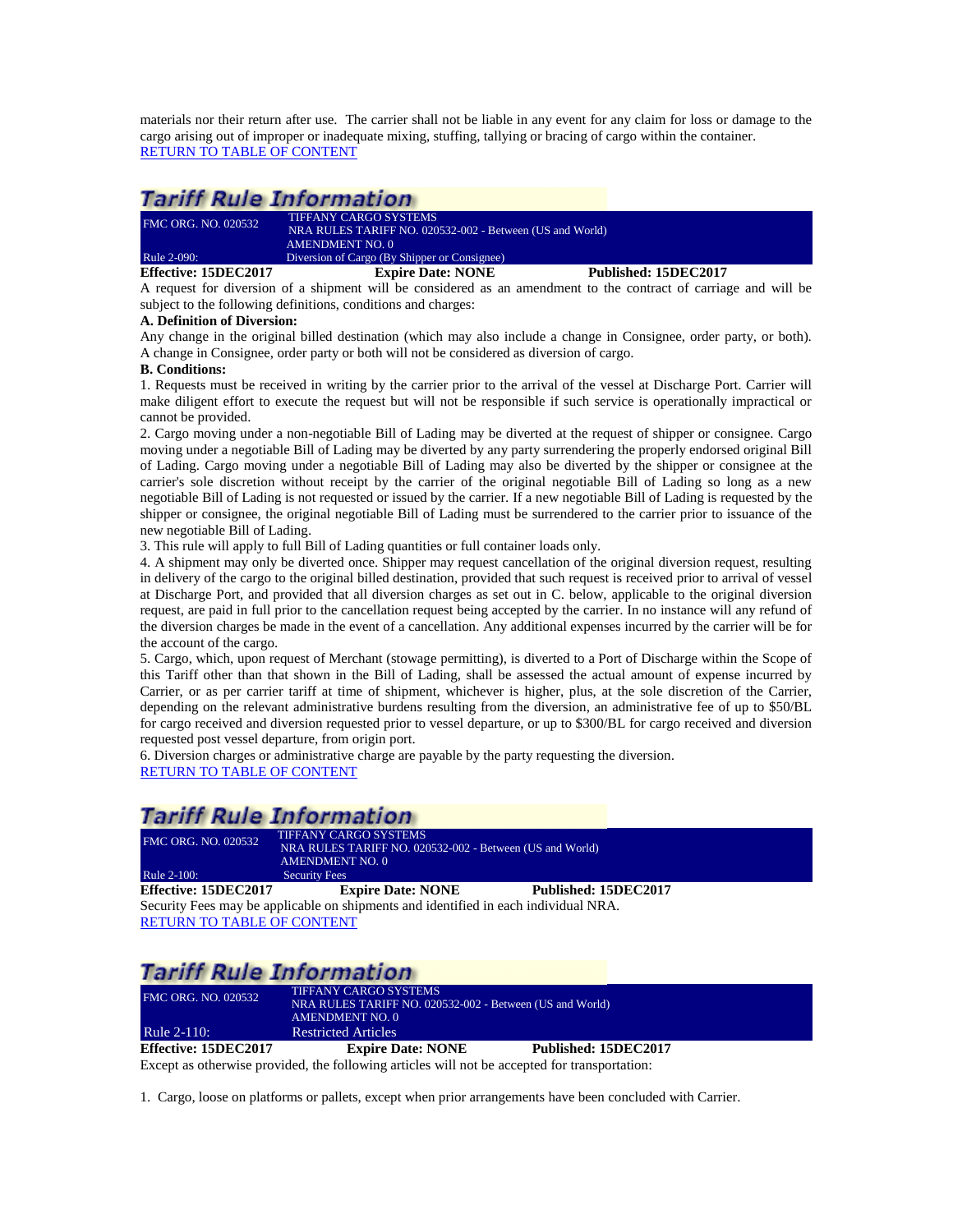materials nor their return after use. The carrier shall not be liable in any event for any claim for loss or damage to the cargo arising out of improper or inadequate mixing, stuffing, tallying or bracing of cargo within the container.
RETURN TO TABLE OF CONTENT

## Tariff Rule Information

| FMC ORG. NO. 020532 | TIFFANY CARGO SYSTEMS<br>NRA RULES TARIFF NO. 020532-002 - Between (US and World)<br>AMENDMENT NO. 0 |
|---|---|
| Rule 2-090: | Diversion of Cargo (By Shipper or Consignee) |

**Effective: 15DEC2017** **Expire Date: NONE** **Published: 15DEC2017**

A request for diversion of a shipment will be considered as an amendment to the contract of carriage and will be subject to the following definitions, conditions and charges:

**A. Definition of Diversion:**

Any change in the original billed destination (which may also include a change in Consignee, order party, or both). A change in Consignee, order party or both will not be considered as diversion of cargo.

**B. Conditions:**

1. Requests must be received in writing by the carrier prior to the arrival of the vessel at Discharge Port. Carrier will make diligent effort to execute the request but will not be responsible if such service is operationally impractical or cannot be provided.
2. Cargo moving under a non-negotiable Bill of Lading may be diverted at the request of shipper or consignee. Cargo moving under a negotiable Bill of Lading may be diverted by any party surrendering the properly endorsed original Bill of Lading. Cargo moving under a negotiable Bill of Lading may also be diverted by the shipper or consignee at the carrier's sole discretion without receipt by the carrier of the original negotiable Bill of Lading so long as a new negotiable Bill of Lading is not requested or issued by the carrier. If a new negotiable Bill of Lading is requested by the shipper or consignee, the original negotiable Bill of Lading must be surrendered to the carrier prior to issuance of the new negotiable Bill of Lading.
3. This rule will apply to full Bill of Lading quantities or full container loads only.
4. A shipment may only be diverted once. Shipper may request cancellation of the original diversion request, resulting in delivery of the cargo to the original billed destination, provided that such request is received prior to arrival of vessel at Discharge Port, and provided that all diversion charges as set out in C. below, applicable to the original diversion request, are paid in full prior to the cancellation request being accepted by the carrier. In no instance will any refund of the diversion charges be made in the event of a cancellation. Any additional expenses incurred by the carrier will be for the account of the cargo.
5. Cargo, which, upon request of Merchant (stowage permitting), is diverted to a Port of Discharge within the Scope of this Tariff other than that shown in the Bill of Lading, shall be assessed the actual amount of expense incurred by Carrier, or as per carrier tariff at time of shipment, whichever is higher, plus, at the sole discretion of the Carrier, depending on the relevant administrative burdens resulting from the diversion, an administrative fee of up to \$50/BL for cargo received and diversion requested prior to vessel departure, or up to \$300/BL for cargo received and diversion requested post vessel departure, from origin port.
6. Diversion charges or administrative charge are payable by the party requesting the diversion.

RETURN TO TABLE OF CONTENT

## Tariff Rule Information

| FMC ORG. NO. 020532 | TIFFANY CARGO SYSTEMS<br>NRA RULES TARIFF NO. 020532-002 - Between (US and World)<br>AMENDMENT NO. 0 |
|---|---|
| Rule 2-100: | Security Fees |

**Effective: 15DEC2017** **Expire Date: NONE** **Published: 15DEC2017**

Security Fees may be applicable on shipments and identified in each individual NRA.

RETURN TO TABLE OF CONTENT

## Tariff Rule Information

| FMC ORG. NO. 020532 | TIFFANY CARGO SYSTEMS<br>NRA RULES TARIFF NO. 020532-002 - Between (US and World)<br>AMENDMENT NO. 0 |
|---|---|
| Rule 2-110: | Restricted Articles |

**Effective: 15DEC2017** **Expire Date: NONE** **Published: 15DEC2017**

Except as otherwise provided, the following articles will not be accepted for transportation:

1. Cargo, loose on platforms or pallets, except when prior arrangements have been concluded with Carrier.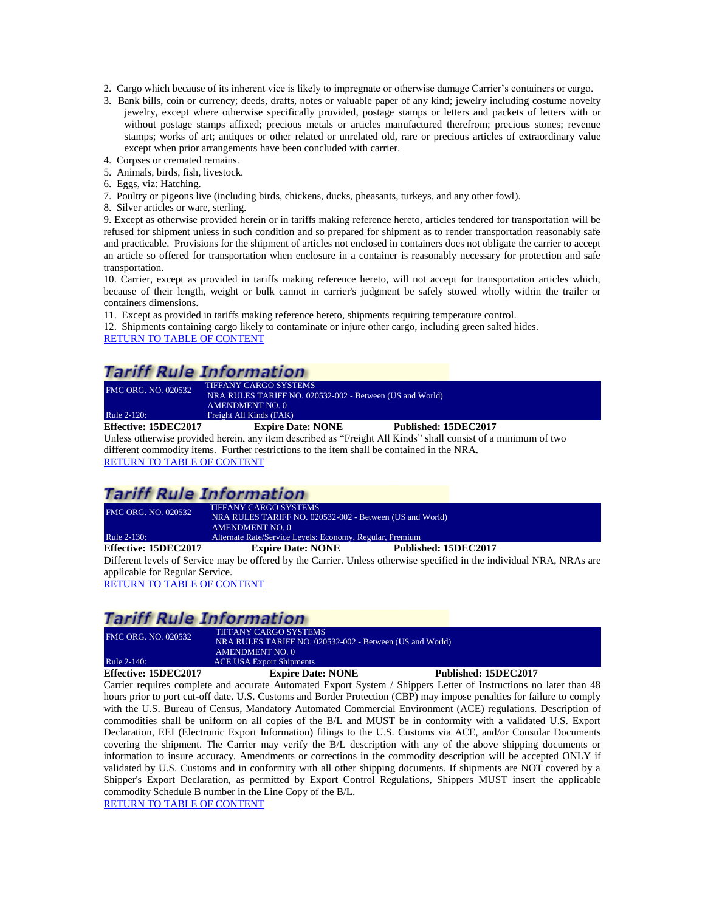2. Cargo which because of its inherent vice is likely to impregnate or otherwise damage Carrier's containers or cargo.
3. Bank bills, coin or currency; deeds, drafts, notes or valuable paper of any kind; jewelry including costume novelty jewelry, except where otherwise specifically provided, postage stamps or letters and packets of letters with or without postage stamps affixed; precious metals or articles manufactured therefrom; precious stones; revenue stamps; works of art; antiques or other related or unrelated old, rare or precious articles of extraordinary value except when prior arrangements have been concluded with carrier.
4. Corpses or cremated remains.
5. Animals, birds, fish, livestock.
6. Eggs, viz: Hatching.
7. Poultry or pigeons live (including birds, chickens, ducks, pheasants, turkeys, and any other fowl).
8. Silver articles or ware, sterling.
9. Except as otherwise provided herein or in tariffs making reference hereto, articles tendered for transportation will be refused for shipment unless in such condition and so prepared for shipment as to render transportation reasonably safe and practicable. Provisions for the shipment of articles not enclosed in containers does not obligate the carrier to accept an article so offered for transportation when enclosure in a container is reasonably necessary for protection and safe transportation.
10. Carrier, except as provided in tariffs making reference hereto, will not accept for transportation articles which, because of their length, weight or bulk cannot in carrier's judgment be safely stowed wholly within the trailer or containers dimensions.
11. Except as provided in tariffs making reference hereto, shipments requiring temperature control.
12. Shipments containing cargo likely to contaminate or injure other cargo, including green salted hides.

RETURN TO TABLE OF CONTENT

## Tariff Rule Information

| FMC ORG. NO. 020532 | TIFFANY CARGO SYSTEMS<br>NRA RULES TARIFF NO. 020532-002 - Between (US and World)<br>AMENDMENT NO. 0 |
|---|---|
| Rule 2-120: | Freight All Kinds (FAK) |

**Effective: 15DEC2017** **Expire Date: NONE** **Published: 15DEC2017**

Unless otherwise provided herein, any item described as "Freight All Kinds" shall consist of a minimum of two different commodity items. Further restrictions to the item shall be contained in the NRA.

RETURN TO TABLE OF CONTENT

## Tariff Rule Information

| FMC ORG. NO. 020532 | TIFFANY CARGO SYSTEMS<br>NRA RULES TARIFF NO. 020532-002 - Between (US and World)<br>AMENDMENT NO. 0 |
|---|---|
| Rule 2-130: | Alternate Rate/Service Levels: Economy, Regular, Premium |

**Effective: 15DEC2017** **Expire Date: NONE** **Published: 15DEC2017**

Different levels of Service may be offered by the Carrier. Unless otherwise specified in the individual NRA, NRAs are applicable for Regular Service.

RETURN TO TABLE OF CONTENT

## Tariff Rule Information

| FMC ORG. NO. 020532 | TIFFANY CARGO SYSTEMS<br>NRA RULES TARIFF NO. 020532-002 - Between (US and World)<br>AMENDMENT NO. 0 |
|---|---|
| Rule 2-140: | ACE USA Export Shipments |

**Effective: 15DEC2017** **Expire Date: NONE** **Published: 15DEC2017**

Carrier requires complete and accurate Automated Export System / Shippers Letter of Instructions no later than 48 hours prior to port cut-off date. U.S. Customs and Border Protection (CBP) may impose penalties for failure to comply with the U.S. Bureau of Census, Mandatory Automated Commercial Environment (ACE) regulations. Description of commodities shall be uniform on all copies of the B/L and MUST be in conformity with a validated U.S. Export Declaration, EEI (Electronic Export Information) filings to the U.S. Customs via ACE, and/or Consular Documents covering the shipment. The Carrier may verify the B/L description with any of the above shipping documents or information to insure accuracy. Amendments or corrections in the commodity description will be accepted ONLY if validated by U.S. Customs and in conformity with all other shipping documents. If shipments are NOT covered by a Shipper's Export Declaration, as permitted by Export Control Regulations, Shippers MUST insert the applicable commodity Schedule B number in the Line Copy of the B/L.

RETURN TO TABLE OF CONTENT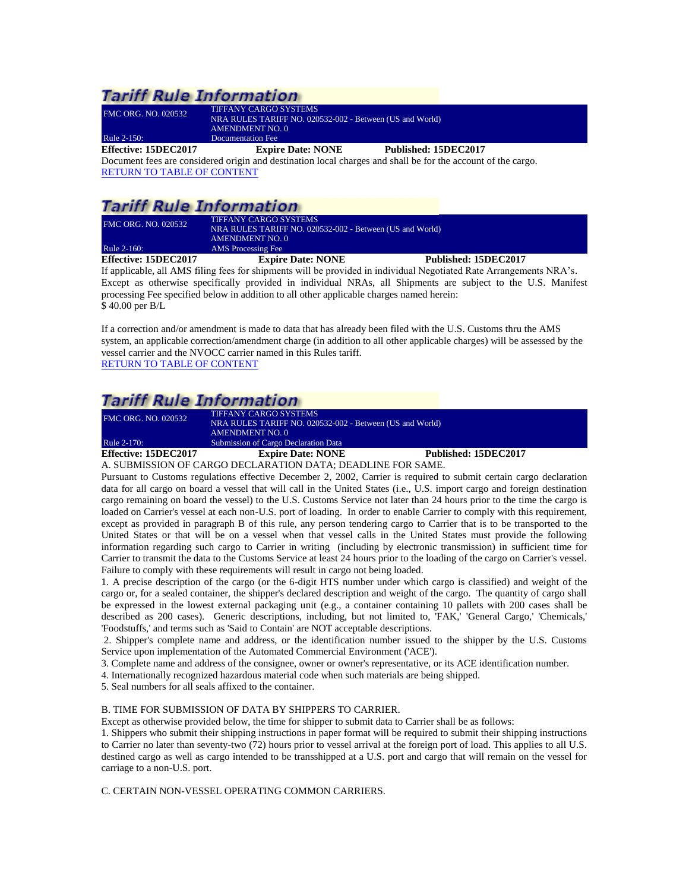## Tariff Rule Information

| FMC ORG. NO. 020532 | TIFFANY CARGO SYSTEMS<br>NRA RULES TARIFF NO. 020532-002 - Between (US and World)<br>AMENDMENT NO. 0 |
|---|---|
| Rule 2-150: | Documentation Fee |

**Effective: 15DEC2017** **Expire Date: NONE** **Published: 15DEC2017**

Document fees are considered origin and destination local charges and shall be for the account of the cargo.

RETURN TO TABLE OF CONTENT

## Tariff Rule Information

| FMC ORG. NO. 020532 | TIFFANY CARGO SYSTEMS<br>NRA RULES TARIFF NO. 020532-002 - Between (US and World)<br>AMENDMENT NO. 0 |
|---|---|
| Rule 2-160: | AMS Processing Fee |

**Effective: 15DEC2017** **Expire Date: NONE** **Published: 15DEC2017**

If applicable, all AMS filing fees for shipments will be provided in individual Negotiated Rate Arrangements NRA's. Except as otherwise specifically provided in individual NRAs, all Shipments are subject to the U.S. Manifest processing Fee specified below in addition to all other applicable charges named herein:
$ 40.00 per B/L

If a correction and/or amendment is made to data that has already been filed with the U.S. Customs thru the AMS system, an applicable correction/amendment charge (in addition to all other applicable charges) will be assessed by the vessel carrier and the NVOCC carrier named in this Rules tariff.

RETURN TO TABLE OF CONTENT

## Tariff Rule Information

| FMC ORG. NO. 020532 | TIFFANY CARGO SYSTEMS<br>NRA RULES TARIFF NO. 020532-002 - Between (US and World)<br>AMENDMENT NO. 0 |
|---|---|
| Rule 2-170: | Submission of Cargo Declaration Data |

**Effective: 15DEC2017** **Expire Date: NONE** **Published: 15DEC2017**

A. SUBMISSION OF CARGO DECLARATION DATA; DEADLINE FOR SAME.

Pursuant to Customs regulations effective December 2, 2002, Carrier is required to submit certain cargo declaration data for all cargo on board a vessel that will call in the United States (i.e., U.S. import cargo and foreign destination cargo remaining on board the vessel) to the U.S. Customs Service not later than 24 hours prior to the time the cargo is loaded on Carrier's vessel at each non-U.S. port of loading. In order to enable Carrier to comply with this requirement, except as provided in paragraph B of this rule, any person tendering cargo to Carrier that is to be transported to the United States or that will be on a vessel when that vessel calls in the United States must provide the following information regarding such cargo to Carrier in writing (including by electronic transmission) in sufficient time for Carrier to transmit the data to the Customs Service at least 24 hours prior to the loading of the cargo on Carrier's vessel. Failure to comply with these requirements will result in cargo not being loaded.

1. A precise description of the cargo (or the 6-digit HTS number under which cargo is classified) and weight of the cargo or, for a sealed container, the shipper's declared description and weight of the cargo. The quantity of cargo shall be expressed in the lowest external packaging unit (e.g., a container containing 10 pallets with 200 cases shall be described as 200 cases). Generic descriptions, including, but not limited to, 'FAK,' 'General Cargo,' 'Chemicals,' 'Foodstuffs,' and terms such as 'Said to Contain' are NOT acceptable descriptions.
2. Shipper's complete name and address, or the identification number issued to the shipper by the U.S. Customs Service upon implementation of the Automated Commercial Environment ('ACE').
3. Complete name and address of the consignee, owner or owner's representative, or its ACE identification number.
4. Internationally recognized hazardous material code when such materials are being shipped.
5. Seal numbers for all seals affixed to the container.

B. TIME FOR SUBMISSION OF DATA BY SHIPPERS TO CARRIER.

Except as otherwise provided below, the time for shipper to submit data to Carrier shall be as follows:

1. Shippers who submit their shipping instructions in paper format will be required to submit their shipping instructions to Carrier no later than seventy-two (72) hours prior to vessel arrival at the foreign port of load. This applies to all U.S. destined cargo as well as cargo intended to be transshipped at a U.S. port and cargo that will remain on the vessel for carriage to a non-U.S. port.

C. CERTAIN NON-VESSEL OPERATING COMMON CARRIERS.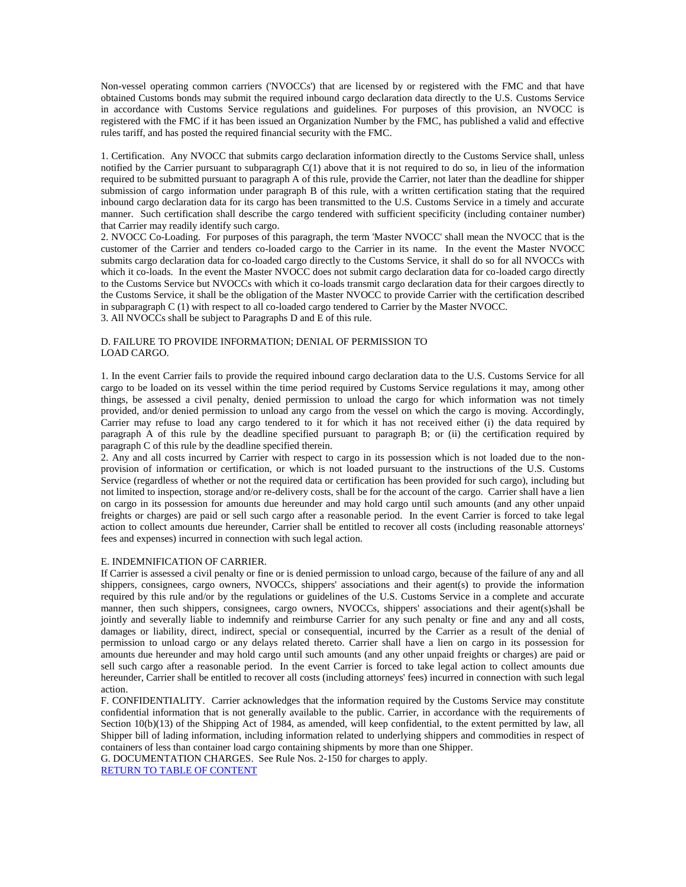Non-vessel operating common carriers ('NVOCCs') that are licensed by or registered with the FMC and that have obtained Customs bonds may submit the required inbound cargo declaration data directly to the U.S. Customs Service in accordance with Customs Service regulations and guidelines. For purposes of this provision, an NVOCC is registered with the FMC if it has been issued an Organization Number by the FMC, has published a valid and effective rules tariff, and has posted the required financial security with the FMC.

1. Certification. Any NVOCC that submits cargo declaration information directly to the Customs Service shall, unless notified by the Carrier pursuant to subparagraph C(1) above that it is not required to do so, in lieu of the information required to be submitted pursuant to paragraph A of this rule, provide the Carrier, not later than the deadline for shipper submission of cargo information under paragraph B of this rule, with a written certification stating that the required inbound cargo declaration data for its cargo has been transmitted to the U.S. Customs Service in a timely and accurate manner. Such certification shall describe the cargo tendered with sufficient specificity (including container number) that Carrier may readily identify such cargo.
2. NVOCC Co-Loading. For purposes of this paragraph, the term 'Master NVOCC' shall mean the NVOCC that is the customer of the Carrier and tenders co-loaded cargo to the Carrier in its name. In the event the Master NVOCC submits cargo declaration data for co-loaded cargo directly to the Customs Service, it shall do so for all NVOCCs with which it co-loads. In the event the Master NVOCC does not submit cargo declaration data for co-loaded cargo directly to the Customs Service but NVOCCs with which it co-loads transmit cargo declaration data for their cargoes directly to the Customs Service, it shall be the obligation of the Master NVOCC to provide Carrier with the certification described in subparagraph C (1) with respect to all co-loaded cargo tendered to Carrier by the Master NVOCC.
3. All NVOCCs shall be subject to Paragraphs D and E of this rule.

D. FAILURE TO PROVIDE INFORMATION; DENIAL OF PERMISSION TO LOAD CARGO.

1. In the event Carrier fails to provide the required inbound cargo declaration data to the U.S. Customs Service for all cargo to be loaded on its vessel within the time period required by Customs Service regulations it may, among other things, be assessed a civil penalty, denied permission to unload the cargo for which information was not timely provided, and/or denied permission to unload any cargo from the vessel on which the cargo is moving. Accordingly, Carrier may refuse to load any cargo tendered to it for which it has not received either (i) the data required by paragraph A of this rule by the deadline specified pursuant to paragraph B; or (ii) the certification required by paragraph C of this rule by the deadline specified therein.
2. Any and all costs incurred by Carrier with respect to cargo in its possession which is not loaded due to the non-provision of information or certification, or which is not loaded pursuant to the instructions of the U.S. Customs Service (regardless of whether or not the required data or certification has been provided for such cargo), including but not limited to inspection, storage and/or re-delivery costs, shall be for the account of the cargo. Carrier shall have a lien on cargo in its possession for amounts due hereunder and may hold cargo until such amounts (and any other unpaid freights or charges) are paid or sell such cargo after a reasonable period. In the event Carrier is forced to take legal action to collect amounts due hereunder, Carrier shall be entitled to recover all costs (including reasonable attorneys' fees and expenses) incurred in connection with such legal action.

E. INDEMNIFICATION OF CARRIER.
If Carrier is assessed a civil penalty or fine or is denied permission to unload cargo, because of the failure of any and all shippers, consignees, cargo owners, NVOCCs, shippers' associations and their agent(s) to provide the information required by this rule and/or by the regulations or guidelines of the U.S. Customs Service in a complete and accurate manner, then such shippers, consignees, cargo owners, NVOCCs, shippers' associations and their agent(s)shall be jointly and severally liable to indemnify and reimburse Carrier for any such penalty or fine and any and all costs, damages or liability, direct, indirect, special or consequential, incurred by the Carrier as a result of the denial of permission to unload cargo or any delays related thereto. Carrier shall have a lien on cargo in its possession for amounts due hereunder and may hold cargo until such amounts (and any other unpaid freights or charges) are paid or sell such cargo after a reasonable period. In the event Carrier is forced to take legal action to collect amounts due hereunder, Carrier shall be entitled to recover all costs (including attorneys' fees) incurred in connection with such legal action.
F. CONFIDENTIALITY. Carrier acknowledges that the information required by the Customs Service may constitute confidential information that is not generally available to the public. Carrier, in accordance with the requirements of Section 10(b)(13) of the Shipping Act of 1984, as amended, will keep confidential, to the extent permitted by law, all Shipper bill of lading information, including information related to underlying shippers and commodities in respect of containers of less than container load cargo containing shipments by more than one Shipper.
G. DOCUMENTATION CHARGES. See Rule Nos. 2-150 for charges to apply.
RETURN TO TABLE OF CONTENT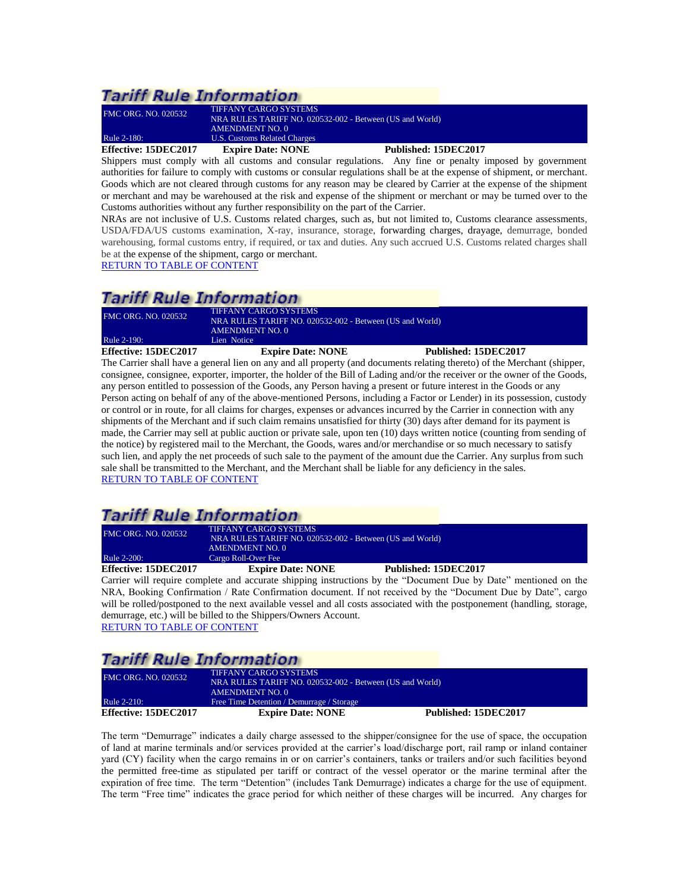## Tariff Rule Information

| FMC ORG. NO. 020532 | TIFFANY CARGO SYSTEMS<br>NRA RULES TARIFF NO. 020532-002 - Between (US and World)<br>AMENDMENT NO. 0 |
|---|---|
| Rule 2-180: | U.S. Customs Related Charges |

**Effective: 15DEC2017** **Expire Date: NONE** **Published: 15DEC2017**

Shippers must comply with all customs and consular regulations. Any fine or penalty imposed by government authorities for failure to comply with customs or consular regulations shall be at the expense of shipment, or merchant. Goods which are not cleared through customs for any reason may be cleared by Carrier at the expense of the shipment or merchant and may be warehoused at the risk and expense of the shipment or merchant or may be turned over to the Customs authorities without any further responsibility on the part of the Carrier.

NRAs are not inclusive of U.S. Customs related charges, such as, but not limited to, Customs clearance assessments, USDA/FDA/US customs examination, X-ray, insurance, storage, forwarding charges, drayage, demurrage, bonded warehousing, formal customs entry, if required, or tax and duties. Any such accrued U.S. Customs related charges shall be at the expense of the shipment, cargo or merchant.

RETURN TO TABLE OF CONTENT

## Tariff Rule Information

| FMC ORG. NO. 020532 | TIFFANY CARGO SYSTEMS<br>NRA RULES TARIFF NO. 020532-002 - Between (US and World)<br>AMENDMENT NO. 0 |
|---|---|
| Rule 2-190: | Lien Notice |

**Effective: 15DEC2017** **Expire Date: NONE** **Published: 15DEC2017**

The Carrier shall have a general lien on any and all property (and documents relating thereto) of the Merchant (shipper, consignee, consignee, exporter, importer, the holder of the Bill of Lading and/or the receiver or the owner of the Goods, any person entitled to possession of the Goods, any Person having a present or future interest in the Goods or any Person acting on behalf of any of the above-mentioned Persons, including a Factor or Lender) in its possession, custody or control or in route, for all claims for charges, expenses or advances incurred by the Carrier in connection with any shipments of the Merchant and if such claim remains unsatisfied for thirty (30) days after demand for its payment is made, the Carrier may sell at public auction or private sale, upon ten (10) days written notice (counting from sending of the notice) by registered mail to the Merchant, the Goods, wares and/or merchandise or so much necessary to satisfy such lien, and apply the net proceeds of such sale to the payment of the amount due the Carrier. Any surplus from such sale shall be transmitted to the Merchant, and the Merchant shall be liable for any deficiency in the sales.

RETURN TO TABLE OF CONTENT

## Tariff Rule Information

| FMC ORG. NO. 020532 | TIFFANY CARGO SYSTEMS<br>NRA RULES TARIFF NO. 020532-002 - Between (US and World)<br>AMENDMENT NO. 0 |
|---|---|
| Rule 2-200: | Cargo Roll-Over Fee |

**Effective: 15DEC2017** **Expire Date: NONE** **Published: 15DEC2017**

Carrier will require complete and accurate shipping instructions by the "Document Due by Date" mentioned on the NRA, Booking Confirmation / Rate Confirmation document. If not received by the "Document Due by Date", cargo will be rolled/postponed to the next available vessel and all costs associated with the postponement (handling, storage, demurrage, etc.) will be billed to the Shippers/Owners Account.

RETURN TO TABLE OF CONTENT

## Tariff Rule Information

| FMC ORG. NO. 020532 | TIFFANY CARGO SYSTEMS<br>NRA RULES TARIFF NO. 020532-002 - Between (US and World)<br>AMENDMENT NO. 0 |
|---|---|
| Rule 2-210: | Free Time Detention / Demurrage / Storage |

**Effective: 15DEC2017** **Expire Date: NONE** **Published: 15DEC2017**

The term "Demurrage" indicates a daily charge assessed to the shipper/consignee for the use of space, the occupation of land at marine terminals and/or services provided at the carrier's load/discharge port, rail ramp or inland container yard (CY) facility when the cargo remains in or on carrier's containers, tanks or trailers and/or such facilities beyond the permitted free-time as stipulated per tariff or contract of the vessel operator or the marine terminal after the expiration of free time. The term "Detention" (includes Tank Demurrage) indicates a charge for the use of equipment. The term "Free time" indicates the grace period for which neither of these charges will be incurred. Any charges for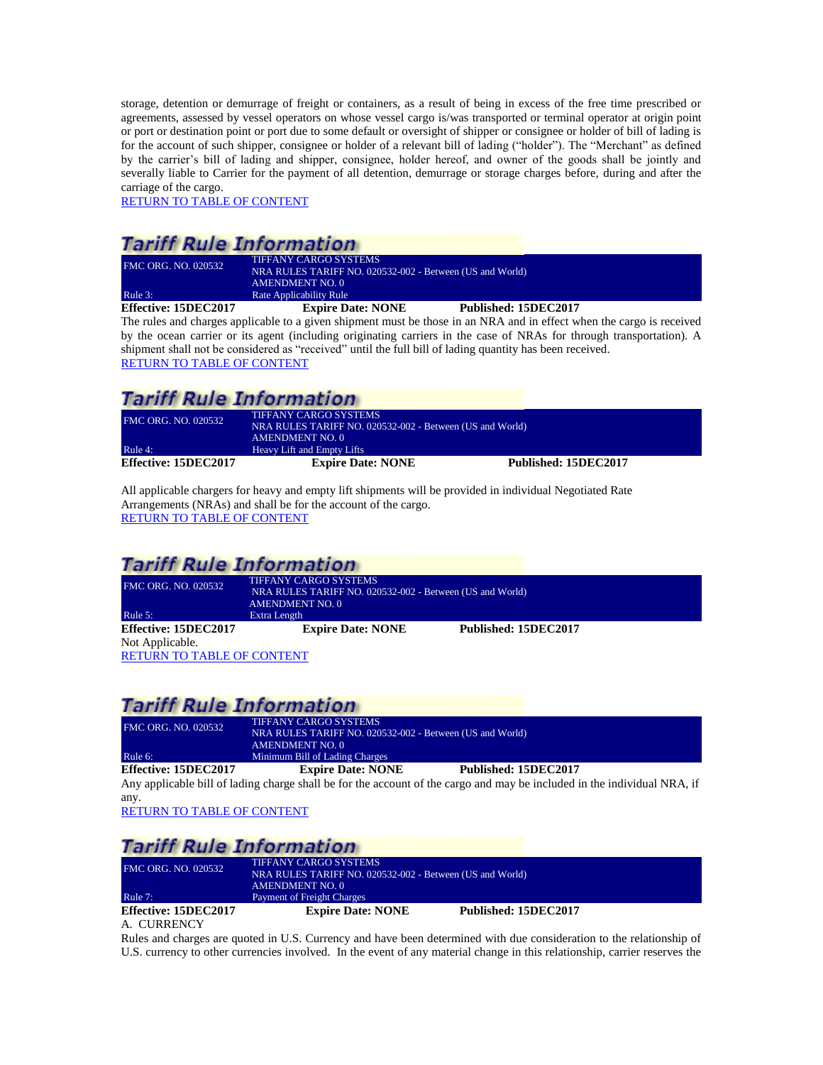storage, detention or demurrage of freight or containers, as a result of being in excess of the free time prescribed or agreements, assessed by vessel operators on whose vessel cargo is/was transported or terminal operator at origin point or port or destination point or port due to some default or oversight of shipper or consignee or holder of bill of lading is for the account of such shipper, consignee or holder of a relevant bill of lading ("holder"). The "Merchant" as defined by the carrier's bill of lading and shipper, consignee, holder hereof, and owner of the goods shall be jointly and severally liable to Carrier for the payment of all detention, demurrage or storage charges before, during and after the carriage of the cargo.

RETURN TO TABLE OF CONTENT

## Tariff Rule Information

| FMC ORG. NO. 020532 | TIFFANY CARGO SYSTEMS<br>NRA RULES TARIFF NO. 020532-002 - Between (US and World)<br>AMENDMENT NO. 0 |
|---|---|
| Rule 3: | Rate Applicability Rule |

**Effective: 15DEC2017** **Expire Date: NONE** **Published: 15DEC2017**

The rules and charges applicable to a given shipment must be those in an NRA and in effect when the cargo is received by the ocean carrier or its agent (including originating carriers in the case of NRAs for through transportation). A shipment shall not be considered as "received" until the full bill of lading quantity has been received.

RETURN TO TABLE OF CONTENT

## Tariff Rule Information

| FMC ORG. NO. 020532 | TIFFANY CARGO SYSTEMS<br>NRA RULES TARIFF NO. 020532-002 - Between (US and World)<br>AMENDMENT NO. 0 |
|---|---|
| Rule 4: | Heavy Lift and Empty Lifts |

**Effective: 15DEC2017** **Expire Date: NONE** **Published: 15DEC2017**

All applicable chargers for heavy and empty lift shipments will be provided in individual Negotiated Rate Arrangements (NRAs) and shall be for the account of the cargo.

RETURN TO TABLE OF CONTENT

## Tariff Rule Information

| FMC ORG. NO. 020532 | TIFFANY CARGO SYSTEMS<br>NRA RULES TARIFF NO. 020532-002 - Between (US and World)<br>AMENDMENT NO. 0 |
|---|---|
| Rule 5: | Extra Length |

**Effective: 15DEC2017** **Expire Date: NONE** **Published: 15DEC2017**

Not Applicable.

RETURN TO TABLE OF CONTENT

## Tariff Rule Information

| FMC ORG. NO. 020532 | TIFFANY CARGO SYSTEMS<br>NRA RULES TARIFF NO. 020532-002 - Between (US and World)<br>AMENDMENT NO. 0 |
|---|---|
| Rule 6: | Minimum Bill of Lading Charges |

**Effective: 15DEC2017** **Expire Date: NONE** **Published: 15DEC2017**

Any applicable bill of lading charge shall be for the account of the cargo and may be included in the individual NRA, if any.

RETURN TO TABLE OF CONTENT

## Tariff Rule Information

| FMC ORG. NO. 020532 | TIFFANY CARGO SYSTEMS<br>NRA RULES TARIFF NO. 020532-002 - Between (US and World)<br>AMENDMENT NO. 0 |
|---|---|
| Rule 7: | Payment of Freight Charges |

**Effective: 15DEC2017** **Expire Date: NONE** **Published: 15DEC2017**

A. CURRENCY

Rules and charges are quoted in U.S. Currency and have been determined with due consideration to the relationship of U.S. currency to other currencies involved. In the event of any material change in this relationship, carrier reserves the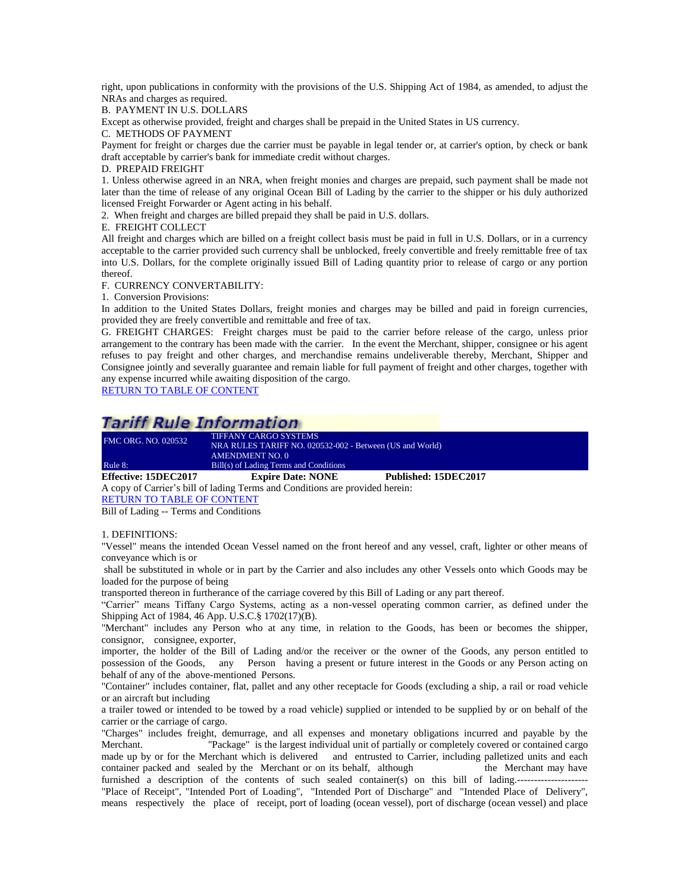right, upon publications in conformity with the provisions of the U.S. Shipping Act of 1984, as amended, to adjust the NRAs and charges as required.

B. PAYMENT IN U.S. DOLLARS

Except as otherwise provided, freight and charges shall be prepaid in the United States in US currency.

C. METHODS OF PAYMENT

Payment for freight or charges due the carrier must be payable in legal tender or, at carrier's option, by check or bank draft acceptable by carrier's bank for immediate credit without charges.

D. PREPAID FREIGHT

1. Unless otherwise agreed in an NRA, when freight monies and charges are prepaid, such payment shall be made not later than the time of release of any original Ocean Bill of Lading by the carrier to the shipper or his duly authorized licensed Freight Forwarder or Agent acting in his behalf.
2. When freight and charges are billed prepaid they shall be paid in U.S. dollars.

E. FREIGHT COLLECT

All freight and charges which are billed on a freight collect basis must be paid in full in U.S. Dollars, or in a currency acceptable to the carrier provided such currency shall be unblocked, freely convertible and freely remittable free of tax into U.S. Dollars, for the complete originally issued Bill of Lading quantity prior to release of cargo or any portion thereof.

F. CURRENCY CONVERTABILITY:

1. Conversion Provisions:

In addition to the United States Dollars, freight monies and charges may be billed and paid in foreign currencies, provided they are freely convertible and remittable and free of tax.

G. FREIGHT CHARGES: Freight charges must be paid to the carrier before release of the cargo, unless prior arrangement to the contrary has been made with the carrier. In the event the Merchant, shipper, consignee or his agent refuses to pay freight and other charges, and merchandise remains undeliverable thereby, Merchant, Shipper and Consignee jointly and severally guarantee and remain liable for full payment of freight and other charges, together with any expense incurred while awaiting disposition of the cargo.

RETURN TO TABLE OF CONTENT

## Tariff Rule Information

| FMC ORG. NO. 020532 | TIFFANY CARGO SYSTEMS<br>NRA RULES TARIFF NO. 020532-002 - Between (US and World)<br>AMENDMENT NO. 0 |
|---|---|
| Rule 8: | Bill(s) of Lading Terms and Conditions |

**Effective: 15DEC2017** **Expire Date: NONE** **Published: 15DEC2017**

A copy of Carrier's bill of lading Terms and Conditions are provided herein:

RETURN TO TABLE OF CONTENT

Bill of Lading -- Terms and Conditions

1. DEFINITIONS:

"Vessel" means the intended Ocean Vessel named on the front hereof and any vessel, craft, lighter or other means of conveyance which is or shall be substituted in whole or in part by the Carrier and also includes any other Vessels onto which Goods may be loaded for the purpose of being transported thereon in furtherance of the carriage covered by this Bill of Lading or any part thereof.

"Carrier" means Tiffany Cargo Systems, acting as a non-vessel operating common carrier, as defined under the Shipping Act of 1984, 46 App. U.S.C.§ 1702(17)(B).

"Merchant" includes any Person who at any time, in relation to the Goods, has been or becomes the shipper, consignor, consignee, exporter, importer, the holder of the Bill of Lading and/or the receiver or the owner of the Goods, any person entitled to possession of the Goods, any Person having a present or future interest in the Goods or any Person acting on behalf of any of the above-mentioned Persons.

"Container" includes container, flat, pallet and any other receptacle for Goods (excluding a ship, a rail or road vehicle or an aircraft but including a trailer towed or intended to be towed by a road vehicle) supplied or intended to be supplied by or on behalf of the carrier or the carriage of cargo.

"Charges" includes freight, demurrage, and all expenses and monetary obligations incurred and payable by the Merchant. "Package" is the largest individual unit of partially or completely covered or contained cargo made up by or for the Merchant which is delivered and entrusted to Carrier, including palletized units and each container packed and sealed by the Merchant or on its behalf, although the Merchant may have furnished a description of the contents of such sealed container(s) on this bill of lading.---------------------

"Place of Receipt", "Intended Port of Loading", "Intended Port of Discharge" and "Intended Place of Delivery", means respectively the place of receipt, port of loading (ocean vessel), port of discharge (ocean vessel) and place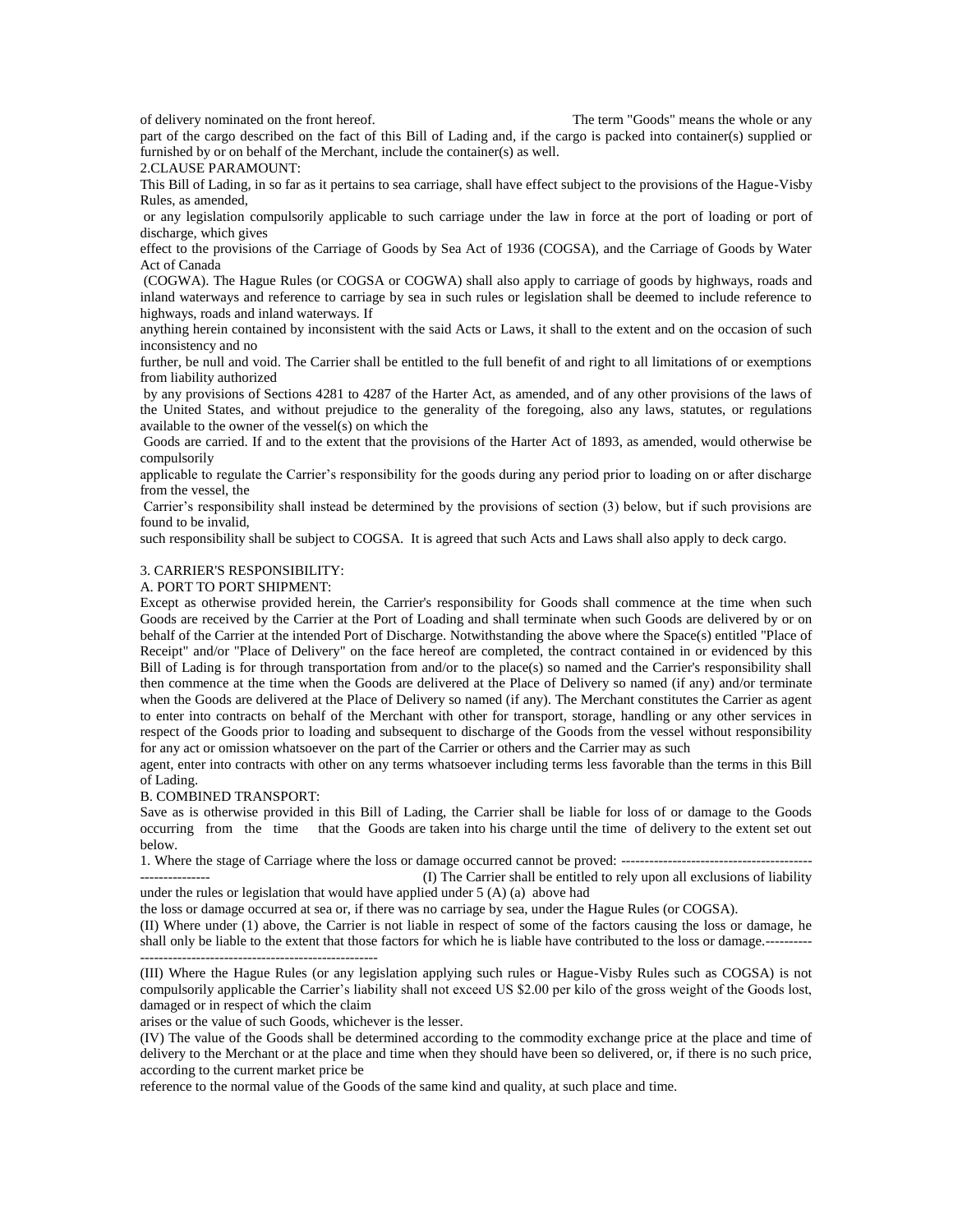of delivery nominated on the front hereof. The term "Goods" means the whole or any part of the cargo described on the fact of this Bill of Lading and, if the cargo is packed into container(s) supplied or furnished by or on behalf of the Merchant, include the container(s) as well.

2.CLAUSE PARAMOUNT:

This Bill of Lading, in so far as it pertains to sea carriage, shall have effect subject to the provisions of the Hague-Visby Rules, as amended,

or any legislation compulsorily applicable to such carriage under the law in force at the port of loading or port of discharge, which gives

effect to the provisions of the Carriage of Goods by Sea Act of 1936 (COGSA), and the Carriage of Goods by Water Act of Canada

(COGWA). The Hague Rules (or COGSA or COGWA) shall also apply to carriage of goods by highways, roads and inland waterways and reference to carriage by sea in such rules or legislation shall be deemed to include reference to highways, roads and inland waterways. If

anything herein contained by inconsistent with the said Acts or Laws, it shall to the extent and on the occasion of such inconsistency and no

further, be null and void. The Carrier shall be entitled to the full benefit of and right to all limitations of or exemptions from liability authorized

by any provisions of Sections 4281 to 4287 of the Harter Act, as amended, and of any other provisions of the laws of the United States, and without prejudice to the generality of the foregoing, also any laws, statutes, or regulations available to the owner of the vessel(s) on which the

Goods are carried. If and to the extent that the provisions of the Harter Act of 1893, as amended, would otherwise be compulsorily

applicable to regulate the Carrier's responsibility for the goods during any period prior to loading on or after discharge from the vessel, the

Carrier's responsibility shall instead be determined by the provisions of section (3) below, but if such provisions are found to be invalid,

such responsibility shall be subject to COGSA. It is agreed that such Acts and Laws shall also apply to deck cargo.

3. CARRIER'S RESPONSIBILITY:

A. PORT TO PORT SHIPMENT:

Except as otherwise provided herein, the Carrier's responsibility for Goods shall commence at the time when such Goods are received by the Carrier at the Port of Loading and shall terminate when such Goods are delivered by or on behalf of the Carrier at the intended Port of Discharge. Notwithstanding the above where the Space(s) entitled "Place of Receipt" and/or "Place of Delivery" on the face hereof are completed, the contract contained in or evidenced by this Bill of Lading is for through transportation from and/or to the place(s) so named and the Carrier's responsibility shall then commence at the time when the Goods are delivered at the Place of Delivery so named (if any) and/or terminate when the Goods are delivered at the Place of Delivery so named (if any). The Merchant constitutes the Carrier as agent to enter into contracts on behalf of the Merchant with other for transport, storage, handling or any other services in respect of the Goods prior to loading and subsequent to discharge of the Goods from the vessel without responsibility for any act or omission whatsoever on the part of the Carrier or others and the Carrier may as such

agent, enter into contracts with other on any terms whatsoever including terms less favorable than the terms in this Bill of Lading.

B. COMBINED TRANSPORT:

Save as is otherwise provided in this Bill of Lading, the Carrier shall be liable for loss of or damage to the Goods occurring from the time that the Goods are taken into his charge until the time of delivery to the extent set out below.

1. Where the stage of Carriage where the loss or damage occurred cannot be proved: ---------------------------------------------------------- (I) The Carrier shall be entitled to rely upon all exclusions of liability under the rules or legislation that would have applied under 5 (A) (a) above had

the loss or damage occurred at sea or, if there was no carriage by sea, under the Hague Rules (or COGSA).

(II) Where under (1) above, the Carrier is not liable in respect of some of the factors causing the loss or damage, he shall only be liable to the extent that those factors for which he is liable have contributed to the loss or damage.-------------------------------------------------------------

(III) Where the Hague Rules (or any legislation applying such rules or Hague-Visby Rules such as COGSA) is not compulsorily applicable the Carrier's liability shall not exceed US $2.00 per kilo of the gross weight of the Goods lost, damaged or in respect of which the claim

arises or the value of such Goods, whichever is the lesser.

(IV) The value of the Goods shall be determined according to the commodity exchange price at the place and time of delivery to the Merchant or at the place and time when they should have been so delivered, or, if there is no such price, according to the current market price be

reference to the normal value of the Goods of the same kind and quality, at such place and time.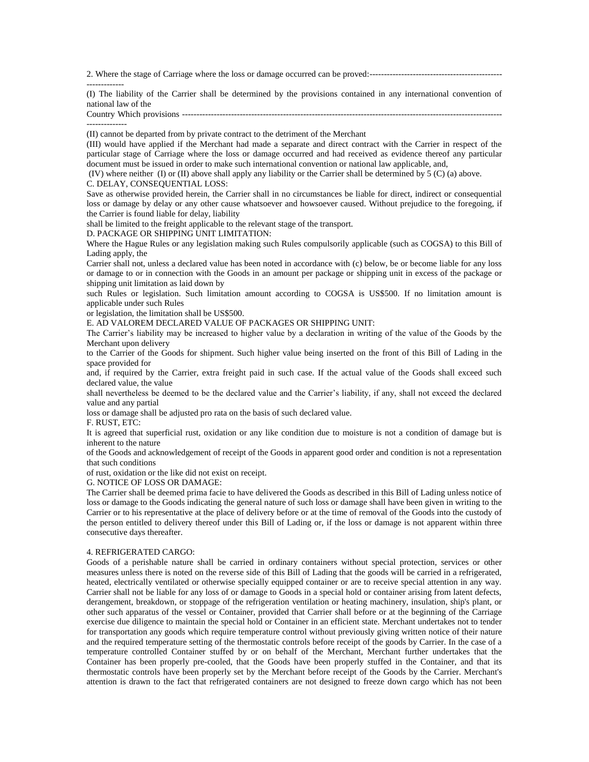2. Where the stage of Carriage where the loss or damage occurred can be proved:-----------------------------------------------------------

(I) The liability of the Carrier shall be determined by the provisions contained in any international convention of national law of the Country Which provisions ---------------------------------------------------------------------------------------------------------------------------

(II) cannot be departed from by private contract to the detriment of the Merchant

(III) would have applied if the Merchant had made a separate and direct contract with the Carrier in respect of the particular stage of Carriage where the loss or damage occurred and had received as evidence thereof any particular document must be issued in order to make such international convention or national law applicable, and,

(IV) where neither (I) or (II) above shall apply any liability or the Carrier shall be determined by 5 (C) (a) above.

C. DELAY, CONSEQUENTIAL LOSS:

Save as otherwise provided herein, the Carrier shall in no circumstances be liable for direct, indirect or consequential loss or damage by delay or any other cause whatsoever and howsoever caused. Without prejudice to the foregoing, if the Carrier is found liable for delay, liability shall be limited to the freight applicable to the relevant stage of the transport.

D. PACKAGE OR SHIPPING UNIT LIMITATION:

Where the Hague Rules or any legislation making such Rules compulsorily applicable (such as COGSA) to this Bill of Lading apply, the Carrier shall not, unless a declared value has been noted in accordance with (c) below, be or become liable for any loss or damage to or in connection with the Goods in an amount per package or shipping unit in excess of the package or shipping unit limitation as laid down by such Rules or legislation. Such limitation amount according to COGSA is US$500. If no limitation amount is applicable under such Rules or legislation, the limitation shall be US$500.

E. AD VALOREM DECLARED VALUE OF PACKAGES OR SHIPPING UNIT:

The Carrier's liability may be increased to higher value by a declaration in writing of the value of the Goods by the Merchant upon delivery to the Carrier of the Goods for shipment. Such higher value being inserted on the front of this Bill of Lading in the space provided for and, if required by the Carrier, extra freight paid in such case. If the actual value of the Goods shall exceed such declared value, the value shall nevertheless be deemed to be the declared value and the Carrier's liability, if any, shall not exceed the declared value and any partial loss or damage shall be adjusted pro rata on the basis of such declared value.

F. RUST, ETC:

It is agreed that superficial rust, oxidation or any like condition due to moisture is not a condition of damage but is inherent to the nature of the Goods and acknowledgement of receipt of the Goods in apparent good order and condition is not a representation that such conditions of rust, oxidation or the like did not exist on receipt.

G. NOTICE OF LOSS OR DAMAGE:

The Carrier shall be deemed prima facie to have delivered the Goods as described in this Bill of Lading unless notice of loss or damage to the Goods indicating the general nature of such loss or damage shall have been given in writing to the Carrier or to his representative at the place of delivery before or at the time of removal of the Goods into the custody of the person entitled to delivery thereof under this Bill of Lading or, if the loss or damage is not apparent within three consecutive days thereafter.

4. REFRIGERATED CARGO:

Goods of a perishable nature shall be carried in ordinary containers without special protection, services or other measures unless there is noted on the reverse side of this Bill of Lading that the goods will be carried in a refrigerated, heated, electrically ventilated or otherwise specially equipped container or are to receive special attention in any way. Carrier shall not be liable for any loss of or damage to Goods in a special hold or container arising from latent defects, derangement, breakdown, or stoppage of the refrigeration ventilation or heating machinery, insulation, ship's plant, or other such apparatus of the vessel or Container, provided that Carrier shall before or at the beginning of the Carriage exercise due diligence to maintain the special hold or Container in an efficient state. Merchant undertakes not to tender for transportation any goods which require temperature control without previously giving written notice of their nature and the required temperature setting of the thermostatic controls before receipt of the goods by Carrier. In the case of a temperature controlled Container stuffed by or on behalf of the Merchant, Merchant further undertakes that the Container has been properly pre-cooled, that the Goods have been properly stuffed in the Container, and that its thermostatic controls have been properly set by the Merchant before receipt of the Goods by the Carrier. Merchant's attention is drawn to the fact that refrigerated containers are not designed to freeze down cargo which has not been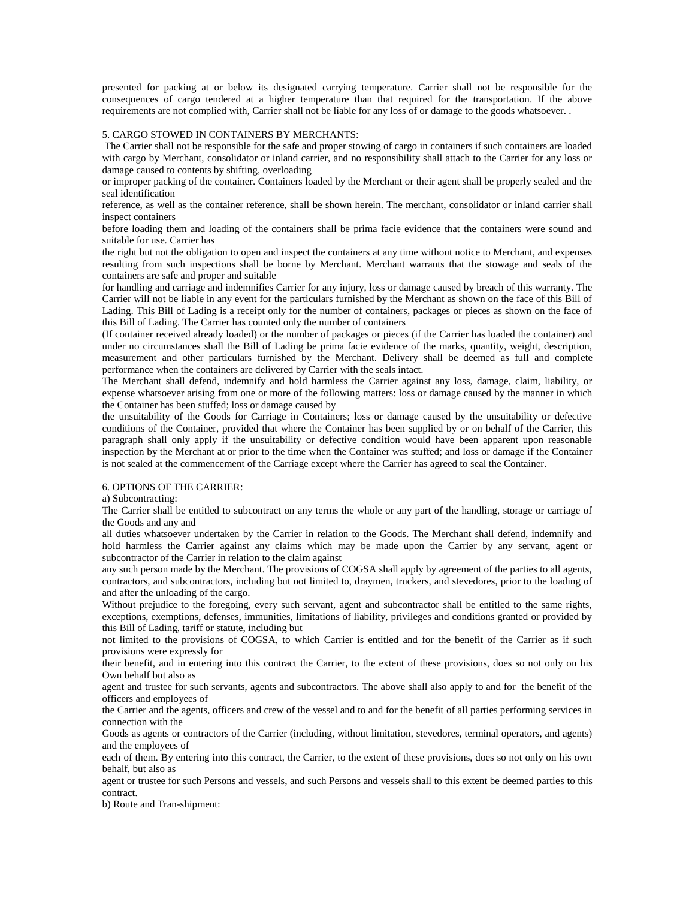presented for packing at or below its designated carrying temperature. Carrier shall not be responsible for the consequences of cargo tendered at a higher temperature than that required for the transportation. If the above requirements are not complied with, Carrier shall not be liable for any loss of or damage to the goods whatsoever. .

5. CARGO STOWED IN CONTAINERS BY MERCHANTS:

The Carrier shall not be responsible for the safe and proper stowing of cargo in containers if such containers are loaded with cargo by Merchant, consolidator or inland carrier, and no responsibility shall attach to the Carrier for any loss or damage caused to contents by shifting, overloading
or improper packing of the container. Containers loaded by the Merchant or their agent shall be properly sealed and the seal identification
reference, as well as the container reference, shall be shown herein. The merchant, consolidator or inland carrier shall inspect containers
before loading them and loading of the containers shall be prima facie evidence that the containers were sound and suitable for use. Carrier has
the right but not the obligation to open and inspect the containers at any time without notice to Merchant, and expenses resulting from such inspections shall be borne by Merchant. Merchant warrants that the stowage and seals of the containers are safe and proper and suitable
for handling and carriage and indemnifies Carrier for any injury, loss or damage caused by breach of this warranty. The Carrier will not be liable in any event for the particulars furnished by the Merchant as shown on the face of this Bill of Lading. This Bill of Lading is a receipt only for the number of containers, packages or pieces as shown on the face of this Bill of Lading. The Carrier has counted only the number of containers
(If container received already loaded) or the number of packages or pieces (if the Carrier has loaded the container) and under no circumstances shall the Bill of Lading be prima facie evidence of the marks, quantity, weight, description, measurement and other particulars furnished by the Merchant. Delivery shall be deemed as full and complete performance when the containers are delivered by Carrier with the seals intact.
The Merchant shall defend, indemnify and hold harmless the Carrier against any loss, damage, claim, liability, or expense whatsoever arising from one or more of the following matters: loss or damage caused by the manner in which the Container has been stuffed; loss or damage caused by
the unsuitability of the Goods for Carriage in Containers; loss or damage caused by the unsuitability or defective conditions of the Container, provided that where the Container has been supplied by or on behalf of the Carrier, this paragraph shall only apply if the unsuitability or defective condition would have been apparent upon reasonable inspection by the Merchant at or prior to the time when the Container was stuffed; and loss or damage if the Container is not sealed at the commencement of the Carriage except where the Carrier has agreed to seal the Container.

6. OPTIONS OF THE CARRIER:

a) Subcontracting:

The Carrier shall be entitled to subcontract on any terms the whole or any part of the handling, storage or carriage of the Goods and any and
all duties whatsoever undertaken by the Carrier in relation to the Goods. The Merchant shall defend, indemnify and hold harmless the Carrier against any claims which may be made upon the Carrier by any servant, agent or subcontractor of the Carrier in relation to the claim against
any such person made by the Merchant. The provisions of COGSA shall apply by agreement of the parties to all agents, contractors, and subcontractors, including but not limited to, draymen, truckers, and stevedores, prior to the loading of and after the unloading of the cargo.
Without prejudice to the foregoing, every such servant, agent and subcontractor shall be entitled to the same rights, exceptions, exemptions, defenses, immunities, limitations of liability, privileges and conditions granted or provided by this Bill of Lading, tariff or statute, including but
not limited to the provisions of COGSA, to which Carrier is entitled and for the benefit of the Carrier as if such provisions were expressly for
their benefit, and in entering into this contract the Carrier, to the extent of these provisions, does so not only on his Own behalf but also as
agent and trustee for such servants, agents and subcontractors. The above shall also apply to and for the benefit of the officers and employees of
the Carrier and the agents, officers and crew of the vessel and to and for the benefit of all parties performing services in connection with the
Goods as agents or contractors of the Carrier (including, without limitation, stevedores, terminal operators, and agents) and the employees of
each of them. By entering into this contract, the Carrier, to the extent of these provisions, does so not only on his own behalf, but also as
agent or trustee for such Persons and vessels, and such Persons and vessels shall to this extent be deemed parties to this contract.

b) Route and Tran-shipment: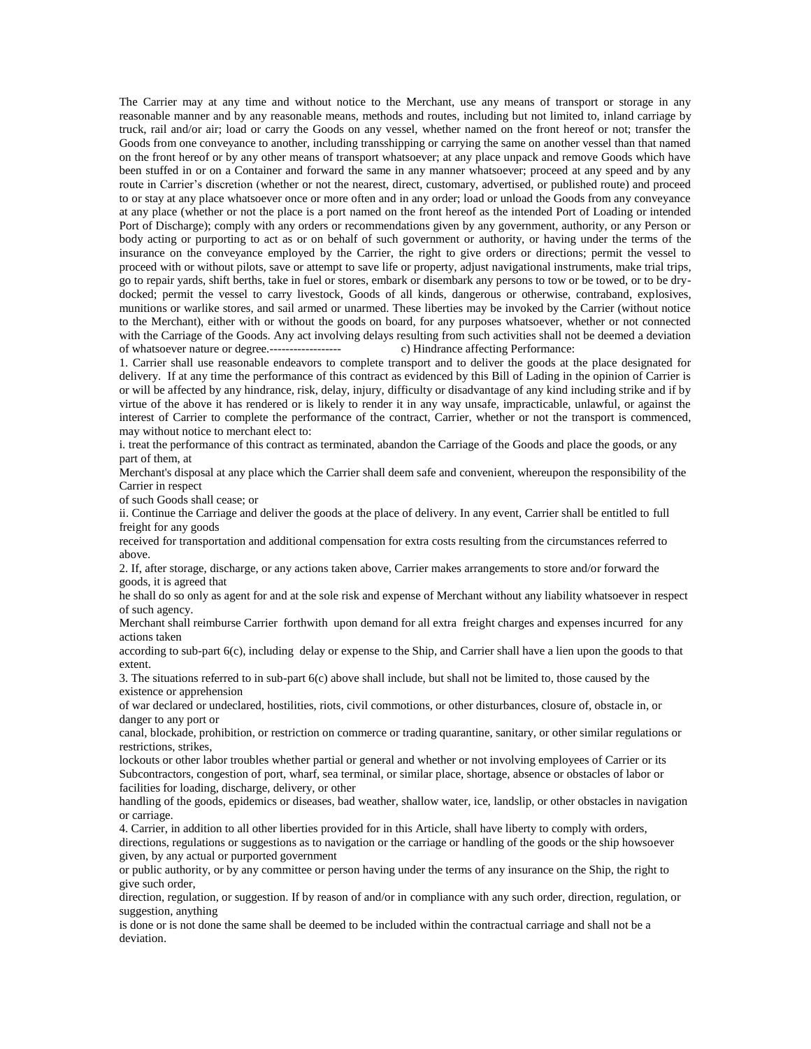The Carrier may at any time and without notice to the Merchant, use any means of transport or storage in any reasonable manner and by any reasonable means, methods and routes, including but not limited to, inland carriage by truck, rail and/or air; load or carry the Goods on any vessel, whether named on the front hereof or not; transfer the Goods from one conveyance to another, including transshipping or carrying the same on another vessel than that named on the front hereof or by any other means of transport whatsoever; at any place unpack and remove Goods which have been stuffed in or on a Container and forward the same in any manner whatsoever; proceed at any speed and by any route in Carrier's discretion (whether or not the nearest, direct, customary, advertised, or published route) and proceed to or stay at any place whatsoever once or more often and in any order; load or unload the Goods from any conveyance at any place (whether or not the place is a port named on the front hereof as the intended Port of Loading or intended Port of Discharge); comply with any orders or recommendations given by any government, authority, or any Person or body acting or purporting to act as or on behalf of such government or authority, or having under the terms of the insurance on the conveyance employed by the Carrier, the right to give orders or directions; permit the vessel to proceed with or without pilots, save or attempt to save life or property, adjust navigational instruments, make trial trips, go to repair yards, shift berths, take in fuel or stores, embark or disembark any persons to tow or be towed, or to be dry-docked; permit the vessel to carry livestock, Goods of all kinds, dangerous or otherwise, contraband, explosives, munitions or warlike stores, and sail armed or unarmed. These liberties may be invoked by the Carrier (without notice to the Merchant), either with or without the goods on board, for any purposes whatsoever, whether or not connected with the Carriage of the Goods. Any act involving delays resulting from such activities shall not be deemed a deviation of whatsoever nature or degree.------------------ c) Hindrance affecting Performance:

1. Carrier shall use reasonable endeavors to complete transport and to deliver the goods at the place designated for delivery. If at any time the performance of this contract as evidenced by this Bill of Lading in the opinion of Carrier is or will be affected by any hindrance, risk, delay, injury, difficulty or disadvantage of any kind including strike and if by virtue of the above it has rendered or is likely to render it in any way unsafe, impracticable, unlawful, or against the interest of Carrier to complete the performance of the contract, Carrier, whether or not the transport is commenced, may without notice to merchant elect to:

i. treat the performance of this contract as terminated, abandon the Carriage of the Goods and place the goods, or any part of them, at Merchant's disposal at any place which the Carrier shall deem safe and convenient, whereupon the responsibility of the Carrier in respect of such Goods shall cease; or

ii. Continue the Carriage and deliver the goods at the place of delivery. In any event, Carrier shall be entitled to full freight for any goods received for transportation and additional compensation for extra costs resulting from the circumstances referred to above.

2. If, after storage, discharge, or any actions taken above, Carrier makes arrangements to store and/or forward the goods, it is agreed that he shall do so only as agent for and at the sole risk and expense of Merchant without any liability whatsoever in respect of such agency.

Merchant shall reimburse Carrier forthwith upon demand for all extra freight charges and expenses incurred for any actions taken according to sub-part 6(c), including delay or expense to the Ship, and Carrier shall have a lien upon the goods to that extent.

3. The situations referred to in sub-part 6(c) above shall include, but shall not be limited to, those caused by the existence or apprehension of war declared or undeclared, hostilities, riots, civil commotions, or other disturbances, closure of, obstacle in, or danger to any port or canal, blockade, prohibition, or restriction on commerce or trading quarantine, sanitary, or other similar regulations or restrictions, strikes, lockouts or other labor troubles whether partial or general and whether or not involving employees of Carrier or its Subcontractors, congestion of port, wharf, sea terminal, or similar place, shortage, absence or obstacles of labor or facilities for loading, discharge, delivery, or other handling of the goods, epidemics or diseases, bad weather, shallow water, ice, landslip, or other obstacles in navigation or carriage.

4. Carrier, in addition to all other liberties provided for in this Article, shall have liberty to comply with orders, directions, regulations or suggestions as to navigation or the carriage or handling of the goods or the ship howsoever given, by any actual or purported government or public authority, or by any committee or person having under the terms of any insurance on the Ship, the right to give such order, direction, regulation, or suggestion. If by reason of and/or in compliance with any such order, direction, regulation, or suggestion, anything is done or is not done the same shall be deemed to be included within the contractual carriage and shall not be a deviation.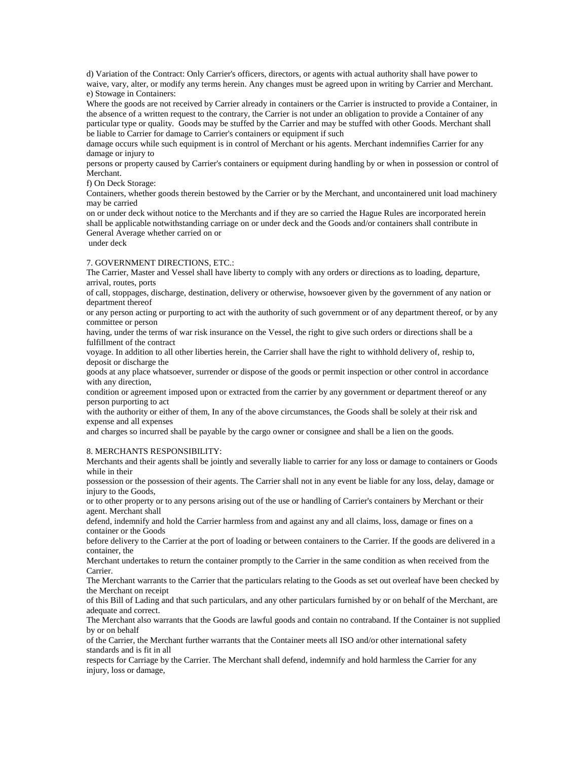d) Variation of the Contract: Only Carrier's officers, directors, or agents with actual authority shall have power to waive, vary, alter, or modify any terms herein. Any changes must be agreed upon in writing by Carrier and Merchant.

e) Stowage in Containers:

Where the goods are not received by Carrier already in containers or the Carrier is instructed to provide a Container, in the absence of a written request to the contrary, the Carrier is not under an obligation to provide a Container of any particular type or quality. Goods may be stuffed by the Carrier and may be stuffed with other Goods. Merchant shall be liable to Carrier for damage to Carrier's containers or equipment if such damage occurs while such equipment is in control of Merchant or his agents. Merchant indemnifies Carrier for any damage or injury to persons or property caused by Carrier's containers or equipment during handling by or when in possession or control of Merchant.

f) On Deck Storage:

Containers, whether goods therein bestowed by the Carrier or by the Merchant, and uncontainered unit load machinery may be carried on or under deck without notice to the Merchants and if they are so carried the Hague Rules are incorporated herein shall be applicable notwithstanding carriage on or under deck and the Goods and/or containers shall contribute in General Average whether carried on or under deck

7. GOVERNMENT DIRECTIONS, ETC.:

The Carrier, Master and Vessel shall have liberty to comply with any orders or directions as to loading, departure, arrival, routes, ports of call, stoppages, discharge, destination, delivery or otherwise, howsoever given by the government of any nation or department thereof or any person acting or purporting to act with the authority of such government or of any department thereof, or by any committee or person having, under the terms of war risk insurance on the Vessel, the right to give such orders or directions shall be a fulfillment of the contract voyage. In addition to all other liberties herein, the Carrier shall have the right to withhold delivery of, reship to, deposit or discharge the goods at any place whatsoever, surrender or dispose of the goods or permit inspection or other control in accordance with any direction, condition or agreement imposed upon or extracted from the carrier by any government or department thereof or any person purporting to act with the authority or either of them, In any of the above circumstances, the Goods shall be solely at their risk and expense and all expenses and charges so incurred shall be payable by the cargo owner or consignee and shall be a lien on the goods.

8. MERCHANTS RESPONSIBILITY:

Merchants and their agents shall be jointly and severally liable to carrier for any loss or damage to containers or Goods while in their possession or the possession of their agents. The Carrier shall not in any event be liable for any loss, delay, damage or injury to the Goods, or to other property or to any persons arising out of the use or handling of Carrier's containers by Merchant or their agent. Merchant shall defend, indemnify and hold the Carrier harmless from and against any and all claims, loss, damage or fines on a container or the Goods before delivery to the Carrier at the port of loading or between containers to the Carrier. If the goods are delivered in a container, the Merchant undertakes to return the container promptly to the Carrier in the same condition as when received from the Carrier.

The Merchant warrants to the Carrier that the particulars relating to the Goods as set out overleaf have been checked by the Merchant on receipt of this Bill of Lading and that such particulars, and any other particulars furnished by or on behalf of the Merchant, are adequate and correct.

The Merchant also warrants that the Goods are lawful goods and contain no contraband. If the Container is not supplied by or on behalf of the Carrier, the Merchant further warrants that the Container meets all ISO and/or other international safety standards and is fit in all respects for Carriage by the Carrier. The Merchant shall defend, indemnify and hold harmless the Carrier for any injury, loss or damage,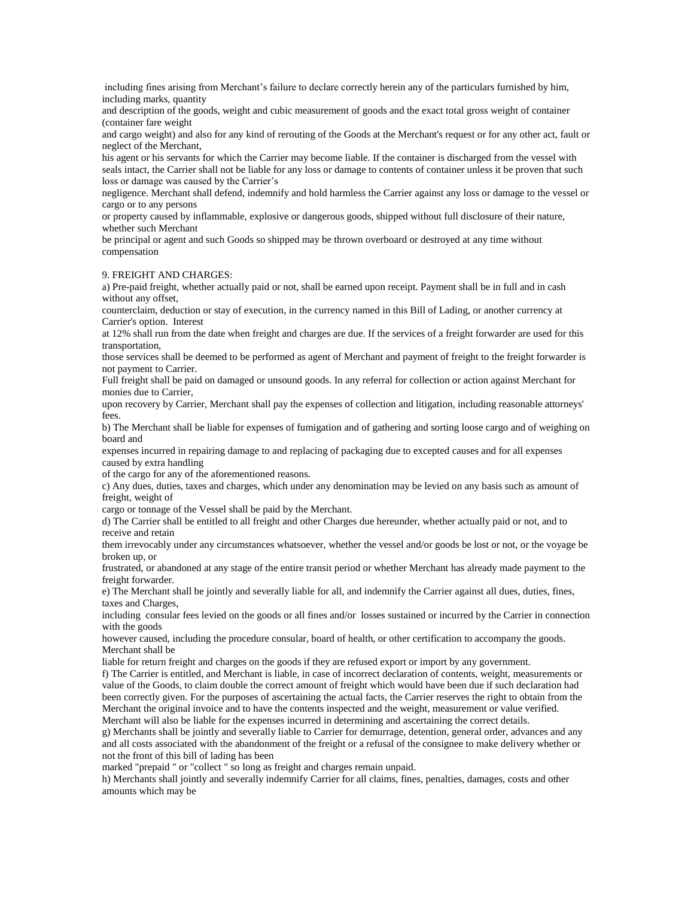including fines arising from Merchant's failure to declare correctly herein any of the particulars furnished by him, including marks, quantity and description of the goods, weight and cubic measurement of goods and the exact total gross weight of container (container fare weight and cargo weight) and also for any kind of rerouting of the Goods at the Merchant's request or for any other act, fault or neglect of the Merchant, his agent or his servants for which the Carrier may become liable. If the container is discharged from the vessel with seals intact, the Carrier shall not be liable for any loss or damage to contents of container unless it be proven that such loss or damage was caused by the Carrier's negligence. Merchant shall defend, indemnify and hold harmless the Carrier against any loss or damage to the vessel or cargo or to any persons or property caused by inflammable, explosive or dangerous goods, shipped without full disclosure of their nature, whether such Merchant be principal or agent and such Goods so shipped may be thrown overboard or destroyed at any time without compensation

9. FREIGHT AND CHARGES:

a) Pre-paid freight, whether actually paid or not, shall be earned upon receipt. Payment shall be in full and in cash without any offset, counterclaim, deduction or stay of execution, in the currency named in this Bill of Lading, or another currency at Carrier's option. Interest at 12% shall run from the date when freight and charges are due. If the services of a freight forwarder are used for this transportation, those services shall be deemed to be performed as agent of Merchant and payment of freight to the freight forwarder is not payment to Carrier.
Full freight shall be paid on damaged or unsound goods. In any referral for collection or action against Merchant for monies due to Carrier, upon recovery by Carrier, Merchant shall pay the expenses of collection and litigation, including reasonable attorneys' fees.

b) The Merchant shall be liable for expenses of fumigation and of gathering and sorting loose cargo and of weighing on board and expenses incurred in repairing damage to and replacing of packaging due to excepted causes and for all expenses caused by extra handling of the cargo for any of the aforementioned reasons.

c) Any dues, duties, taxes and charges, which under any denomination may be levied on any basis such as amount of freight, weight of cargo or tonnage of the Vessel shall be paid by the Merchant.

d) The Carrier shall be entitled to all freight and other Charges due hereunder, whether actually paid or not, and to receive and retain them irrevocably under any circumstances whatsoever, whether the vessel and/or goods be lost or not, or the voyage be broken up, or frustrated, or abandoned at any stage of the entire transit period or whether Merchant has already made payment to the freight forwarder.

e) The Merchant shall be jointly and severally liable for all, and indemnify the Carrier against all dues, duties, fines, taxes and Charges, including consular fees levied on the goods or all fines and/or losses sustained or incurred by the Carrier in connection with the goods however caused, including the procedure consular, board of health, or other certification to accompany the goods. Merchant shall be liable for return freight and charges on the goods if they are refused export or import by any government.

f) The Carrier is entitled, and Merchant is liable, in case of incorrect declaration of contents, weight, measurements or value of the Goods, to claim double the correct amount of freight which would have been due if such declaration had been correctly given. For the purposes of ascertaining the actual facts, the Carrier reserves the right to obtain from the Merchant the original invoice and to have the contents inspected and the weight, measurement or value verified. Merchant will also be liable for the expenses incurred in determining and ascertaining the correct details.

g) Merchants shall be jointly and severally liable to Carrier for demurrage, detention, general order, advances and any and all costs associated with the abandonment of the freight or a refusal of the consignee to make delivery whether or not the front of this bill of lading has been marked "prepaid " or "collect " so long as freight and charges remain unpaid.

h) Merchants shall jointly and severally indemnify Carrier for all claims, fines, penalties, damages, costs and other amounts which may be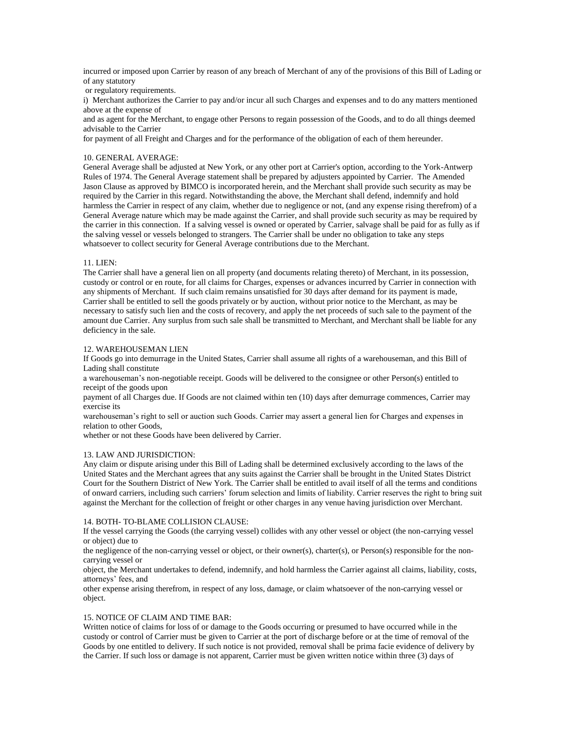incurred or imposed upon Carrier by reason of any breach of Merchant of any of the provisions of this Bill of Lading or of any statutory or regulatory requirements.

i) Merchant authorizes the Carrier to pay and/or incur all such Charges and expenses and to do any matters mentioned above at the expense of and as agent for the Merchant, to engage other Persons to regain possession of the Goods, and to do all things deemed advisable to the Carrier for payment of all Freight and Charges and for the performance of the obligation of each of them hereunder.

10. GENERAL AVERAGE:
General Average shall be adjusted at New York, or any other port at Carrier's option, according to the York-Antwerp Rules of 1974. The General Average statement shall be prepared by adjusters appointed by Carrier. The Amended Jason Clause as approved by BIMCO is incorporated herein, and the Merchant shall provide such security as may be required by the Carrier in this regard. Notwithstanding the above, the Merchant shall defend, indemnify and hold harmless the Carrier in respect of any claim, whether due to negligence or not, (and any expense rising therefrom) of a General Average nature which may be made against the Carrier, and shall provide such security as may be required by the carrier in this connection. If a salving vessel is owned or operated by Carrier, salvage shall be paid for as fully as if the salving vessel or vessels belonged to strangers. The Carrier shall be under no obligation to take any steps whatsoever to collect security for General Average contributions due to the Merchant.

11. LIEN:
The Carrier shall have a general lien on all property (and documents relating thereto) of Merchant, in its possession, custody or control or en route, for all claims for Charges, expenses or advances incurred by Carrier in connection with any shipments of Merchant. If such claim remains unsatisfied for 30 days after demand for its payment is made, Carrier shall be entitled to sell the goods privately or by auction, without prior notice to the Merchant, as may be necessary to satisfy such lien and the costs of recovery, and apply the net proceeds of such sale to the payment of the amount due Carrier. Any surplus from such sale shall be transmitted to Merchant, and Merchant shall be liable for any deficiency in the sale.

12. WAREHOUSEMAN LIEN
If Goods go into demurrage in the United States, Carrier shall assume all rights of a warehouseman, and this Bill of Lading shall constitute a warehouseman's non-negotiable receipt. Goods will be delivered to the consignee or other Person(s) entitled to receipt of the goods upon payment of all Charges due. If Goods are not claimed within ten (10) days after demurrage commences, Carrier may exercise its warehouseman's right to sell or auction such Goods. Carrier may assert a general lien for Charges and expenses in relation to other Goods, whether or not these Goods have been delivered by Carrier.

13. LAW AND JURISDICTION:
Any claim or dispute arising under this Bill of Lading shall be determined exclusively according to the laws of the United States and the Merchant agrees that any suits against the Carrier shall be brought in the United States District Court for the Southern District of New York. The Carrier shall be entitled to avail itself of all the terms and conditions of onward carriers, including such carriers' forum selection and limits of liability. Carrier reserves the right to bring suit against the Merchant for the collection of freight or other charges in any venue having jurisdiction over Merchant.

14. BOTH- TO-BLAME COLLISION CLAUSE:
If the vessel carrying the Goods (the carrying vessel) collides with any other vessel or object (the non-carrying vessel or object) due to the negligence of the non-carrying vessel or object, or their owner(s), charter(s), or Person(s) responsible for the non-carrying vessel or object, the Merchant undertakes to defend, indemnify, and hold harmless the Carrier against all claims, liability, costs, attorneys' fees, and other expense arising therefrom, in respect of any loss, damage, or claim whatsoever of the non-carrying vessel or object.

15. NOTICE OF CLAIM AND TIME BAR:
Written notice of claims for loss of or damage to the Goods occurring or presumed to have occurred while in the custody or control of Carrier must be given to Carrier at the port of discharge before or at the time of removal of the Goods by one entitled to delivery. If such notice is not provided, removal shall be prima facie evidence of delivery by the Carrier. If such loss or damage is not apparent, Carrier must be given written notice within three (3) days of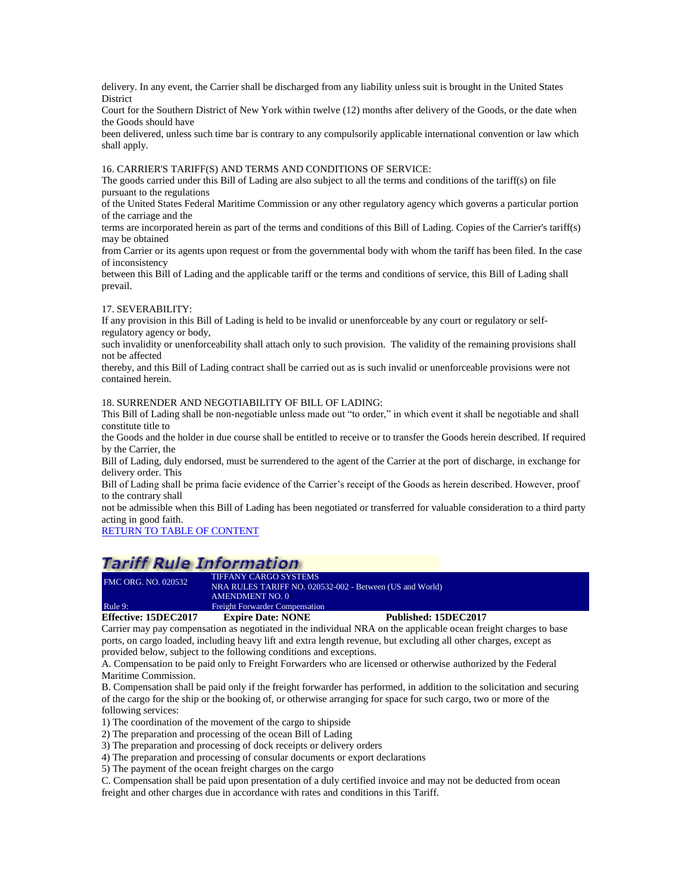delivery. In any event, the Carrier shall be discharged from any liability unless suit is brought in the United States District Court for the Southern District of New York within twelve (12) months after delivery of the Goods, or the date when the Goods should have been delivered, unless such time bar is contrary to any compulsorily applicable international convention or law which shall apply.

16. CARRIER'S TARIFF(S) AND TERMS AND CONDITIONS OF SERVICE:
The goods carried under this Bill of Lading are also subject to all the terms and conditions of the tariff(s) on file pursuant to the regulations of the United States Federal Maritime Commission or any other regulatory agency which governs a particular portion of the carriage and the terms are incorporated herein as part of the terms and conditions of this Bill of Lading. Copies of the Carrier's tariff(s) may be obtained from Carrier or its agents upon request or from the governmental body with whom the tariff has been filed. In the case of inconsistency between this Bill of Lading and the applicable tariff or the terms and conditions of service, this Bill of Lading shall prevail.

17. SEVERABILITY:
If any provision in this Bill of Lading is held to be invalid or unenforceable by any court or regulatory or self-regulatory agency or body, such invalidity or unenforceability shall attach only to such provision. The validity of the remaining provisions shall not be affected thereby, and this Bill of Lading contract shall be carried out as is such invalid or unenforceable provisions were not contained herein.

18. SURRENDER AND NEGOTIABILITY OF BILL OF LADING:
This Bill of Lading shall be non-negotiable unless made out "to order," in which event it shall be negotiable and shall constitute title to the Goods and the holder in due course shall be entitled to receive or to transfer the Goods herein described. If required by the Carrier, the Bill of Lading, duly endorsed, must be surrendered to the agent of the Carrier at the port of discharge, in exchange for delivery order. This Bill of Lading shall be prima facie evidence of the Carrier's receipt of the Goods as herein described. However, proof to the contrary shall not be admissible when this Bill of Lading has been negotiated or transferred for valuable consideration to a third party acting in good faith.

RETURN TO TABLE OF CONTENT

## Tariff Rule Information

| FMC ORG. NO. 020532 | TIFFANY CARGO SYSTEMS<br>NRA RULES TARIFF NO. 020532-002 - Between (US and World)<br>AMENDMENT NO. 0 |
|---|---|
| Rule 9: | Freight Forwarder Compensation |

**Effective: 15DEC2017** **Expire Date: NONE** **Published: 15DEC2017**

Carrier may pay compensation as negotiated in the individual NRA on the applicable ocean freight charges to base ports, on cargo loaded, including heavy lift and extra length revenue, but excluding all other charges, except as provided below, subject to the following conditions and exceptions.

A. Compensation to be paid only to Freight Forwarders who are licensed or otherwise authorized by the Federal Maritime Commission.

B. Compensation shall be paid only if the freight forwarder has performed, in addition to the solicitation and securing of the cargo for the ship or the booking of, or otherwise arranging for space for such cargo, two or more of the following services:

1) The coordination of the movement of the cargo to shipside
2) The preparation and processing of the ocean Bill of Lading
3) The preparation and processing of dock receipts or delivery orders
4) The preparation and processing of consular documents or export declarations
5) The payment of the ocean freight charges on the cargo

C. Compensation shall be paid upon presentation of a duly certified invoice and may not be deducted from ocean freight and other charges due in accordance with rates and conditions in this Tariff.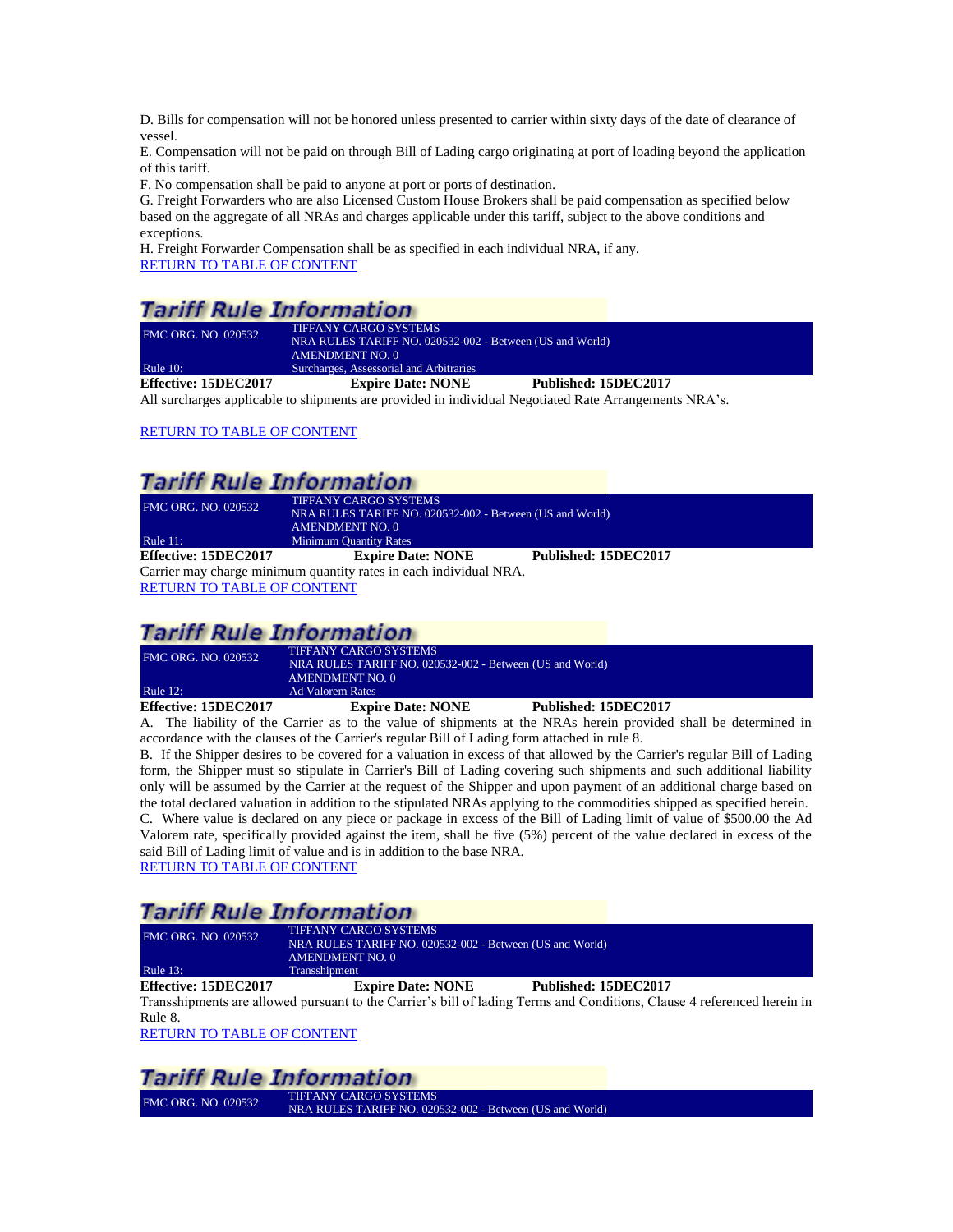D. Bills for compensation will not be honored unless presented to carrier within sixty days of the date of clearance of vessel.
E. Compensation will not be paid on through Bill of Lading cargo originating at port of loading beyond the application of this tariff.
F. No compensation shall be paid to anyone at port or ports of destination.
G. Freight Forwarders who are also Licensed Custom House Brokers shall be paid compensation as specified below based on the aggregate of all NRAs and charges applicable under this tariff, subject to the above conditions and exceptions.
H. Freight Forwarder Compensation shall be as specified in each individual NRA, if any.
RETURN TO TABLE OF CONTENT

## Tariff Rule Information

| FMC ORG. NO. 020532 | TIFFANY CARGO SYSTEMS<br>NRA RULES TARIFF NO. 020532-002 - Between (US and World)<br>AMENDMENT NO. 0 |
|---|---|
| Rule 10: | Surcharges, Assessorial and Arbitraries |

**Effective: 15DEC2017** **Expire Date: NONE** **Published: 15DEC2017**

All surcharges applicable to shipments are provided in individual Negotiated Rate Arrangements NRA's.

RETURN TO TABLE OF CONTENT

## Tariff Rule Information

| FMC ORG. NO. 020532 | TIFFANY CARGO SYSTEMS<br>NRA RULES TARIFF NO. 020532-002 - Between (US and World)<br>AMENDMENT NO. 0 |
|---|---|
| Rule 11: | Minimum Quantity Rates |

**Effective: 15DEC2017** **Expire Date: NONE** **Published: 15DEC2017**

Carrier may charge minimum quantity rates in each individual NRA.
RETURN TO TABLE OF CONTENT

## Tariff Rule Information

| FMC ORG. NO. 020532 | TIFFANY CARGO SYSTEMS<br>NRA RULES TARIFF NO. 020532-002 - Between (US and World)<br>AMENDMENT NO. 0 |
|---|---|
| Rule 12: | Ad Valorem Rates |

**Effective: 15DEC2017** **Expire Date: NONE** **Published: 15DEC2017**

A. The liability of the Carrier as to the value of shipments at the NRAs herein provided shall be determined in accordance with the clauses of the Carrier's regular Bill of Lading form attached in rule 8.
B. If the Shipper desires to be covered for a valuation in excess of that allowed by the Carrier's regular Bill of Lading form, the Shipper must so stipulate in Carrier's Bill of Lading covering such shipments and such additional liability only will be assumed by the Carrier at the request of the Shipper and upon payment of an additional charge based on the total declared valuation in addition to the stipulated NRAs applying to the commodities shipped as specified herein.
C. Where value is declared on any piece or package in excess of the Bill of Lading limit of value of $500.00 the Ad Valorem rate, specifically provided against the item, shall be five (5%) percent of the value declared in excess of the said Bill of Lading limit of value and is in addition to the base NRA.
RETURN TO TABLE OF CONTENT

## Tariff Rule Information

| FMC ORG. NO. 020532 | TIFFANY CARGO SYSTEMS<br>NRA RULES TARIFF NO. 020532-002 - Between (US and World)<br>AMENDMENT NO. 0 |
|---|---|
| Rule 13: | Transshipment |

**Effective: 15DEC2017** **Expire Date: NONE** **Published: 15DEC2017**

Transshipments are allowed pursuant to the Carrier's bill of lading Terms and Conditions, Clause 4 referenced herein in Rule 8.
RETURN TO TABLE OF CONTENT

## Tariff Rule Information

| FMC ORG. NO. 020532 | TIFFANY CARGO SYSTEMS<br>NRA RULES TARIFF NO. 020532-002 - Between (US and World) |
|---|---|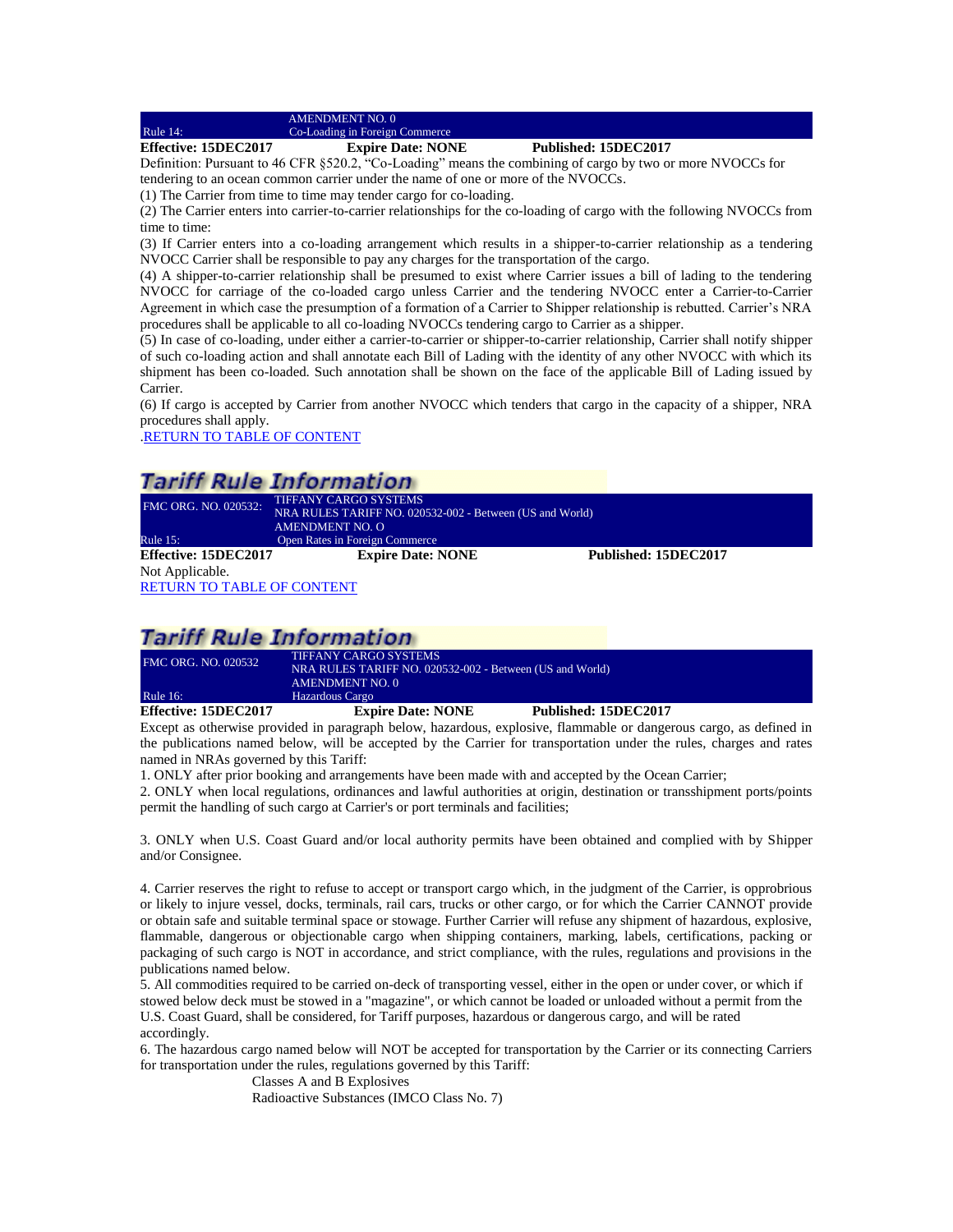| | AMENDMENT NO. 0 |
|---|---|
| Rule 14: | Co-Loading in Foreign Commerce |

**Effective: 15DEC2017** **Expire Date: NONE** **Published: 15DEC2017**

Definition: Pursuant to 46 CFR §520.2, "Co-Loading" means the combining of cargo by two or more NVOCCs for tendering to an ocean common carrier under the name of one or more of the NVOCCs.

(1) The Carrier from time to time may tender cargo for co-loading.

(2) The Carrier enters into carrier-to-carrier relationships for the co-loading of cargo with the following NVOCCs from time to time:

(3) If Carrier enters into a co-loading arrangement which results in a shipper-to-carrier relationship as a tendering NVOCC Carrier shall be responsible to pay any charges for the transportation of the cargo.

(4) A shipper-to-carrier relationship shall be presumed to exist where Carrier issues a bill of lading to the tendering NVOCC for carriage of the co-loaded cargo unless Carrier and the tendering NVOCC enter a Carrier-to-Carrier Agreement in which case the presumption of a formation of a Carrier to Shipper relationship is rebutted. Carrier's NRA procedures shall be applicable to all co-loading NVOCCs tendering cargo to Carrier as a shipper.

(5) In case of co-loading, under either a carrier-to-carrier or shipper-to-carrier relationship, Carrier shall notify shipper of such co-loading action and shall annotate each Bill of Lading with the identity of any other NVOCC with which its shipment has been co-loaded. Such annotation shall be shown on the face of the applicable Bill of Lading issued by Carrier.

(6) If cargo is accepted by Carrier from another NVOCC which tenders that cargo in the capacity of a shipper, NRA procedures shall apply.

.RETURN TO TABLE OF CONTENT

## Tariff Rule Information

| FMC ORG. NO. 020532: | TIFFANY CARGO SYSTEMS<br>NRA RULES TARIFF NO. 020532-002 - Between (US and World)<br>AMENDMENT NO. O |
|---|---|
| Rule 15: | Open Rates in Foreign Commerce |

**Effective: 15DEC2017** **Expire Date: NONE** **Published: 15DEC2017**

Not Applicable.

RETURN TO TABLE OF CONTENT

## Tariff Rule Information

| FMC ORG. NO. 020532 | TIFFANY CARGO SYSTEMS<br>NRA RULES TARIFF NO. 020532-002 - Between (US and World)<br>AMENDMENT NO. 0 |
|---|---|
| Rule 16: | Hazardous Cargo |

**Effective: 15DEC2017** **Expire Date: NONE** **Published: 15DEC2017**

Except as otherwise provided in paragraph below, hazardous, explosive, flammable or dangerous cargo, as defined in the publications named below, will be accepted by the Carrier for transportation under the rules, charges and rates named in NRAs governed by this Tariff:

1. ONLY after prior booking and arrangements have been made with and accepted by the Ocean Carrier;
2. ONLY when local regulations, ordinances and lawful authorities at origin, destination or transshipment ports/points permit the handling of such cargo at Carrier's or port terminals and facilities;

3. ONLY when U.S. Coast Guard and/or local authority permits have been obtained and complied with by Shipper and/or Consignee.

4. Carrier reserves the right to refuse to accept or transport cargo which, in the judgment of the Carrier, is opprobrious or likely to injure vessel, docks, terminals, rail cars, trucks or other cargo, or for which the Carrier CANNOT provide or obtain safe and suitable terminal space or stowage. Further Carrier will refuse any shipment of hazardous, explosive, flammable, dangerous or objectionable cargo when shipping containers, marking, labels, certifications, packing or packaging of such cargo is NOT in accordance, and strict compliance, with the rules, regulations and provisions in the publications named below.
5. All commodities required to be carried on-deck of transporting vessel, either in the open or under cover, or which if stowed below deck must be stowed in a "magazine", or which cannot be loaded or unloaded without a permit from the U.S. Coast Guard, shall be considered, for Tariff purposes, hazardous or dangerous cargo, and will be rated accordingly.
6. The hazardous cargo named below will NOT be accepted for transportation by the Carrier or its connecting Carriers for transportation under the rules, regulations governed by this Tariff:

   Classes A and B Explosives

   Radioactive Substances (IMCO Class No. 7)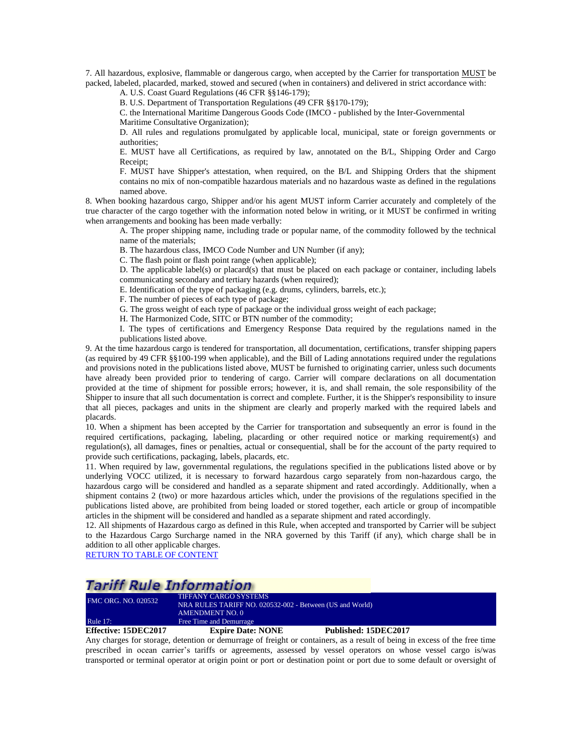7. All hazardous, explosive, flammable or dangerous cargo, when accepted by the Carrier for transportation MUST be packed, labeled, placarded, marked, stowed and secured (when in containers) and delivered in strict accordance with:

A. U.S. Coast Guard Regulations (46 CFR §§146-179);

B. U.S. Department of Transportation Regulations (49 CFR §§170-179);

C. the International Maritime Dangerous Goods Code (IMCO - published by the Inter-Governmental Maritime Consultative Organization);

D. All rules and regulations promulgated by applicable local, municipal, state or foreign governments or authorities;

E. MUST have all Certifications, as required by law, annotated on the B/L, Shipping Order and Cargo Receipt;

F. MUST have Shipper's attestation, when required, on the B/L and Shipping Orders that the shipment contains no mix of non-compatible hazardous materials and no hazardous waste as defined in the regulations named above.

8. When booking hazardous cargo, Shipper and/or his agent MUST inform Carrier accurately and completely of the true character of the cargo together with the information noted below in writing, or it MUST be confirmed in writing when arrangements and booking has been made verbally:

A. The proper shipping name, including trade or popular name, of the commodity followed by the technical name of the materials;

B. The hazardous class, IMCO Code Number and UN Number (if any);

C. The flash point or flash point range (when applicable);

D. The applicable label(s) or placard(s) that must be placed on each package or container, including labels communicating secondary and tertiary hazards (when required);

E. Identification of the type of packaging (e.g. drums, cylinders, barrels, etc.);

F. The number of pieces of each type of package;

G. The gross weight of each type of package or the individual gross weight of each package;

H. The Harmonized Code, SITC or BTN number of the commodity;

I. The types of certifications and Emergency Response Data required by the regulations named in the publications listed above.

9. At the time hazardous cargo is tendered for transportation, all documentation, certifications, transfer shipping papers (as required by 49 CFR §§100-199 when applicable), and the Bill of Lading annotations required under the regulations and provisions noted in the publications listed above, MUST be furnished to originating carrier, unless such documents have already been provided prior to tendering of cargo. Carrier will compare declarations on all documentation provided at the time of shipment for possible errors; however, it is, and shall remain, the sole responsibility of the Shipper to insure that all such documentation is correct and complete. Further, it is the Shipper's responsibility to insure that all pieces, packages and units in the shipment are clearly and properly marked with the required labels and placards.

10. When a shipment has been accepted by the Carrier for transportation and subsequently an error is found in the required certifications, packaging, labeling, placarding or other required notice or marking requirement(s) and regulation(s), all damages, fines or penalties, actual or consequential, shall be for the account of the party required to provide such certifications, packaging, labels, placards, etc.

11. When required by law, governmental regulations, the regulations specified in the publications listed above or by underlying VOCC utilized, it is necessary to forward hazardous cargo separately from non-hazardous cargo, the hazardous cargo will be considered and handled as a separate shipment and rated accordingly. Additionally, when a shipment contains 2 (two) or more hazardous articles which, under the provisions of the regulations specified in the publications listed above, are prohibited from being loaded or stored together, each article or group of incompatible articles in the shipment will be considered and handled as a separate shipment and rated accordingly.

12. All shipments of Hazardous cargo as defined in this Rule, when accepted and transported by Carrier will be subject to the Hazardous Cargo Surcharge named in the NRA governed by this Tariff (if any), which charge shall be in addition to all other applicable charges.

RETURN TO TABLE OF CONTENT

## Tariff Rule Information

| FMC ORG. NO. 020532 | TIFFANY CARGO SYSTEMS<br>NRA RULES TARIFF NO. 020532-002 - Between (US and World)<br>AMENDMENT NO. 0 |
|---|---|
| Rule 17: | Free Time and Demurrage |

**Effective: 15DEC2017** **Expire Date: NONE** **Published: 15DEC2017**

Any charges for storage, detention or demurrage of freight or containers, as a result of being in excess of the free time prescribed in ocean carrier's tariffs or agreements, assessed by vessel operators on whose vessel cargo is/was transported or terminal operator at origin point or port or destination point or port due to some default or oversight of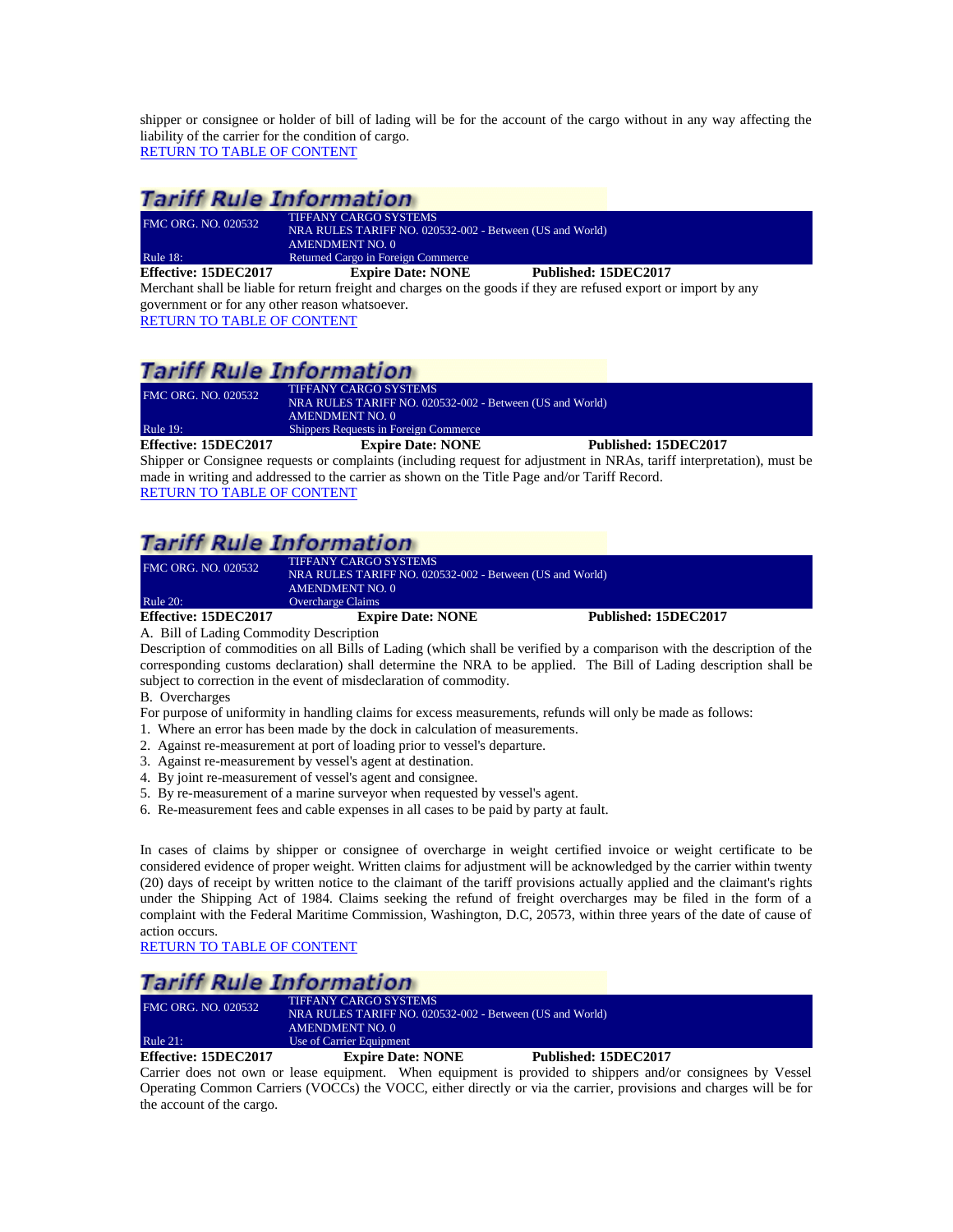shipper or consignee or holder of bill of lading will be for the account of the cargo without in any way affecting the liability of the carrier for the condition of cargo.
RETURN TO TABLE OF CONTENT

## Tariff Rule Information

| FMC ORG. NO. 020532 | TIFFANY CARGO SYSTEMS<br>NRA RULES TARIFF NO. 020532-002 - Between (US and World)<br>AMENDMENT NO. 0 |
|---|---|
| Rule 18: | Returned Cargo in Foreign Commerce |

**Effective: 15DEC2017** **Expire Date: NONE** **Published: 15DEC2017**

Merchant shall be liable for return freight and charges on the goods if they are refused export or import by any government or for any other reason whatsoever.
RETURN TO TABLE OF CONTENT

## Tariff Rule Information

| FMC ORG. NO. 020532 | TIFFANY CARGO SYSTEMS<br>NRA RULES TARIFF NO. 020532-002 - Between (US and World)<br>AMENDMENT NO. 0 |
|---|---|
| Rule 19: | Shippers Requests in Foreign Commerce |

**Effective: 15DEC2017** **Expire Date: NONE** **Published: 15DEC2017**

Shipper or Consignee requests or complaints (including request for adjustment in NRAs, tariff interpretation), must be made in writing and addressed to the carrier as shown on the Title Page and/or Tariff Record.
RETURN TO TABLE OF CONTENT

## Tariff Rule Information

| FMC ORG. NO. 020532 | TIFFANY CARGO SYSTEMS<br>NRA RULES TARIFF NO. 020532-002 - Between (US and World)<br>AMENDMENT NO. 0 |
|---|---|
| Rule 20: | Overcharge Claims |

**Effective: 15DEC2017** **Expire Date: NONE** **Published: 15DEC2017**

A. Bill of Lading Commodity Description

Description of commodities on all Bills of Lading (which shall be verified by a comparison with the description of the corresponding customs declaration) shall determine the NRA to be applied. The Bill of Lading description shall be subject to correction in the event of misdeclaration of commodity.

B. Overcharges

For purpose of uniformity in handling claims for excess measurements, refunds will only be made as follows:

1. Where an error has been made by the dock in calculation of measurements.
2. Against re-measurement at port of loading prior to vessel's departure.
3. Against re-measurement by vessel's agent at destination.
4. By joint re-measurement of vessel's agent and consignee.
5. By re-measurement of a marine surveyor when requested by vessel's agent.
6. Re-measurement fees and cable expenses in all cases to be paid by party at fault.

In cases of claims by shipper or consignee of overcharge in weight certified invoice or weight certificate to be considered evidence of proper weight. Written claims for adjustment will be acknowledged by the carrier within twenty (20) days of receipt by written notice to the claimant of the tariff provisions actually applied and the claimant's rights under the Shipping Act of 1984. Claims seeking the refund of freight overcharges may be filed in the form of a complaint with the Federal Maritime Commission, Washington, D.C, 20573, within three years of the date of cause of action occurs.
RETURN TO TABLE OF CONTENT

## Tariff Rule Information

| FMC ORG. NO. 020532 | TIFFANY CARGO SYSTEMS<br>NRA RULES TARIFF NO. 020532-002 - Between (US and World)<br>AMENDMENT NO. 0 |
|---|---|
| Rule 21: | Use of Carrier Equipment |

**Effective: 15DEC2017** **Expire Date: NONE** **Published: 15DEC2017**

Carrier does not own or lease equipment. When equipment is provided to shippers and/or consignees by Vessel Operating Common Carriers (VOCCs) the VOCC, either directly or via the carrier, provisions and charges will be for the account of the cargo.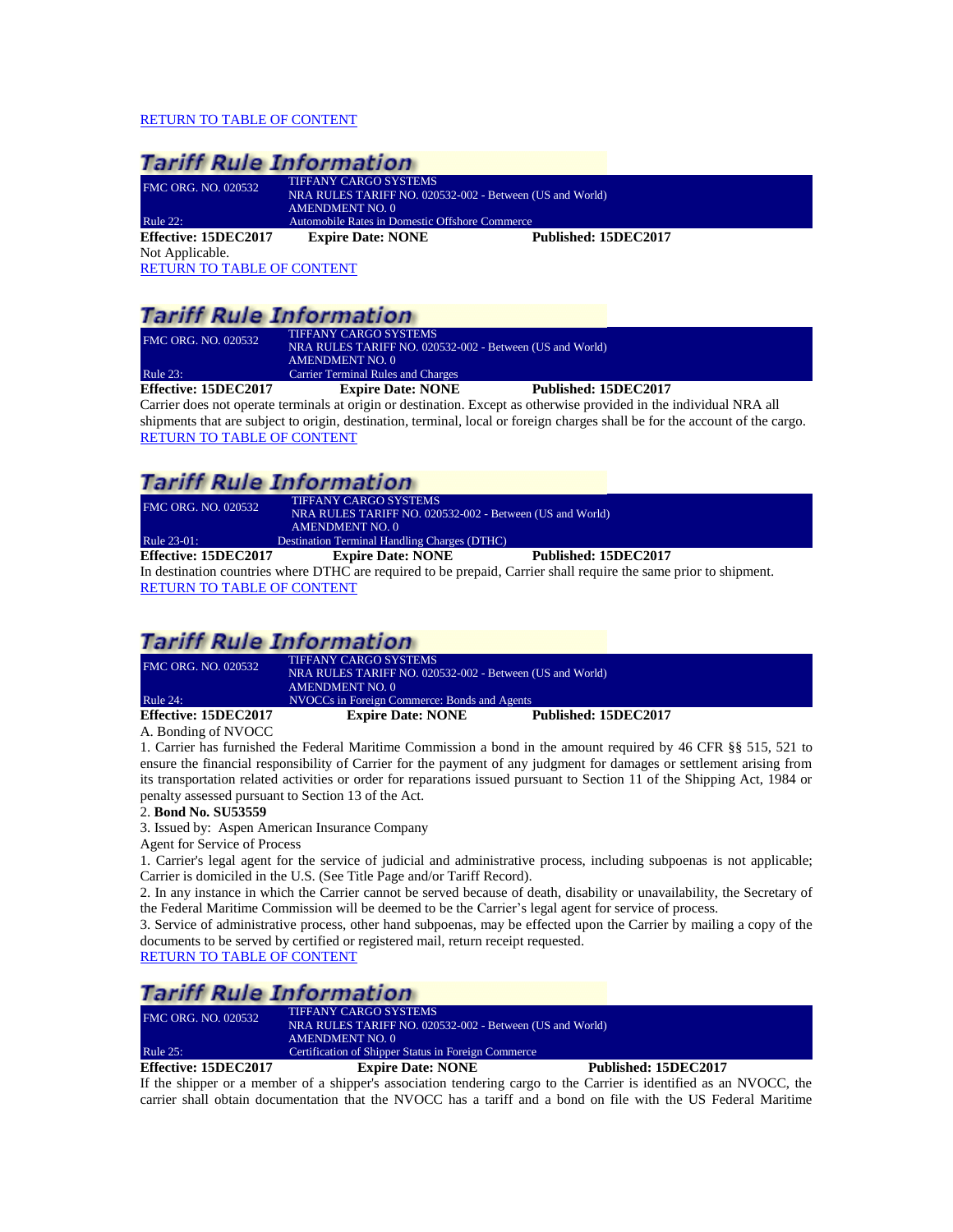RETURN TO TABLE OF CONTENT

## Tariff Rule Information

| FMC ORG. NO. 020532 | TIFFANY CARGO SYSTEMS<br>NRA RULES TARIFF NO. 020532-002 - Between (US and World)<br>AMENDMENT NO. 0 |
|---|---|
| Rule 22: | Automobile Rates in Domestic Offshore Commerce |

**Effective: 15DEC2017** **Expire Date: NONE** **Published: 15DEC2017**

Not Applicable.

RETURN TO TABLE OF CONTENT

## Tariff Rule Information

| FMC ORG. NO. 020532 | TIFFANY CARGO SYSTEMS<br>NRA RULES TARIFF NO. 020532-002 - Between (US and World)<br>AMENDMENT NO. 0 |
|---|---|
| Rule 23: | Carrier Terminal Rules and Charges |

**Effective: 15DEC2017** **Expire Date: NONE** **Published: 15DEC2017**

Carrier does not operate terminals at origin or destination. Except as otherwise provided in the individual NRA all shipments that are subject to origin, destination, terminal, local or foreign charges shall be for the account of the cargo.

RETURN TO TABLE OF CONTENT

## Tariff Rule Information

| FMC ORG. NO. 020532 | TIFFANY CARGO SYSTEMS<br>NRA RULES TARIFF NO. 020532-002 - Between (US and World)<br>AMENDMENT NO. 0 |
|---|---|
| Rule 23-01: | Destination Terminal Handling Charges (DTHC) |

**Effective: 15DEC2017** **Expire Date: NONE** **Published: 15DEC2017**

In destination countries where DTHC are required to be prepaid, Carrier shall require the same prior to shipment.

RETURN TO TABLE OF CONTENT

## Tariff Rule Information

| FMC ORG. NO. 020532 | TIFFANY CARGO SYSTEMS<br>NRA RULES TARIFF NO. 020532-002 - Between (US and World)<br>AMENDMENT NO. 0 |
|---|---|
| Rule 24: | NVOCCs in Foreign Commerce: Bonds and Agents |

**Effective: 15DEC2017** **Expire Date: NONE** **Published: 15DEC2017**

A. Bonding of NVOCC

1. Carrier has furnished the Federal Maritime Commission a bond in the amount required by 46 CFR §§ 515, 521 to ensure the financial responsibility of Carrier for the payment of any judgment for damages or settlement arising from its transportation related activities or order for reparations issued pursuant to Section 11 of the Shipping Act, 1984 or penalty assessed pursuant to Section 13 of the Act.

2. **Bond No. SU53559**

3. Issued by: Aspen American Insurance Company

Agent for Service of Process

1. Carrier's legal agent for the service of judicial and administrative process, including subpoenas is not applicable; Carrier is domiciled in the U.S. (See Title Page and/or Tariff Record).

2. In any instance in which the Carrier cannot be served because of death, disability or unavailability, the Secretary of the Federal Maritime Commission will be deemed to be the Carrier's legal agent for service of process.

3. Service of administrative process, other hand subpoenas, may be effected upon the Carrier by mailing a copy of the documents to be served by certified or registered mail, return receipt requested.

RETURN TO TABLE OF CONTENT

## Tariff Rule Information

| FMC ORG. NO. 020532 | TIFFANY CARGO SYSTEMS<br>NRA RULES TARIFF NO. 020532-002 - Between (US and World)<br>AMENDMENT NO. 0 |
|---|---|
| Rule 25: | Certification of Shipper Status in Foreign Commerce |

**Effective: 15DEC2017** **Expire Date: NONE** **Published: 15DEC2017**

If the shipper or a member of a shipper's association tendering cargo to the Carrier is identified as an NVOCC, the carrier shall obtain documentation that the NVOCC has a tariff and a bond on file with the US Federal Maritime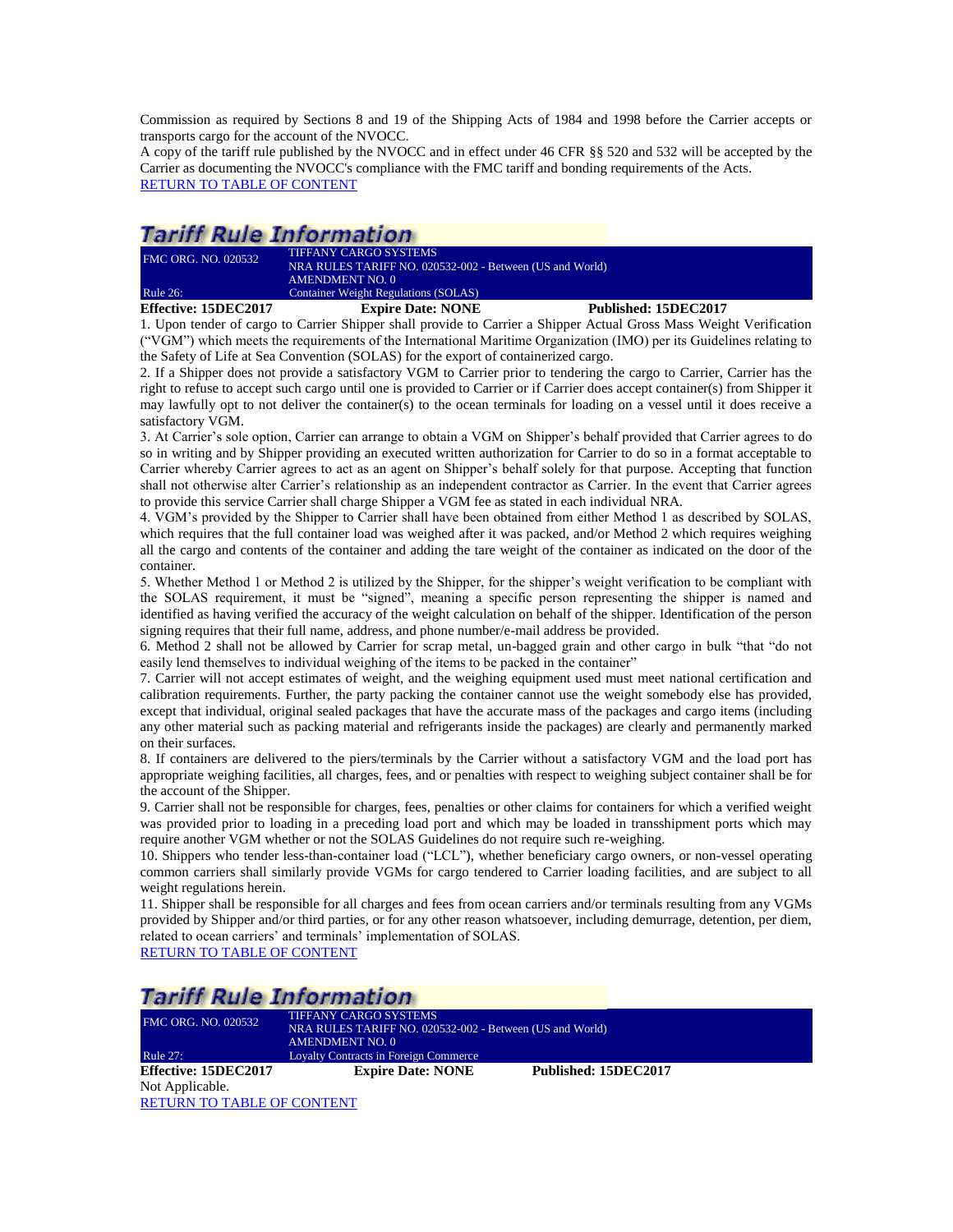Commission as required by Sections 8 and 19 of the Shipping Acts of 1984 and 1998 before the Carrier accepts or transports cargo for the account of the NVOCC.

A copy of the tariff rule published by the NVOCC and in effect under 46 CFR §§ 520 and 532 will be accepted by the Carrier as documenting the NVOCC's compliance with the FMC tariff and bonding requirements of the Acts.

RETURN TO TABLE OF CONTENT

## Tariff Rule Information

| FMC ORG. NO. 020532 | TIFFANY CARGO SYSTEMS<br>NRA RULES TARIFF NO. 020532-002 - Between (US and World)<br>AMENDMENT NO. 0 |
|---|---|
| Rule 26: | Container Weight Regulations (SOLAS) |

**Effective: 15DEC2017** **Expire Date: NONE** **Published: 15DEC2017**

1. Upon tender of cargo to Carrier Shipper shall provide to Carrier a Shipper Actual Gross Mass Weight Verification ("VGM") which meets the requirements of the International Maritime Organization (IMO) per its Guidelines relating to the Safety of Life at Sea Convention (SOLAS) for the export of containerized cargo.
2. If a Shipper does not provide a satisfactory VGM to Carrier prior to tendering the cargo to Carrier, Carrier has the right to refuse to accept such cargo until one is provided to Carrier or if Carrier does accept container(s) from Shipper it may lawfully opt to not deliver the container(s) to the ocean terminals for loading on a vessel until it does receive a satisfactory VGM.
3. At Carrier's sole option, Carrier can arrange to obtain a VGM on Shipper's behalf provided that Carrier agrees to do so in writing and by Shipper providing an executed written authorization for Carrier to do so in a format acceptable to Carrier whereby Carrier agrees to act as an agent on Shipper's behalf solely for that purpose. Accepting that function shall not otherwise alter Carrier's relationship as an independent contractor as Carrier. In the event that Carrier agrees to provide this service Carrier shall charge Shipper a VGM fee as stated in each individual NRA.
4. VGM's provided by the Shipper to Carrier shall have been obtained from either Method 1 as described by SOLAS, which requires that the full container load was weighed after it was packed, and/or Method 2 which requires weighing all the cargo and contents of the container and adding the tare weight of the container as indicated on the door of the container.
5. Whether Method 1 or Method 2 is utilized by the Shipper, for the shipper's weight verification to be compliant with the SOLAS requirement, it must be "signed", meaning a specific person representing the shipper is named and identified as having verified the accuracy of the weight calculation on behalf of the shipper. Identification of the person signing requires that their full name, address, and phone number/e-mail address be provided.
6. Method 2 shall not be allowed by Carrier for scrap metal, un-bagged grain and other cargo in bulk "that "do not easily lend themselves to individual weighing of the items to be packed in the container"
7. Carrier will not accept estimates of weight, and the weighing equipment used must meet national certification and calibration requirements. Further, the party packing the container cannot use the weight somebody else has provided, except that individual, original sealed packages that have the accurate mass of the packages and cargo items (including any other material such as packing material and refrigerants inside the packages) are clearly and permanently marked on their surfaces.
8. If containers are delivered to the piers/terminals by the Carrier without a satisfactory VGM and the load port has appropriate weighing facilities, all charges, fees, and or penalties with respect to weighing subject container shall be for the account of the Shipper.
9. Carrier shall not be responsible for charges, fees, penalties or other claims for containers for which a verified weight was provided prior to loading in a preceding load port and which may be loaded in transshipment ports which may require another VGM whether or not the SOLAS Guidelines do not require such re-weighing.
10. Shippers who tender less-than-container load ("LCL"), whether beneficiary cargo owners, or non-vessel operating common carriers shall similarly provide VGMs for cargo tendered to Carrier loading facilities, and are subject to all weight regulations herein.
11. Shipper shall be responsible for all charges and fees from ocean carriers and/or terminals resulting from any VGMs provided by Shipper and/or third parties, or for any other reason whatsoever, including demurrage, detention, per diem, related to ocean carriers' and terminals' implementation of SOLAS.

RETURN TO TABLE OF CONTENT

## Tariff Rule Information

| FMC ORG. NO. 020532 | TIFFANY CARGO SYSTEMS<br>NRA RULES TARIFF NO. 020532-002 - Between (US and World)<br>AMENDMENT NO. 0 |
|---|---|
| Rule 27: | Loyalty Contracts in Foreign Commerce |

**Effective: 15DEC2017** **Expire Date: NONE** **Published: 15DEC2017**

Not Applicable.

RETURN TO TABLE OF CONTENT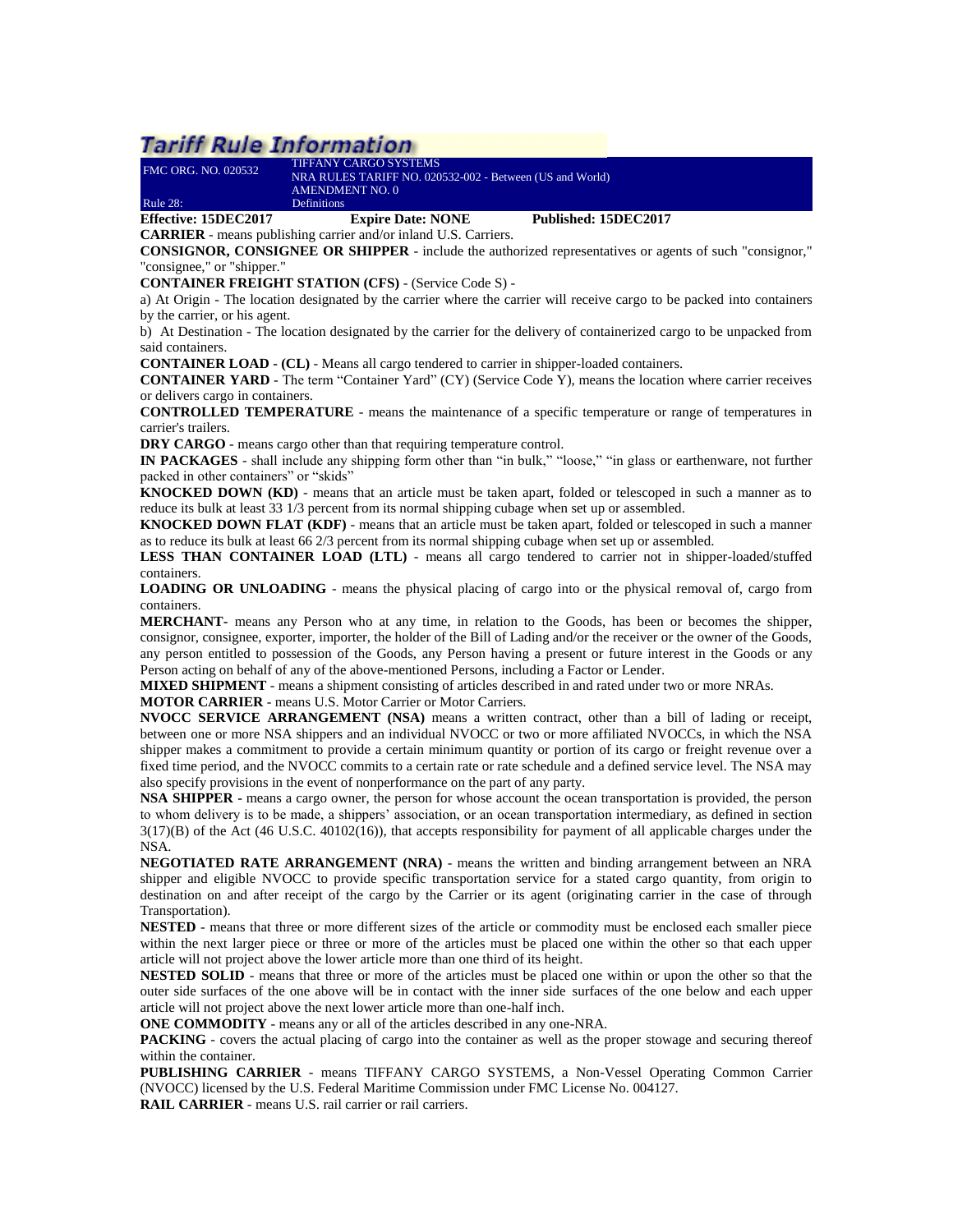# Tariff Rule Information

| FMC ORG. NO. 020532 | TIFFANY CARGO SYSTEMS<br>NRA RULES TARIFF NO. 020532-002 - Between (US and World)<br>AMENDMENT NO. 0 |
|---|---|
| Rule 28: | Definitions |

**Effective: 15DEC2017** **Expire Date: NONE** **Published: 15DEC2017**

**CARRIER** - means publishing carrier and/or inland U.S. Carriers.

**CONSIGNOR, CONSIGNEE OR SHIPPER** - include the authorized representatives or agents of such "consignor," "consignee," or "shipper."

**CONTAINER FREIGHT STATION (CFS)** - (Service Code S) -

a) At Origin - The location designated by the carrier where the carrier will receive cargo to be packed into containers by the carrier, or his agent.

b) At Destination - The location designated by the carrier for the delivery of containerized cargo to be unpacked from said containers.

**CONTAINER LOAD - (CL)** - Means all cargo tendered to carrier in shipper-loaded containers.

**CONTAINER YARD** - The term "Container Yard" (CY) (Service Code Y), means the location where carrier receives or delivers cargo in containers.

**CONTROLLED TEMPERATURE** - means the maintenance of a specific temperature or range of temperatures in carrier's trailers.

**DRY CARGO** - means cargo other than that requiring temperature control.

**IN PACKAGES** - shall include any shipping form other than "in bulk," "loose," "in glass or earthenware, not further packed in other containers" or "skids"

**KNOCKED DOWN (KD)** - means that an article must be taken apart, folded or telescoped in such a manner as to reduce its bulk at least 33 1/3 percent from its normal shipping cubage when set up or assembled.

**KNOCKED DOWN FLAT (KDF)** - means that an article must be taken apart, folded or telescoped in such a manner as to reduce its bulk at least 66 2/3 percent from its normal shipping cubage when set up or assembled.

**LESS THAN CONTAINER LOAD (LTL)** - means all cargo tendered to carrier not in shipper-loaded/stuffed containers.

**LOADING OR UNLOADING** - means the physical placing of cargo into or the physical removal of, cargo from containers.

**MERCHANT-** means any Person who at any time, in relation to the Goods, has been or becomes the shipper, consignor, consignee, exporter, importer, the holder of the Bill of Lading and/or the receiver or the owner of the Goods, any person entitled to possession of the Goods, any Person having a present or future interest in the Goods or any Person acting on behalf of any of the above-mentioned Persons, including a Factor or Lender.

**MIXED SHIPMENT** - means a shipment consisting of articles described in and rated under two or more NRAs.

**MOTOR CARRIER** - means U.S. Motor Carrier or Motor Carriers.

**NVOCC SERVICE ARRANGEMENT (NSA)** means a written contract, other than a bill of lading or receipt, between one or more NSA shippers and an individual NVOCC or two or more affiliated NVOCCs, in which the NSA shipper makes a commitment to provide a certain minimum quantity or portion of its cargo or freight revenue over a fixed time period, and the NVOCC commits to a certain rate or rate schedule and a defined service level. The NSA may also specify provisions in the event of nonperformance on the part of any party.

**NSA SHIPPER** - means a cargo owner, the person for whose account the ocean transportation is provided, the person to whom delivery is to be made, a shippers' association, or an ocean transportation intermediary, as defined in section 3(17)(B) of the Act (46 U.S.C. 40102(16)), that accepts responsibility for payment of all applicable charges under the NSA.

**NEGOTIATED RATE ARRANGEMENT (NRA)** - means the written and binding arrangement between an NRA shipper and eligible NVOCC to provide specific transportation service for a stated cargo quantity, from origin to destination on and after receipt of the cargo by the Carrier or its agent (originating carrier in the case of through Transportation).

**NESTED** - means that three or more different sizes of the article or commodity must be enclosed each smaller piece within the next larger piece or three or more of the articles must be placed one within the other so that each upper article will not project above the lower article more than one third of its height.

**NESTED SOLID** - means that three or more of the articles must be placed one within or upon the other so that the outer side surfaces of the one above will be in contact with the inner side surfaces of the one below and each upper article will not project above the next lower article more than one-half inch.

**ONE COMMODITY** - means any or all of the articles described in any one-NRA.

**PACKING** - covers the actual placing of cargo into the container as well as the proper stowage and securing thereof within the container.

**PUBLISHING CARRIER** - means TIFFANY CARGO SYSTEMS, a Non-Vessel Operating Common Carrier (NVOCC) licensed by the U.S. Federal Maritime Commission under FMC License No. 004127.

**RAIL CARRIER** - means U.S. rail carrier or rail carriers.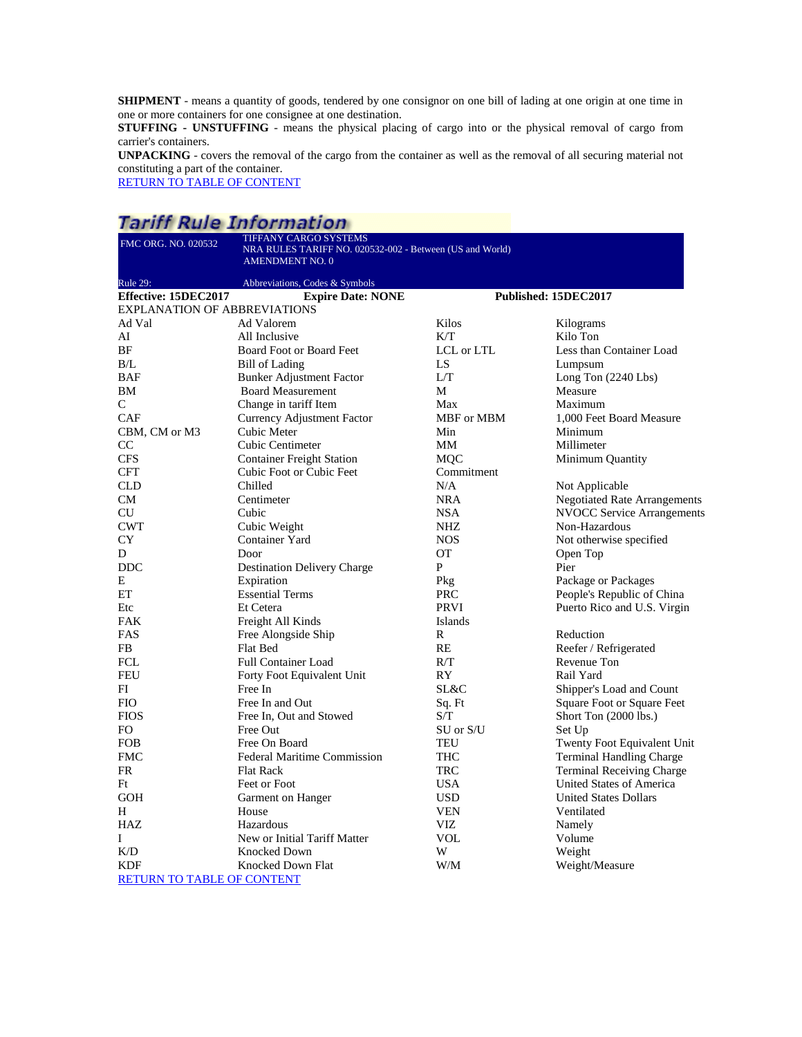**SHIPMENT** - means a quantity of goods, tendered by one consignor on one bill of lading at one origin at one time in one or more containers for one consignee at one destination.
**STUFFING - UNSTUFFING** - means the physical placing of cargo into or the physical removal of cargo from carrier's containers.
**UNPACKING** - covers the removal of the cargo from the container as well as the removal of all securing material not constituting a part of the container.
RETURN TO TABLE OF CONTENT

## Tariff Rule Information

| FMC ORG. NO. 020532 | TIFFANY CARGO SYSTEMS<br>NRA RULES TARIFF NO. 020532-002 - Between (US and World)<br>AMENDMENT NO. 0 |
|---|---|
| Rule 29: | Abbreviations, Codes & Symbols |

**Effective: 15DEC2017** **Expire Date: NONE** **Published: 15DEC2017**

EXPLANATION OF ABBREVIATIONS

| Abbreviation | Meaning | Abbreviation | Meaning |
|---|---|---|---|
| Ad Val | Ad Valorem | Kilos | Kilograms |
| AI | All Inclusive | K/T | Kilo Ton |
| BF | Board Foot or Board Feet | LCL or LTL | Less than Container Load |
| B/L | Bill of Lading | LS | Lumpsum |
| BAF | Bunker Adjustment Factor | L/T | Long Ton (2240 Lbs) |
| BM | Board Measurement | M | Measure |
| C | Change in tariff Item | Max | Maximum |
| CAF | Currency Adjustment Factor | MBF or MBM | 1,000 Feet Board Measure |
| CBM, CM or M3 | Cubic Meter | Min | Minimum |
| CC | Cubic Centimeter | MM | Millimeter |
| CFS | Container Freight Station | MQC Commitment | Minimum Quantity |
| CFT | Cubic Foot or Cubic Feet | N/A | Not Applicable |
| CLD | Chilled | NRA | Negotiated Rate Arrangements |
| CM | Centimeter | NSA | NVOCC Service Arrangements |
| CU | Cubic | NHZ | Non-Hazardous |
| CWT | Cubic Weight | NOS | Not otherwise specified |
| CY | Container Yard | OT | Open Top |
| D | Door | P | Pier |
| DDC | Destination Delivery Charge | Pkg | Package or Packages |
| E | Expiration | PRC | People's Republic of China |
| ET | Essential Terms | PRVI | Puerto Rico and U.S. Virgin Islands |
| Etc | Et Cetera | R | Reduction |
| FAK | Freight All Kinds | RE | Reefer / Refrigerated |
| FAS | Free Alongside Ship | R/T | Revenue Ton |
| FB | Flat Bed | RY | Rail Yard |
| FCL | Full Container Load | SL&C | Shipper's Load and Count |
| FEU | Forty Foot Equivalent Unit | Sq. Ft | Square Foot or Square Feet |
| FI | Free In | S/T | Short Ton (2000 lbs.) |
| FIO | Free In and Out | SU or S/U | Set Up |
| FIOS | Free In, Out and Stowed | TEU | Twenty Foot Equivalent Unit |
| FO | Free Out | THC | Terminal Handling Charge |
| FOB | Free On Board | TRC | Terminal Receiving Charge |
| FMC | Federal Maritime Commission | USA | United States of America |
| FR | Flat Rack | USD | United States Dollars |
| Ft | Feet or Foot | VEN | Ventilated |
| GOH | Garment on Hanger | VIZ | Namely |
| H | House | VOL | Volume |
| HAZ | Hazardous | W | Weight |
| I | New or Initial Tariff Matter | W/M | Weight/Measure |
| K/D | Knocked Down | | |
| KDF | Knocked Down Flat | | |

RETURN TO TABLE OF CONTENT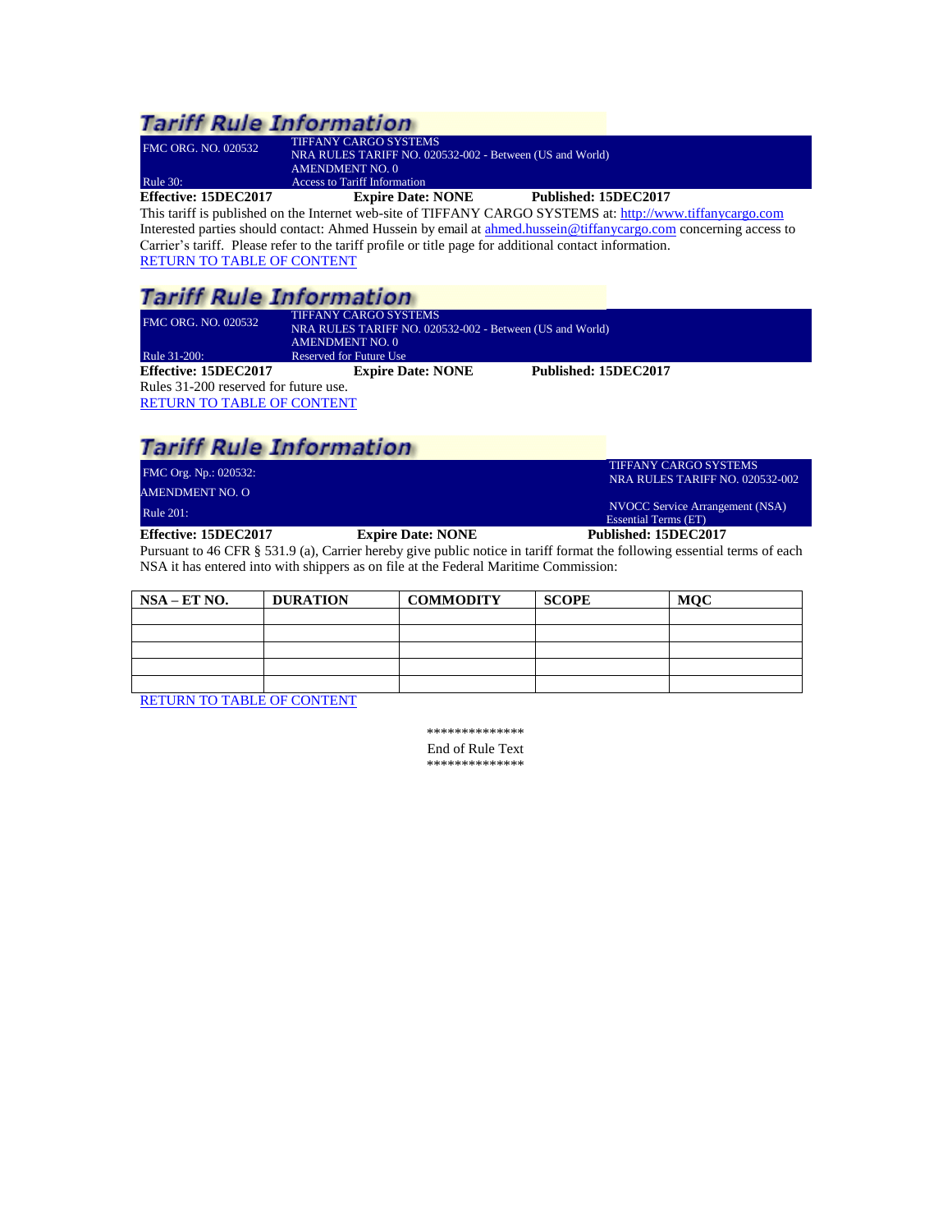## Tariff Rule Information

| | |
|---|---|
| FMC ORG. NO. 020532 | TIFFANY CARGO SYSTEMS<br>NRA RULES TARIFF NO. 020532-002 - Between (US and World)<br>AMENDMENT NO. 0 |
| Rule 30: | Access to Tariff Information |

**Effective: 15DEC2017** **Expire Date: NONE** **Published: 15DEC2017**

This tariff is published on the Internet web-site of TIFFANY CARGO SYSTEMS at: http://www.tiffanycargo.com Interested parties should contact: Ahmed Hussein by email at ahmed.hussein@tiffanycargo.com concerning access to Carrier's tariff. Please refer to the tariff profile or title page for additional contact information.

RETURN TO TABLE OF CONTENT

## Tariff Rule Information

| | |
|---|---|
| FMC ORG. NO. 020532 | TIFFANY CARGO SYSTEMS<br>NRA RULES TARIFF NO. 020532-002 - Between (US and World)<br>AMENDMENT NO. 0 |
| Rule 31-200: | Reserved for Future Use |

**Effective: 15DEC2017** **Expire Date: NONE** **Published: 15DEC2017**

Rules 31-200 reserved for future use.

RETURN TO TABLE OF CONTENT

## Tariff Rule Information

| | |
|---|---|
| FMC Org. Np.: 020532:<br>AMENDMENT NO. O | TIFFANY CARGO SYSTEMS<br>NRA RULES TARIFF NO. 020532-002 |
| Rule 201: | NVOCC Service Arrangement (NSA)<br>Essential Terms (ET) |

**Effective: 15DEC2017** **Expire Date: NONE** **Published: 15DEC2017**

Pursuant to 46 CFR § 531.9 (a), Carrier hereby give public notice in tariff format the following essential terms of each NSA it has entered into with shippers as on file at the Federal Maritime Commission:

| NSA – ET NO. | DURATION | COMMODITY | SCOPE | MQC |
|---|---|---|---|---|
| | | | | |
| | | | | |
| | | | | |
| | | | | |
| | | | | |

RETURN TO TABLE OF CONTENT

**************

End of Rule Text

**************